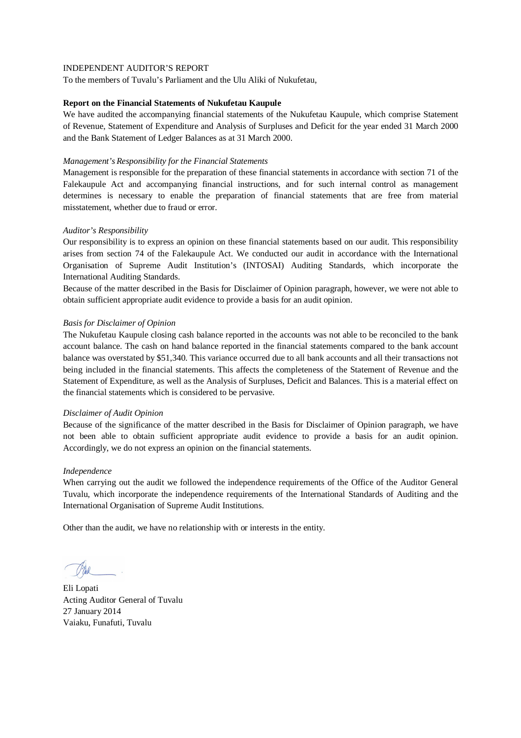INDEPENDENT AUDITOR'S REPORT

To the members of Tuvalu's Parliament and the Ulu Aliki of Nukufetau,

**Report on the Financial Statements of Nukufetau Kaupule**

We have audited the accompanying financial statements of the Nukufetau Kaupule, which comprise Statement of Revenue, Statement of Expenditure and Analysis of Surpluses and Deficit for the year ended 31 March 2000 and the Bank Statement of Ledger Balances as at 31 March 2000.

*Management's Responsibility for the Financial Statements*

Management is responsible for the preparation of these financial statements in accordance with section 71 of the Falekaupule Act and accompanying financial instructions, and for such internal control as management determines is necessary to enable the preparation of financial statements that are free from material misstatement, whether due to fraud or error.

*Auditor's Responsibility*

Our responsibility is to express an opinion on these financial statements based on our audit. This responsibility arises from section 74 of the Falekaupule Act. We conducted our audit in accordance with the International Organisation of Supreme Audit Institution's (INTOSAI) Auditing Standards, which incorporate the International Auditing Standards.

Because of the matter described in the Basis for Disclaimer of Opinion paragraph, however, we were not able to obtain sufficient appropriate audit evidence to provide a basis for an audit opinion.

*Basis for Disclaimer of Opinion*

The Nukufetau Kaupule closing cash balance reported in the accounts was not able to be reconciled to the bank account balance. The cash on hand balance reported in the financial statements compared to the bank account balance was overstated by $51,340. This variance occurred due to all bank accounts and all their transactions not being included in the financial statements. This affects the completeness of the Statement of Revenue and the Statement of Expenditure, as well as the Analysis of Surpluses, Deficit and Balances. This is a material effect on the financial statements which is considered to be pervasive.

*Disclaimer of Audit Opinion*

Because of the significance of the matter described in the Basis for Disclaimer of Opinion paragraph, we have not been able to obtain sufficient appropriate audit evidence to provide a basis for an audit opinion. Accordingly, we do not express an opinion on the financial statements.

*Independence*

When carrying out the audit we followed the independence requirements of the Office of the Auditor General Tuvalu, which incorporate the independence requirements of the International Standards of Auditing and the International Organisation of Supreme Audit Institutions.

Other than the audit, we have no relationship with or interests in the entity.

Eli Lopati  
Acting Auditor General of Tuvalu  
27 January 2014  
Vaiaku, Funafuti, Tuvalu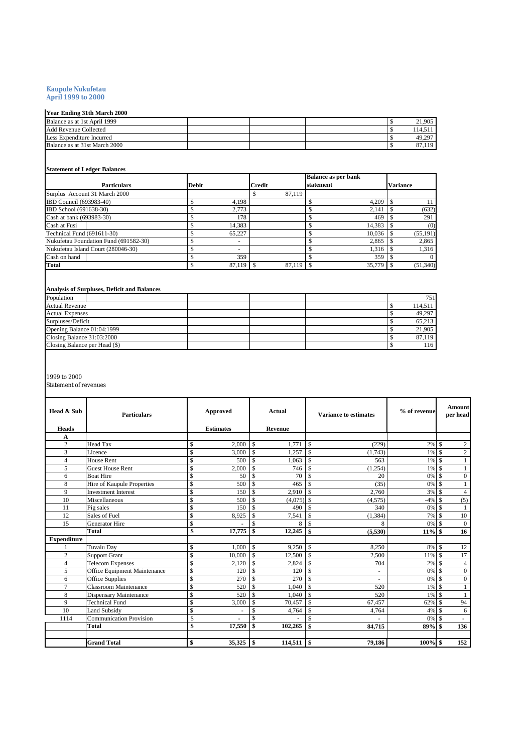**Kaupule Nukufetau**
**April 1999 to 2000**

**Year Ending 31th March 2000**

| | |
|---|---|
| Balance as at 1st April 1999 | $ 21,905 |
| Add Revenue Collected | $ 114,511 |
| Less Expenditure Incurred | $ 49,297 |
| Balance as at 31st March 2000 | $ 87,119 |

**Statement of Ledger Balances**

| Particulars | Debit | Credit | Balance as per bank statement | Variance |
|---|---|---|---|---|
| Surplus Account 31 March 2000 | | $ 87,119 | | |
| IBD Council (693983-40) | $ 4,198 | | $ 4,209 | $ 11 |
| IBD School (691638-30) | $ 2,773 | | $ 2,141 | $ (632) |
| Cash at bank (693983-30) | $ 178 | | $ 469 | $ 291 |
| Cash at Fusi | $ 14,383 | | $ 14,383 | $ (0) |
| Technical Fund (691611-30) | $ 65,227 | | $ 10,036 | $ (55,191) |
| Nukufetau Foundation Fund (691582-30) | $ - | | $ 2,865 | $ 2,865 |
| Nukufetau Island Court (280046-30) | $ - | | $ 1,316 | $ 1,316 |
| Cash on hand | $ 359 | | $ 359 | $ 0 |
| **Total** | $ 87,119 | $ 87,119 | $ 35,779 | $ (51,340) |

**Analysis of Surpluses, Deficit and Balances**

| | |
|---|---|
| Population | 751 |
| Actual Revenue | $ 114,511 |
| Actual Expenses | $ 49,297 |
| Surpluses/Deficit | $ 65,213 |
| Opening Balance 01:04:1999 | $ 21,905 |
| Closing Balance 31:03:2000 | $ 87,119 |
| Closing Balance per Head ($) | $ 116 |

1999 to 2000
Statement of revenues

| Head & Sub Heads | Particulars | Approved Estimates | Actual Revenue | Variance to estimates | % of revenue | Amount per head |
|---|---|---|---|---|---|---|
| **A** | | | | | | |
| 2 | Head Tax | $ 2,000 | $ 1,771 | $ (229) | 2% | $ 2 |
| 3 | Licence | $ 3,000 | $ 1,257 | $ (1,743) | 1% | $ 2 |
| 4 | House Rent | $ 500 | $ 1,063 | $ 563 | 1% | $ 1 |
| 5 | Guest House Rent | $ 2,000 | $ 746 | $ (1,254) | 1% | $ 1 |
| 6 | Boat Hire | $ 50 | $ 70 | $ 20 | 0% | $ 0 |
| 8 | Hire of Kaupule Properties | $ 500 | $ 465 | $ (35) | 0% | $ 1 |
| 9 | Investment Interest | $ 150 | $ 2,910 | $ 2,760 | 3% | $ 4 |
| 10 | Miscellaneous | $ 500 | $ (4,075) | $ (4,575) | -4% | $ (5) |
| 11 | Pig sales | $ 150 | $ 490 | $ 340 | 0% | $ 1 |
| 12 | Sales of Fuel | $ 8,925 | $ 7,541 | $ (1,384) | 7% | $ 10 |
| 15 | Generator Hire | $ - | $ 8 | $ 8 | 0% | $ 0 |
| | **Total** | **$ 17,775** | **$ 12,245** | **$ (5,530)** | **11%** | **$ 16** |
| **Expenditure** | | | | | | |
| 1 | Tuvalu Day | $ 1,000 | $ 9,250 | $ 8,250 | 8% | $ 12 |
| 2 | Support Grant | $ 10,000 | $ 12,500 | $ 2,500 | 11% | $ 17 |
| 4 | Telecom Expenses | $ 2,120 | $ 2,824 | $ 704 | 2% | $ 4 |
| 5 | Office Equipment Maintenance | $ 120 | $ 120 | $ - | 0% | $ 0 |
| 6 | Office Supplies | $ 270 | $ 270 | $ - | 0% | $ 0 |
| 7 | Classroom Maintenance | $ 520 | $ 1,040 | $ 520 | 1% | $ 1 |
| 8 | Dispensary Maintenance | $ 520 | $ 1,040 | $ 520 | 1% | $ 1 |
| 9 | Technical Fund | $ 3,000 | $ 70,457 | $ 67,457 | 62% | $ 94 |
| 10 | Land Subsidy | $ - | $ 4,764 | $ 4,764 | 4% | $ 6 |
| 1114 | Communication Provision | $ - | $ - | $ - | 0% | $ - |
| | **Total** | **$ 17,550** | **$ 102,265** | **$ 84,715** | **89%** | **$ 136** |
| | **Grand Total** | **$ 35,325** | **$ 114,511** | **$ 79,186** | **100%** | **$ 152** |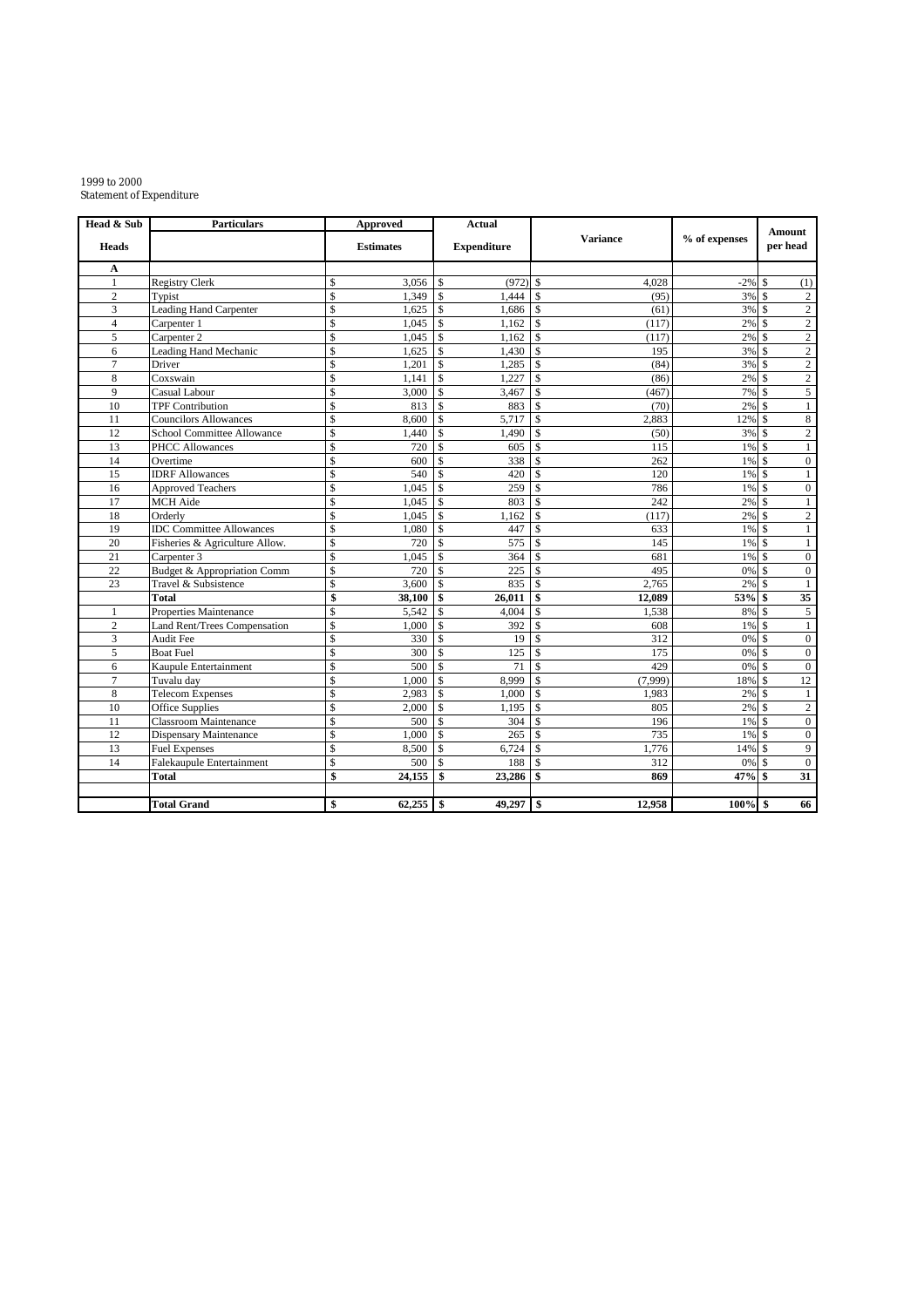1999 to 2000
Statement of Expenditure

| Head & Sub Heads | Particulars | Approved Estimates | Actual Expenditure | Variance | % of expenses | Amount per head |
|---|---|---|---|---|---|---|
| A | | | | | | |
| 1 | Registry Clerk | $ 3,056 | $ (972) | $ 4,028 | -2% | $ (1) |
| 2 | Typist | $ 1,349 | $ 1,444 | $ (95) | 3% | $ 2 |
| 3 | Leading Hand Carpenter | $ 1,625 | $ 1,686 | $ (61) | 3% | $ 2 |
| 4 | Carpenter 1 | $ 1,045 | $ 1,162 | $ (117) | 2% | $ 2 |
| 5 | Carpenter 2 | $ 1,045 | $ 1,162 | $ (117) | 2% | $ 2 |
| 6 | Leading Hand Mechanic | $ 1,625 | $ 1,430 | $ 195 | 3% | $ 2 |
| 7 | Driver | $ 1,201 | $ 1,285 | $ (84) | 3% | $ 2 |
| 8 | Coxswain | $ 1,141 | $ 1,227 | $ (86) | 2% | $ 2 |
| 9 | Casual Labour | $ 3,000 | $ 3,467 | $ (467) | 7% | $ 5 |
| 10 | TPF Contribution | $ 813 | $ 883 | $ (70) | 2% | $ 1 |
| 11 | Councilors Allowances | $ 8,600 | $ 5,717 | $ 2,883 | 12% | $ 8 |
| 12 | School Committee Allowance | $ 1,440 | $ 1,490 | $ (50) | 3% | $ 2 |
| 13 | PHCC Allowances | $ 720 | $ 605 | $ 115 | 1% | $ 1 |
| 14 | Overtime | $ 600 | $ 338 | $ 262 | 1% | $ 0 |
| 15 | IDRF Allowances | $ 540 | $ 420 | $ 120 | 1% | $ 1 |
| 16 | Approved Teachers | $ 1,045 | $ 259 | $ 786 | 1% | $ 0 |
| 17 | MCH Aide | $ 1,045 | $ 803 | $ 242 | 2% | $ 1 |
| 18 | Orderly | $ 1,045 | $ 1,162 | $ (117) | 2% | $ 2 |
| 19 | IDC Committee Allowances | $ 1,080 | $ 447 | $ 633 | 1% | $ 1 |
| 20 | Fisheries & Agriculture Allow. | $ 720 | $ 575 | $ 145 | 1% | $ 1 |
| 21 | Carpenter 3 | $ 1,045 | $ 364 | $ 681 | 1% | $ 0 |
| 22 | Budget & Appropriation Comm | $ 720 | $ 225 | $ 495 | 0% | $ 0 |
| 23 | Travel & Subsistence | $ 3,600 | $ 835 | $ 2,765 | 2% | $ 1 |
| | **Total** | **$ 38,100** | **$ 26,011** | **$ 12,089** | **53%** | **$ 35** |
| 1 | Properties Maintenance | $ 5,542 | $ 4,004 | $ 1,538 | 8% | $ 5 |
| 2 | Land Rent/Trees Compensation | $ 1,000 | $ 392 | $ 608 | 1% | $ 1 |
| 3 | Audit Fee | $ 330 | $ 19 | $ 312 | 0% | $ 0 |
| 5 | Boat Fuel | $ 300 | $ 125 | $ 175 | 0% | $ 0 |
| 6 | Kaupule Entertainment | $ 500 | $ 71 | $ 429 | 0% | $ 0 |
| 7 | Tuvalu day | $ 1,000 | $ 8,999 | $ (7,999) | 18% | $ 12 |
| 8 | Telecom Expenses | $ 2,983 | $ 1,000 | $ 1,983 | 2% | $ 1 |
| 10 | Office Supplies | $ 2,000 | $ 1,195 | $ 805 | 2% | $ 2 |
| 11 | Classroom Maintenance | $ 500 | $ 304 | $ 196 | 1% | $ 0 |
| 12 | Dispensary Maintenance | $ 1,000 | $ 265 | $ 735 | 1% | $ 0 |
| 13 | Fuel Expenses | $ 8,500 | $ 6,724 | $ 1,776 | 14% | $ 9 |
| 14 | Falekaupule Entertainment | $ 500 | $ 188 | $ 312 | 0% | $ 0 |
| | **Total** | **$ 24,155** | **$ 23,286** | **$ 869** | **47%** | **$ 31** |
| | | | | | | |
| | **Total Grand** | **$ 62,255** | **$ 49,297** | **$ 12,958** | **100%** | **$ 66** |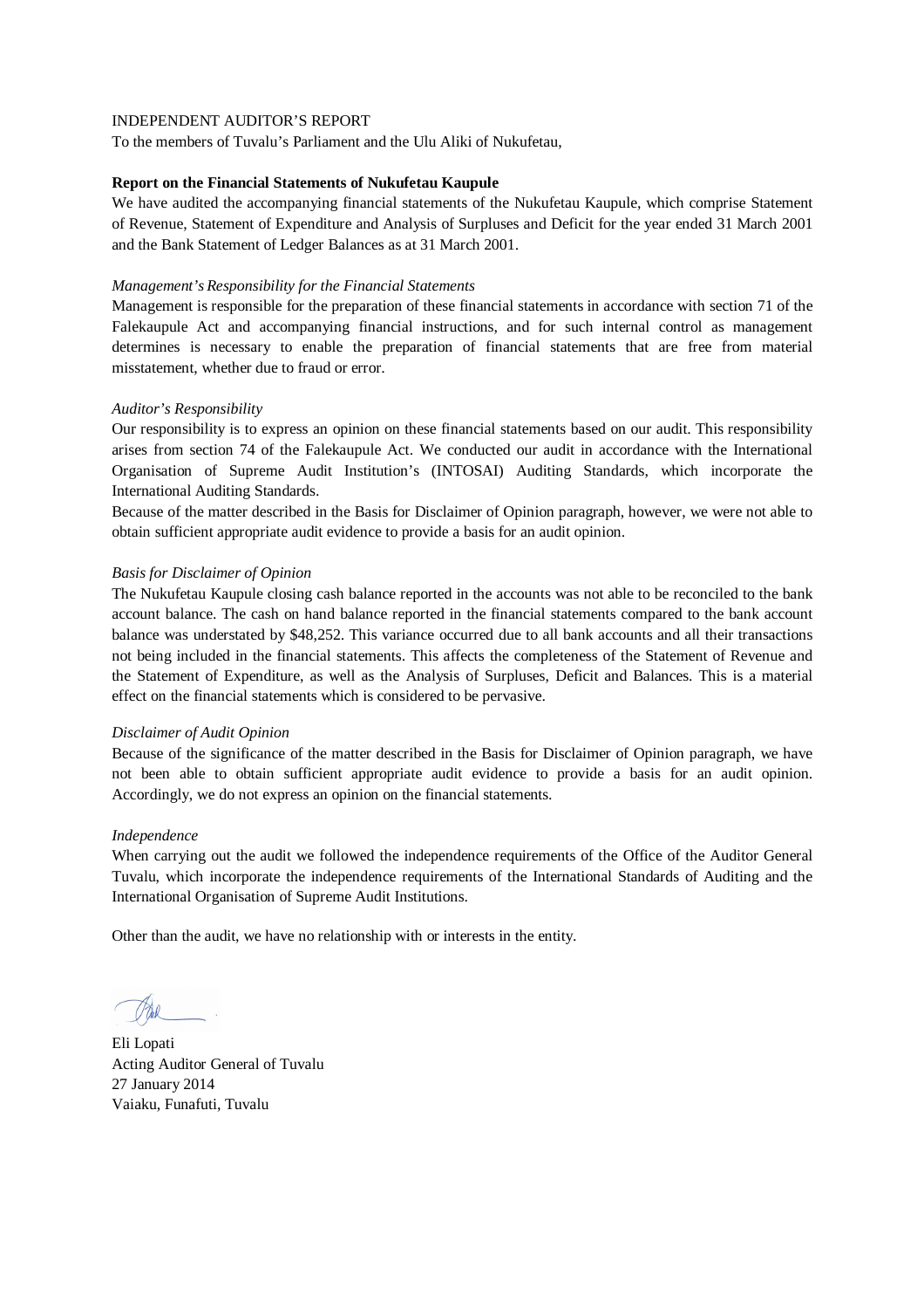INDEPENDENT AUDITOR'S REPORT

To the members of Tuvalu's Parliament and the Ulu Aliki of Nukufetau,

**Report on the Financial Statements of Nukufetau Kaupule**

We have audited the accompanying financial statements of the Nukufetau Kaupule, which comprise Statement of Revenue, Statement of Expenditure and Analysis of Surpluses and Deficit for the year ended 31 March 2001 and the Bank Statement of Ledger Balances as at 31 March 2001.

*Management's Responsibility for the Financial Statements*

Management is responsible for the preparation of these financial statements in accordance with section 71 of the Falekaupule Act and accompanying financial instructions, and for such internal control as management determines is necessary to enable the preparation of financial statements that are free from material misstatement, whether due to fraud or error.

*Auditor's Responsibility*

Our responsibility is to express an opinion on these financial statements based on our audit. This responsibility arises from section 74 of the Falekaupule Act. We conducted our audit in accordance with the International Organisation of Supreme Audit Institution's (INTOSAI) Auditing Standards, which incorporate the International Auditing Standards.

Because of the matter described in the Basis for Disclaimer of Opinion paragraph, however, we were not able to obtain sufficient appropriate audit evidence to provide a basis for an audit opinion.

*Basis for Disclaimer of Opinion*

The Nukufetau Kaupule closing cash balance reported in the accounts was not able to be reconciled to the bank account balance. The cash on hand balance reported in the financial statements compared to the bank account balance was understated by $48,252. This variance occurred due to all bank accounts and all their transactions not being included in the financial statements. This affects the completeness of the Statement of Revenue and the Statement of Expenditure, as well as the Analysis of Surpluses, Deficit and Balances. This is a material effect on the financial statements which is considered to be pervasive.

*Disclaimer of Audit Opinion*

Because of the significance of the matter described in the Basis for Disclaimer of Opinion paragraph, we have not been able to obtain sufficient appropriate audit evidence to provide a basis for an audit opinion. Accordingly, we do not express an opinion on the financial statements.

*Independence*

When carrying out the audit we followed the independence requirements of the Office of the Auditor General Tuvalu, which incorporate the independence requirements of the International Standards of Auditing and the International Organisation of Supreme Audit Institutions.

Other than the audit, we have no relationship with or interests in the entity.

Eli Lopati
Acting Auditor General of Tuvalu
27 January 2014
Vaiaku, Funafuti, Tuvalu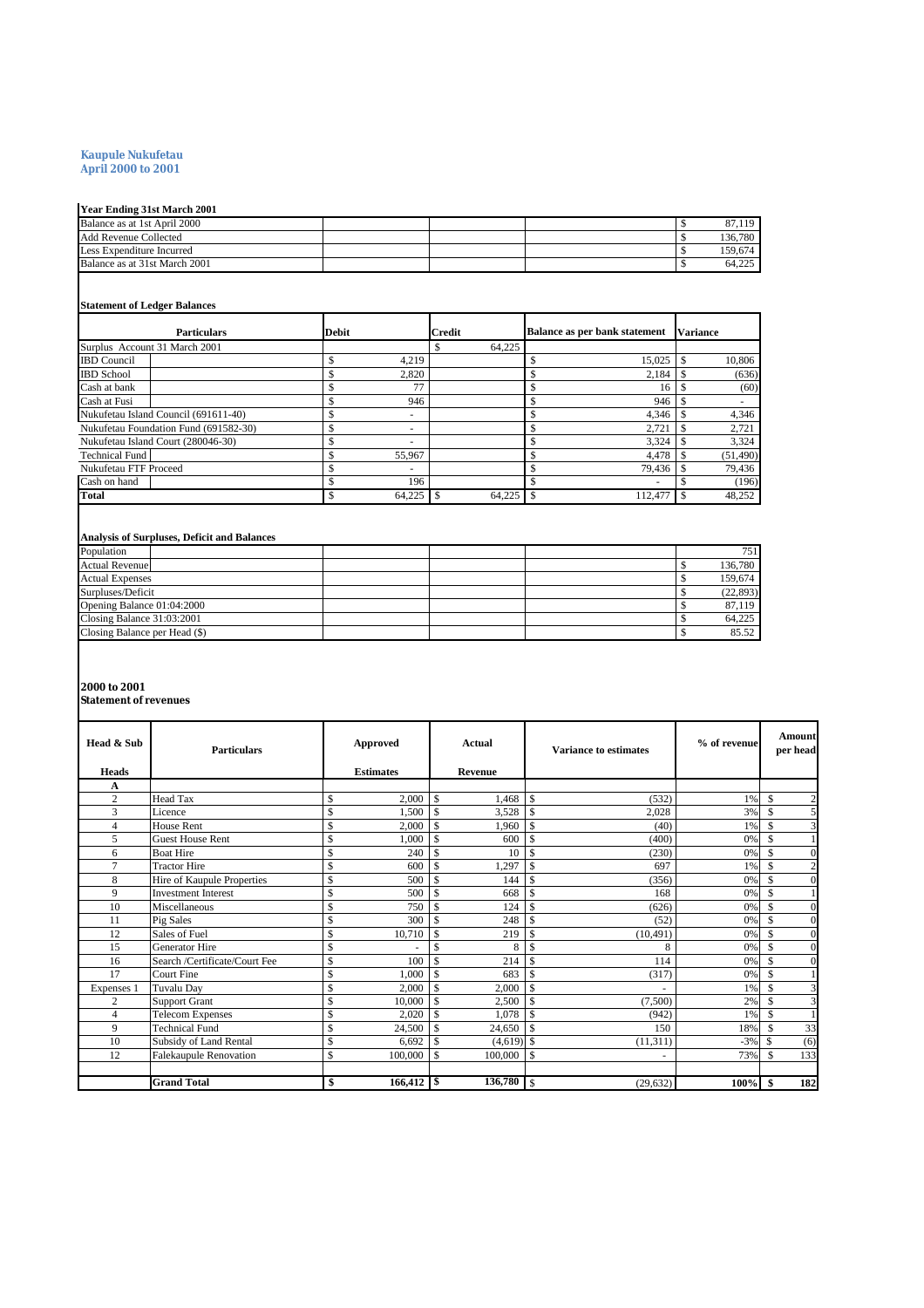# Kaupule Nukufetau
## April 2000 to 2001

**Year Ending 31st March 2001**

| | | | | |
|---|---|---|---|---|
| Balance as at 1st April 2000 | | | | $ 87,119 |
| Add Revenue Collected | | | | $ 136,780 |
| Less Expenditure Incurred | | | | $ 159,674 |
| Balance as at 31st March 2001 | | | | $ 64,225 |

**Statement of Ledger Balances**

| Particulars | Debit | Credit | Balance as per bank statement | Variance |
|---|---|---|---|---|
| Surplus Account 31 March 2001 | | $ 64,225 | | |
| IBD Council | $ 4,219 | | $ 15,025 | $ 10,806 |
| IBD School | $ 2,820 | | $ 2,184 | $ (636) |
| Cash at bank | $ 77 | | $ 16 | $ (60) |
| Cash at Fusi | $ 946 | | $ 946 | $ - |
| Nukufetau Island Council (691611-40) | $ - | | $ 4,346 | $ 4,346 |
| Nukufetau Foundation Fund (691582-30) | $ - | | $ 2,721 | $ 2,721 |
| Nukufetau Island Court (280046-30) | $ - | | $ 3,324 | $ 3,324 |
| Technical Fund | $ 55,967 | | $ 4,478 | $ (51,490) |
| Nukufetau FTF Proceed | $ - | | $ 79,436 | $ 79,436 |
| Cash on hand | $ 196 | | $ - | $ (196) |
| **Total** | $ 64,225 | $ 64,225 | $ 112,477 | $ 48,252 |

**Analysis of Surpluses, Deficit and Balances**

| | |
|---|---|
| Population | 751 |
| Actual Revenue | $ 136,780 |
| Actual Expenses | $ 159,674 |
| Surpluses/Deficit | $ (22,893) |
| Opening Balance 01:04:2000 | $ 87,119 |
| Closing Balance 31:03:2001 | $ 64,225 |
| Closing Balance per Head ($) | $ 85.52 |

**2000 to 2001**
**Statement of revenues**

| Head & Sub Heads | Particulars | Approved Estimates | Actual Revenue | Variance to estimates | % of revenue | Amount per head |
|---|---|---|---|---|---|---|
| A | | | | | | |
| 2 | Head Tax | $ 2,000 | $ 1,468 | $ (532) | 1% | $ 2 |
| 3 | Licence | $ 1,500 | $ 3,528 | $ 2,028 | 3% | $ 5 |
| 4 | House Rent | $ 2,000 | $ 1,960 | $ (40) | 1% | $ 3 |
| 5 | Guest House Rent | $ 1,000 | $ 600 | $ (400) | 0% | $ 1 |
| 6 | Boat Hire | $ 240 | $ 10 | $ (230) | 0% | $ 0 |
| 7 | Tractor Hire | $ 600 | $ 1,297 | $ 697 | 1% | $ 2 |
| 8 | Hire of Kaupule Properties | $ 500 | $ 144 | $ (356) | 0% | $ 0 |
| 9 | Investment Interest | $ 500 | $ 668 | $ 168 | 0% | $ 1 |
| 10 | Miscellaneous | $ 750 | $ 124 | $ (626) | 0% | $ 0 |
| 11 | Pig Sales | $ 300 | $ 248 | $ (52) | 0% | $ 0 |
| 12 | Sales of Fuel | $ 10,710 | $ 219 | $ (10,491) | 0% | $ 0 |
| 15 | Generator Hire | $ - | $ 8 | $ 8 | 0% | $ 0 |
| 16 | Search /Certificate/Court Fee | $ 100 | $ 214 | $ 114 | 0% | $ 0 |
| 17 | Court Fine | $ 1,000 | $ 683 | $ (317) | 0% | $ 1 |
| Expenses 1 | Tuvalu Day | $ 2,000 | $ 2,000 | $ - | 1% | $ 3 |
| 2 | Support Grant | $ 10,000 | $ 2,500 | $ (7,500) | 2% | $ 3 |
| 4 | Telecom Expenses | $ 2,020 | $ 1,078 | $ (942) | 1% | $ 1 |
| 9 | Technical Fund | $ 24,500 | $ 24,650 | $ 150 | 18% | $ 33 |
| 10 | Subsidy of Land Rental | $ 6,692 | $ (4,619) | $ (11,311) | -3% | $ (6) |
| 12 | Falekaupule Renovation | $ 100,000 | $ 100,000 | $ - | 73% | $ 133 |
| | | | | | | |
| | **Grand Total** | **$ 166,412** | **$ 136,780** | $ (29,632) | **100%** | **$ 182** |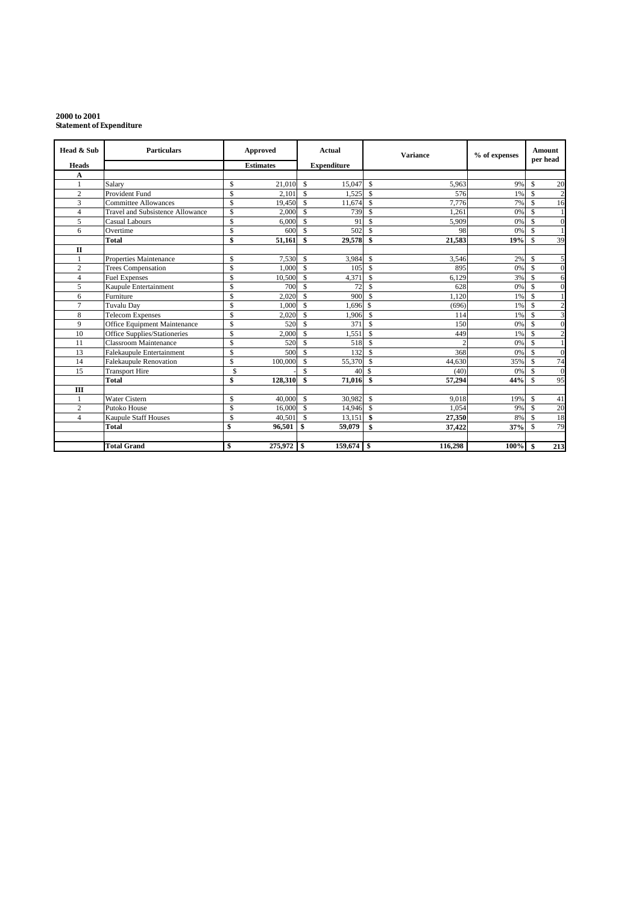**2000 to 2001**
**Statement of Expenditure**

| Head & Sub Heads | Particulars | Approved Estimates | Actual Expenditure | Variance | % of expenses | Amount per head |
|---|---|---|---|---|---|---|
| **A** | | | | | | |
| 1 | Salary | $ 21,010 | $ 15,047 | $ 5,963 | 9% | $ 20 |
| 2 | Provident Fund | $ 2,101 | $ 1,525 | $ 576 | 1% | $ 2 |
| 3 | Committee Allowances | $ 19,450 | $ 11,674 | $ 7,776 | 7% | $ 16 |
| 4 | Travel and Subsistence Allowance | $ 2,000 | $ 739 | $ 1,261 | 0% | $ 1 |
| 5 | Casual Labours | $ 6,000 | $ 91 | $ 5,909 | 0% | $ 0 |
| 6 | Overtime | $ 600 | $ 502 | $ 98 | 0% | $ 1 |
| | **Total** | **$ 51,161** | **$ 29,578** | **$ 21,583** | **19%** | $ 39 |
| **II** | | | | | | |
| 1 | Properties Maintenance | $ 7,530 | $ 3,984 | $ 3,546 | 2% | $ 5 |
| 2 | Trees Compensation | $ 1,000 | $ 105 | $ 895 | 0% | $ 0 |
| 4 | Fuel Expenses | $ 10,500 | $ 4,371 | $ 6,129 | 3% | $ 6 |
| 5 | Kaupule Entertainment | $ 700 | $ 72 | $ 628 | 0% | $ 0 |
| 6 | Furniture | $ 2,020 | $ 900 | $ 1,120 | 1% | $ 1 |
| 7 | Tuvalu Day | $ 1,000 | $ 1,696 | $ (696) | 1% | $ 2 |
| 8 | Telecom Expenses | $ 2,020 | $ 1,906 | $ 114 | 1% | $ 3 |
| 9 | Office Equipment Maintenance | $ 520 | $ 371 | $ 150 | 0% | $ 0 |
| 10 | Office Supplies/Stationeries | $ 2,000 | $ 1,551 | $ 449 | 1% | $ 2 |
| 11 | Classroom Maintenance | $ 520 | $ 518 | $ 2 | 0% | $ 1 |
| 13 | Falekaupule Entertainment | $ 500 | $ 132 | $ 368 | 0% | $ 0 |
| 14 | Falekaupule Renovation | $ 100,000 | $ 55,370 | $ 44,630 | 35% | $ 74 |
| 15 | Transport Hire | $ - | $ 40 | $ (40) | 0% | $ 0 |
| | **Total** | **$ 128,310** | **$ 71,016** | **$ 57,294** | **44%** | $ 95 |
| **III** | | | | | | |
| 1 | Water Cistern | $ 40,000 | $ 30,982 | $ 9,018 | 19% | $ 41 |
| 2 | Putoko House | $ 16,000 | $ 14,946 | $ 1,054 | 9% | $ 20 |
| 4 | Kaupule Staff Houses | $ 40,501 | $ 13,151 | **$ 27,350** | 8% | $ 18 |
| | **Total** | **$ 96,501** | **$ 59,079** | **$ 37,422** | **37%** | $ 79 |
| | | | | | | |
| | **Total Grand** | **$ 275,972** | **$ 159,674** | **$ 116,298** | **100%** | **$ 213** |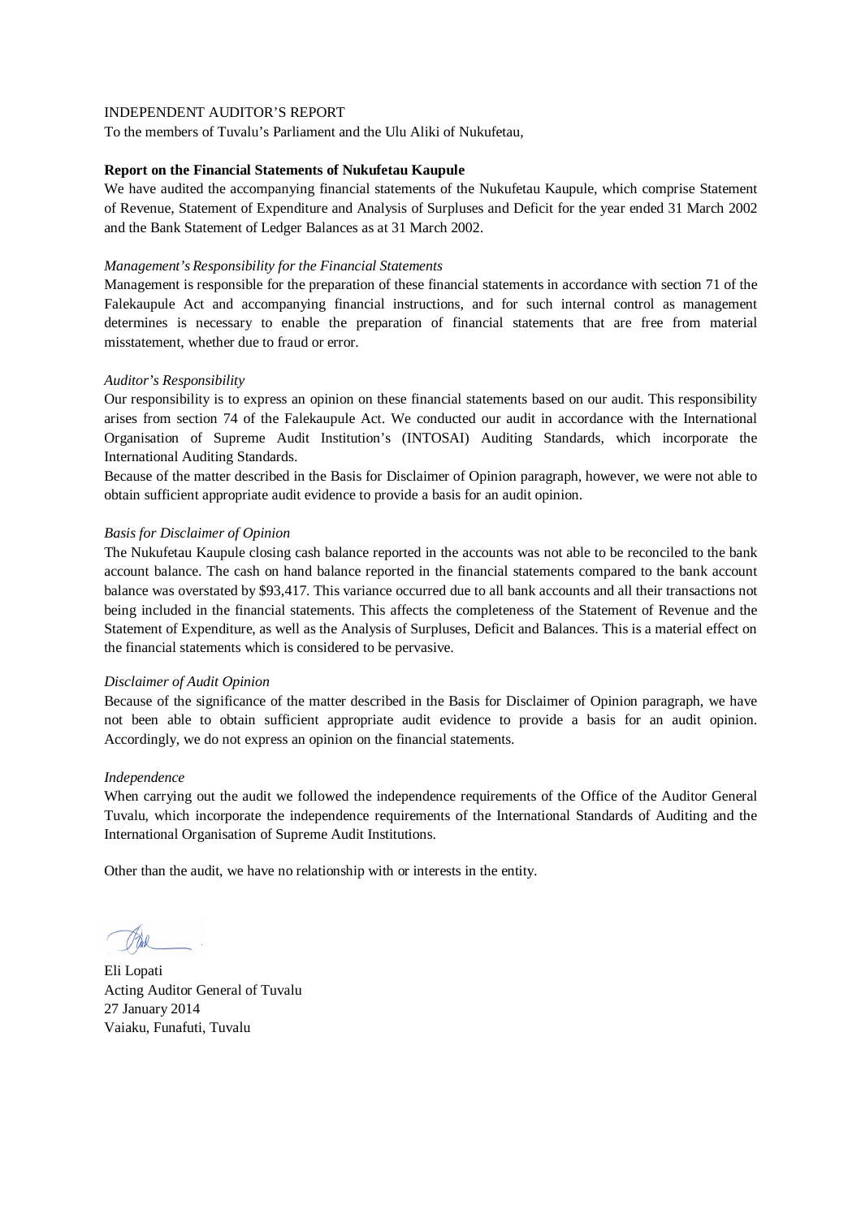INDEPENDENT AUDITOR'S REPORT

To the members of Tuvalu's Parliament and the Ulu Aliki of Nukufetau,

**Report on the Financial Statements of Nukufetau Kaupule**

We have audited the accompanying financial statements of the Nukufetau Kaupule, which comprise Statement of Revenue, Statement of Expenditure and Analysis of Surpluses and Deficit for the year ended 31 March 2002 and the Bank Statement of Ledger Balances as at 31 March 2002.

*Management's Responsibility for the Financial Statements*

Management is responsible for the preparation of these financial statements in accordance with section 71 of the Falekaupule Act and accompanying financial instructions, and for such internal control as management determines is necessary to enable the preparation of financial statements that are free from material misstatement, whether due to fraud or error.

*Auditor's Responsibility*

Our responsibility is to express an opinion on these financial statements based on our audit. This responsibility arises from section 74 of the Falekaupule Act. We conducted our audit in accordance with the International Organisation of Supreme Audit Institution's (INTOSAI) Auditing Standards, which incorporate the International Auditing Standards.

Because of the matter described in the Basis for Disclaimer of Opinion paragraph, however, we were not able to obtain sufficient appropriate audit evidence to provide a basis for an audit opinion.

*Basis for Disclaimer of Opinion*

The Nukufetau Kaupule closing cash balance reported in the accounts was not able to be reconciled to the bank account balance. The cash on hand balance reported in the financial statements compared to the bank account balance was overstated by $93,417. This variance occurred due to all bank accounts and all their transactions not being included in the financial statements. This affects the completeness of the Statement of Revenue and the Statement of Expenditure, as well as the Analysis of Surpluses, Deficit and Balances. This is a material effect on the financial statements which is considered to be pervasive.

*Disclaimer of Audit Opinion*

Because of the significance of the matter described in the Basis for Disclaimer of Opinion paragraph, we have not been able to obtain sufficient appropriate audit evidence to provide a basis for an audit opinion. Accordingly, we do not express an opinion on the financial statements.

*Independence*

When carrying out the audit we followed the independence requirements of the Office of the Auditor General Tuvalu, which incorporate the independence requirements of the International Standards of Auditing and the International Organisation of Supreme Audit Institutions.

Other than the audit, we have no relationship with or interests in the entity.

Eli Lopati
Acting Auditor General of Tuvalu
27 January 2014
Vaiaku, Funafuti, Tuvalu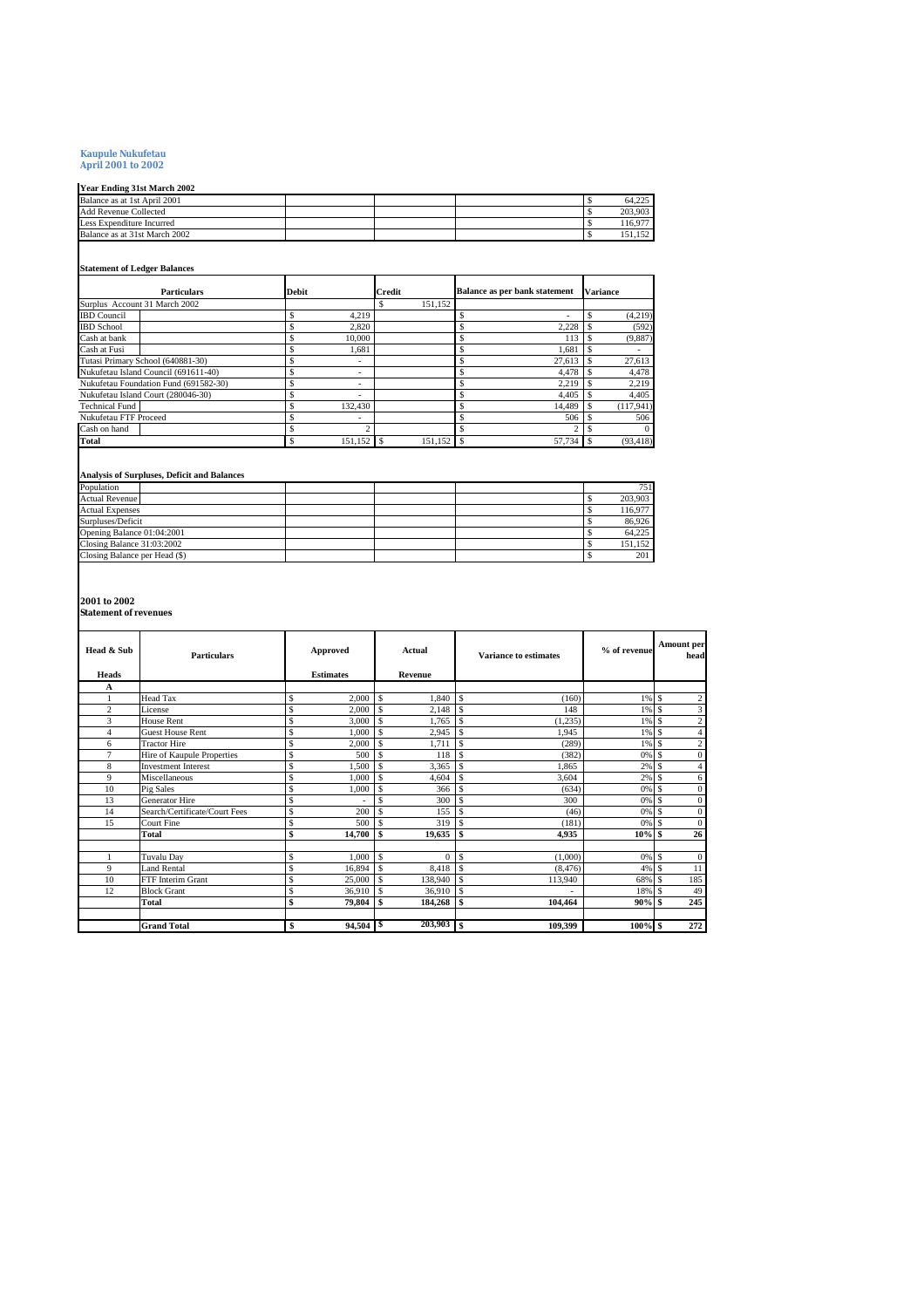**Kaupule Nukufetau**
**April 2001 to 2002**

**Year Ending 31st March 2002**

| | |
|---|---|
| Balance as at 1st April 2001 | $ 64,225 |
| Add Revenue Collected | $ 203,903 |
| Less Expenditure Incurred | $ 116,977 |
| Balance as at 31st March 2002 | $ 151,152 |

**Statement of Ledger Balances**

| Particulars | Debit | Credit | Balance as per bank statement | Variance |
|---|---|---|---|---|
| Surplus Account 31 March 2002 | | $ 151,152 | | |
| IBD Council | $ 4,219 | | $ - | $ (4,219) |
| IBD School | $ 2,820 | | $ 2,228 | $ (592) |
| Cash at bank | $ 10,000 | | $ 113 | $ (9,887) |
| Cash at Fusi | $ 1,681 | | $ 1,681 | $ - |
| Tutasi Primary School (640881-30) | $ - | | $ 27,613 | $ 27,613 |
| Nukufetau Island Council (691611-40) | $ - | | $ 4,478 | $ 4,478 |
| Nukufetau Foundation Fund (691582-30) | $ - | | $ 2,219 | $ 2,219 |
| Nukufetau Island Court (280046-30) | $ - | | $ 4,405 | $ 4,405 |
| Technical Fund | $ 132,430 | | $ 14,489 | $ (117,941) |
| Nukufetau FTF Proceed | $ - | | $ 506 | $ 506 |
| Cash on hand | $ 2 | | $ 2 | $ 0 |
| **Total** | $ 151,152 | $ 151,152 | $ 57,734 | $ (93,418) |

**Analysis of Surpluses, Deficit and Balances**

| | |
|---|---|
| Population | 751 |
| Actual Revenue | $ 203,903 |
| Actual Expenses | $ 116,977 |
| Surpluses/Deficit | $ 86,926 |
| Opening Balance 01:04:2001 | $ 64,225 |
| Closing Balance 31:03:2002 | $ 151,152 |
| Closing Balance per Head ($) | $ 201 |

**2001 to 2002**
**Statement of revenues**

| Head & Sub Heads | Particulars | Approved Estimates | Actual Revenue | Variance to estimates | % of revenue | Amount per head |
|---|---|---|---|---|---|---|
| A | | | | | | |
| 1 | Head Tax | $ 2,000 | $ 1,840 | $ (160) | 1% | $ 2 |
| 2 | License | $ 2,000 | $ 2,148 | $ 148 | 1% | $ 3 |
| 3 | House Rent | $ 3,000 | $ 1,765 | $ (1,235) | 1% | $ 2 |
| 4 | Guest House Rent | $ 1,000 | $ 2,945 | $ 1,945 | 1% | $ 4 |
| 6 | Tractor Hire | $ 2,000 | $ 1,711 | $ (289) | 1% | $ 2 |
| 7 | Hire of Kaupule Properties | $ 500 | $ 118 | $ (382) | 0% | $ 0 |
| 8 | Investment Interest | $ 1,500 | $ 3,365 | $ 1,865 | 2% | $ 4 |
| 9 | Miscellaneous | $ 1,000 | $ 4,604 | $ 3,604 | 2% | $ 6 |
| 10 | Pig Sales | $ 1,000 | $ 366 | $ (634) | 0% | $ 0 |
| 13 | Generator Hire | $ - | $ 300 | $ 300 | 0% | $ 0 |
| 14 | Search/Certificate/Court Fees | $ 200 | $ 155 | $ (46) | 0% | $ 0 |
| 15 | Court Fine | $ 500 | $ 319 | $ (181) | 0% | $ 0 |
| | **Total** | **$ 14,700** | **$ 19,635** | **$ 4,935** | **10%** | **$ 26** |
| | | | | | | |
| 1 | Tuvalu Day | $ 1,000 | $ 0 | $ (1,000) | 0% | $ 0 |
| 9 | Land Rental | $ 16,894 | $ 8,418 | $ (8,476) | 4% | $ 11 |
| 10 | FTF Interim Grant | $ 25,000 | $ 138,940 | $ 113,940 | 68% | $ 185 |
| 12 | Block Grant | $ 36,910 | $ 36,910 | $ - | 18% | $ 49 |
| | **Total** | **$ 79,804** | **$ 184,268** | **$ 104,464** | **90%** | **$ 245** |
| | | | | | | |
| | **Grand Total** | **$ 94,504** | **$ 203,903** | **$ 109,399** | **100%** | **$ 272** |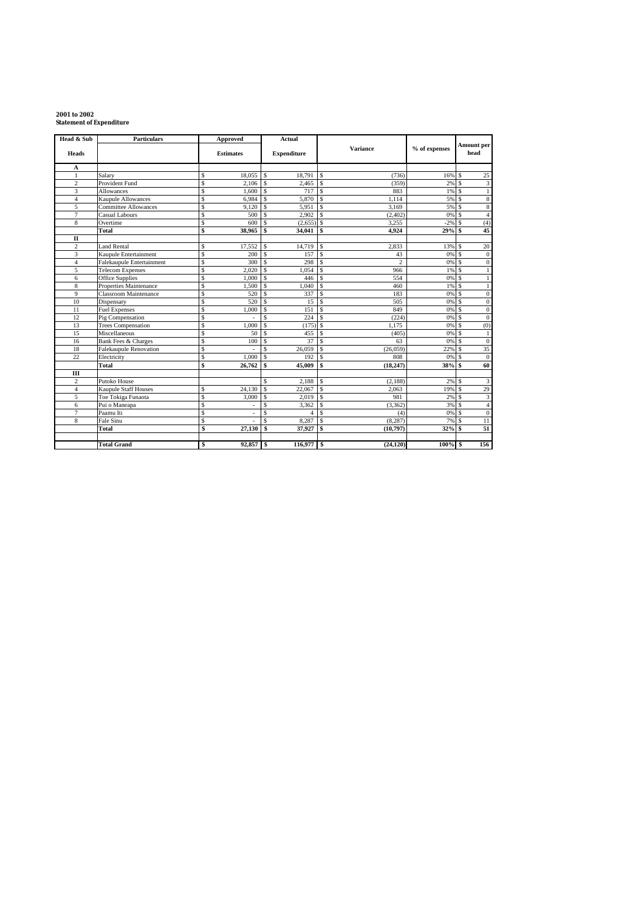**2001 to 2002**
**Statement of Expenditure**

| Head & Sub Heads | Particulars | Approved Estimates | Actual Expenditure | Variance | % of expenses | Amount per head |
|---|---|---|---|---|---|---|
| **A** | | | | | | |
| 1 | Salary | $ 18,055 | $ 18,791 | $ (736) | 16% | $ 25 |
| 2 | Provident Fund | $ 2,106 | $ 2,465 | $ (359) | 2% | $ 3 |
| 3 | Allowances | $ 1,600 | $ 717 | $ 883 | 1% | $ 1 |
| 4 | Kaupule Allowances | $ 6,984 | $ 5,870 | $ 1,114 | 5% | $ 8 |
| 5 | Committee Allowances | $ 9,120 | $ 5,951 | $ 3,169 | 5% | $ 8 |
| 7 | Casual Labours | $ 500 | $ 2,902 | $ (2,402) | 0% | $ 4 |
| 8 | Overtime | $ 600 | $ (2,655) | $ 3,255 | -2% | $ (4) |
| | **Total** | **$ 38,965** | **$ 34,041** | **$ 4,924** | **29%** | **$ 45** |
| **II** | | | | | | |
| 2 | Land Rental | $ 17,552 | $ 14,719 | $ 2,833 | 13% | $ 20 |
| 3 | Kaupule Entertainment | $ 200 | $ 157 | $ 43 | 0% | $ 0 |
| 4 | Falekaupule Entertainment | $ 300 | $ 298 | $ 2 | 0% | $ 0 |
| 5 | Telecom Expenses | $ 2,020 | $ 1,054 | $ 966 | 1% | $ 1 |
| 6 | Office Supplies | $ 1,000 | $ 446 | $ 554 | 0% | $ 1 |
| 8 | Properties Maintenance | $ 1,500 | $ 1,040 | $ 460 | 1% | $ 1 |
| 9 | Classroom Maintenance | $ 520 | $ 337 | $ 183 | 0% | $ 0 |
| 10 | Dispensary | $ 520 | $ 15 | $ 505 | 0% | $ 0 |
| 11 | Fuel Expenses | $ 1,000 | $ 151 | $ 849 | 0% | $ 0 |
| 12 | Pig Compensation | $ - | $ 224 | $ (224) | 0% | $ 0 |
| 13 | Trees Compensation | $ 1,000 | $ (175) | $ 1,175 | 0% | $ (0) |
| 15 | Miscellaneous | $ 50 | $ 455 | $ (405) | 0% | $ 1 |
| 16 | Bank Fees & Charges | $ 100 | $ 37 | $ 63 | 0% | $ 0 |
| 18 | Falekaupule Renovation | $ - | $ 26,059 | $ (26,059) | 22% | $ 35 |
| 22 | Electricity | $ 1,000 | $ 192 | $ 808 | 0% | $ 0 |
| | **Total** | **$ 26,762** | **$ 45,009** | **$ (18,247)** | **38%** | **$ 60** |
| **III** | | | | | | |
| 2 | Putoko House | | $ 2,188 | $ (2,188) | 2% | $ 3 |
| 4 | Kaupule Staff Houses | $ 24,130 | $ 22,067 | $ 2,063 | 19% | $ 29 |
| 5 | Toe Tokiga Funaota | $ 3,000 | $ 2,019 | $ 981 | 2% | $ 3 |
| 6 | Pui o Maneapa | $ - | $ 3,362 | $ (3,362) | 3% | $ 4 |
| 7 | Paamu Iti | $ - | $ 4 | $ (4) | 0% | $ 0 |
| 8 | Fale Sinu | $ - | $ 8,287 | $ (8,287) | 7% | $ 11 |
| | **Total** | **$ 27,130** | **$ 37,927** | **$ (10,797)** | **32%** | **$ 51** |
| | | | | | | |
| | **Total Grand** | **$ 92,857** | **$ 116,977** | **$ (24,120)** | **100%** | **$ 156** |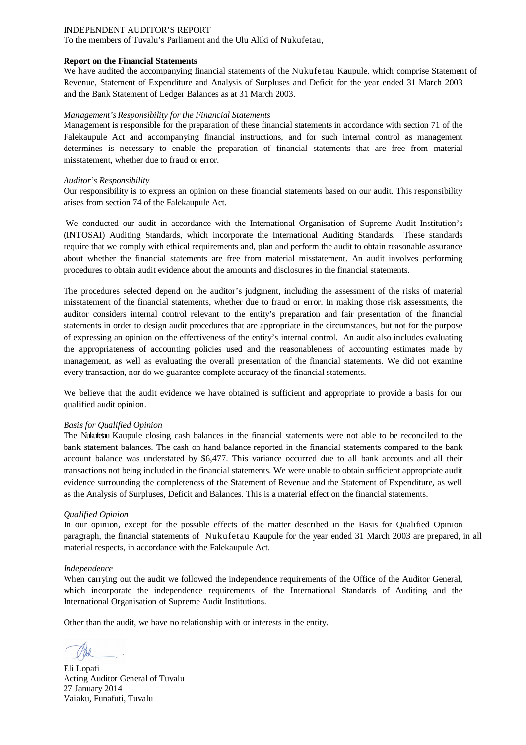INDEPENDENT AUDITOR'S REPORT

To the members of Tuvalu's Parliament and the Ulu Aliki of Nukufetau,

**Report on the Financial Statements**

We have audited the accompanying financial statements of the Nukufetau Kaupule, which comprise Statement of Revenue, Statement of Expenditure and Analysis of Surpluses and Deficit for the year ended 31 March 2003 and the Bank Statement of Ledger Balances as at 31 March 2003.

*Management's Responsibility for the Financial Statements*

Management is responsible for the preparation of these financial statements in accordance with section 71 of the Falekaupule Act and accompanying financial instructions, and for such internal control as management determines is necessary to enable the preparation of financial statements that are free from material misstatement, whether due to fraud or error.

*Auditor's Responsibility*

Our responsibility is to express an opinion on these financial statements based on our audit. This responsibility arises from section 74 of the Falekaupule Act.

We conducted our audit in accordance with the International Organisation of Supreme Audit Institution's (INTOSAI) Auditing Standards, which incorporate the International Auditing Standards. These standards require that we comply with ethical requirements and, plan and perform the audit to obtain reasonable assurance about whether the financial statements are free from material misstatement. An audit involves performing procedures to obtain audit evidence about the amounts and disclosures in the financial statements.

The procedures selected depend on the auditor's judgment, including the assessment of the risks of material misstatement of the financial statements, whether due to fraud or error. In making those risk assessments, the auditor considers internal control relevant to the entity's preparation and fair presentation of the financial statements in order to design audit procedures that are appropriate in the circumstances, but not for the purpose of expressing an opinion on the effectiveness of the entity's internal control. An audit also includes evaluating the appropriateness of accounting policies used and the reasonableness of accounting estimates made by management, as well as evaluating the overall presentation of the financial statements. We did not examine every transaction, nor do we guarantee complete accuracy of the financial statements.

We believe that the audit evidence we have obtained is sufficient and appropriate to provide a basis for our qualified audit opinion.

*Basis for Qualified Opinion*

The Nukufetau Kaupule closing cash balances in the financial statements were not able to be reconciled to the bank statement balances. The cash on hand balance reported in the financial statements compared to the bank account balance was understated by $6,477. This variance occurred due to all bank accounts and all their transactions not being included in the financial statements. We were unable to obtain sufficient appropriate audit evidence surrounding the completeness of the Statement of Revenue and the Statement of Expenditure, as well as the Analysis of Surpluses, Deficit and Balances. This is a material effect on the financial statements.

*Qualified Opinion*

In our opinion, except for the possible effects of the matter described in the Basis for Qualified Opinion paragraph, the financial statements of Nukufetau Kaupule for the year ended 31 March 2003 are prepared, in all material respects, in accordance with the Falekaupule Act.

*Independence*

When carrying out the audit we followed the independence requirements of the Office of the Auditor General, which incorporate the independence requirements of the International Standards of Auditing and the International Organisation of Supreme Audit Institutions.

Other than the audit, we have no relationship with or interests in the entity.

Eli Lopati
Acting Auditor General of Tuvalu
27 January 2014
Vaiaku, Funafuti, Tuvalu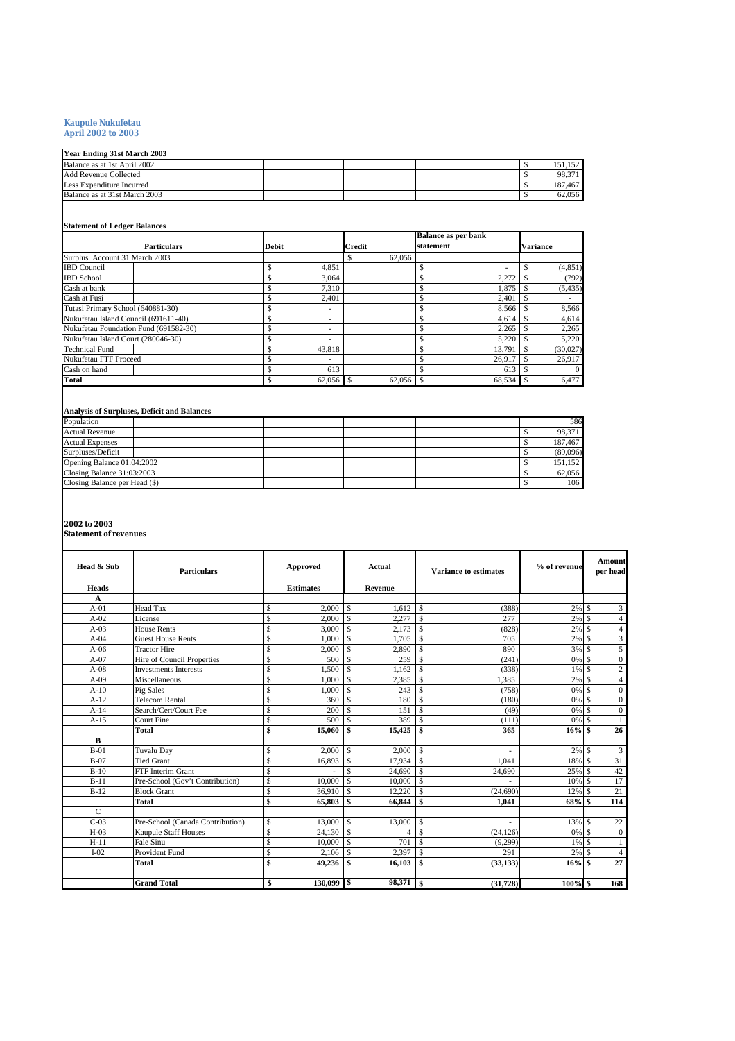**Kaupule Nukufetau**
**April 2002 to 2003**

**Year Ending 31st March 2003**

| | |
|---|---|
| Balance as at 1st April 2002 | $ 151,152 |
| Add Revenue Collected | $ 98,371 |
| Less Expenditure Incurred | $ 187,467 |
| Balance as at 31st March 2003 | $ 62,056 |

**Statement of Ledger Balances**

| Particulars | Debit | Credit | Balance as per bank statement | Variance |
|---|---|---|---|---|
| Surplus Account 31 March 2003 | | $ 62,056 | | |
| IBD Council | $ 4,851 | | $ - | $ (4,851) |
| IBD School | $ 3,064 | | $ 2,272 | $ (792) |
| Cash at bank | $ 7,310 | | $ 1,875 | $ (5,435) |
| Cash at Fusi | $ 2,401 | | $ 2,401 | $ - |
| Tutasi Primary School (640881-30) | $ - | | $ 8,566 | $ 8,566 |
| Nukufetau Island Council (691611-40) | $ - | | $ 4,614 | $ 4,614 |
| Nukufetau Foundation Fund (691582-30) | $ - | | $ 2,265 | $ 2,265 |
| Nukufetau Island Court (280046-30) | $ - | | $ 5,220 | $ 5,220 |
| Technical Fund | $ 43,818 | | $ 13,791 | $ (30,027) |
| Nukufetau FTF Proceed | $ - | | $ 26,917 | $ 26,917 |
| Cash on hand | $ 613 | | $ 613 | $ 0 |
| **Total** | $ 62,056 | $ 62,056 | $ 68,534 | $ 6,477 |

**Analysis of Surpluses, Deficit and Balances**

| | |
|---|---|
| Population | 586 |
| Actual Revenue | $ 98,371 |
| Actual Expenses | $ 187,467 |
| Surpluses/Deficit | $ (89,096) |
| Opening Balance 01:04:2002 | $ 151,152 |
| Closing Balance 31:03:2003 | $ 62,056 |
| Closing Balance per Head ($) | $ 106 |

**2002 to 2003**
**Statement of revenues**

| Head & Sub Heads | Particulars | Approved Estimates | Actual Revenue | Variance to estimates | % of revenue | Amount per head |
|---|---|---|---|---|---|---|
| **A** | | | | | | |
| A-01 | Head Tax | $ 2,000 | $ 1,612 | $ (388) | 2% | $ 3 |
| A-02 | License | $ 2,000 | $ 2,277 | $ 277 | 2% | $ 4 |
| A-03 | House Rents | $ 3,000 | $ 2,173 | $ (828) | 2% | $ 4 |
| A-04 | Guest House Rents | $ 1,000 | $ 1,705 | $ 705 | 2% | $ 3 |
| A-06 | Tractor Hire | $ 2,000 | $ 2,890 | $ 890 | 3% | $ 5 |
| A-07 | Hire of Council Properties | $ 500 | $ 259 | $ (241) | 0% | $ 0 |
| A-08 | Investments Interests | $ 1,500 | $ 1,162 | $ (338) | 1% | $ 2 |
| A-09 | Miscellaneous | $ 1,000 | $ 2,385 | $ 1,385 | 2% | $ 4 |
| A-10 | Pig Sales | $ 1,000 | $ 243 | $ (758) | 0% | $ 0 |
| A-12 | Telecom Rental | $ 360 | $ 180 | $ (180) | 0% | $ 0 |
| A-14 | Search/Cert/Court Fee | $ 200 | $ 151 | $ (49) | 0% | $ 0 |
| A-15 | Court Fine | $ 500 | $ 389 | $ (111) | 0% | $ 1 |
| | **Total** | **$ 15,060** | **$ 15,425** | **$ 365** | **16%** | **$ 26** |
| **B** | | | | | | |
| B-01 | Tuvalu Day | $ 2,000 | $ 2,000 | $ - | 2% | $ 3 |
| B-07 | Tied Grant | $ 16,893 | $ 17,934 | $ 1,041 | 18% | $ 31 |
| B-10 | FTF Interim Grant | $ - | $ 24,690 | $ 24,690 | 25% | $ 42 |
| B-11 | Pre-School (Gov't Contribution) | $ 10,000 | $ 10,000 | $ - | 10% | $ 17 |
| B-12 | Block Grant | $ 36,910 | $ 12,220 | $ (24,690) | 12% | $ 21 |
| | **Total** | **$ 65,803** | **$ 66,844** | **$ 1,041** | **68%** | **$ 114** |
| C | | | | | | |
| C-03 | Pre-School (Canada Contribution) | $ 13,000 | $ 13,000 | $ - | 13% | $ 22 |
| H-03 | Kaupule Staff Houses | $ 24,130 | $ 4 | $ (24,126) | 0% | $ 0 |
| H-11 | Fale Sinu | $ 10,000 | $ 701 | $ (9,299) | 1% | $ 1 |
| I-02 | Provident Fund | $ 2,106 | $ 2,397 | $ 291 | 2% | $ 4 |
| | **Total** | **$ 49,236** | **$ 16,103** | **$ (33,133)** | **16%** | **$ 27** |
| | | | | | | |
| | **Grand Total** | **$ 130,099** | **$ 98,371** | **$ (31,728)** | **100%** | **$ 168** |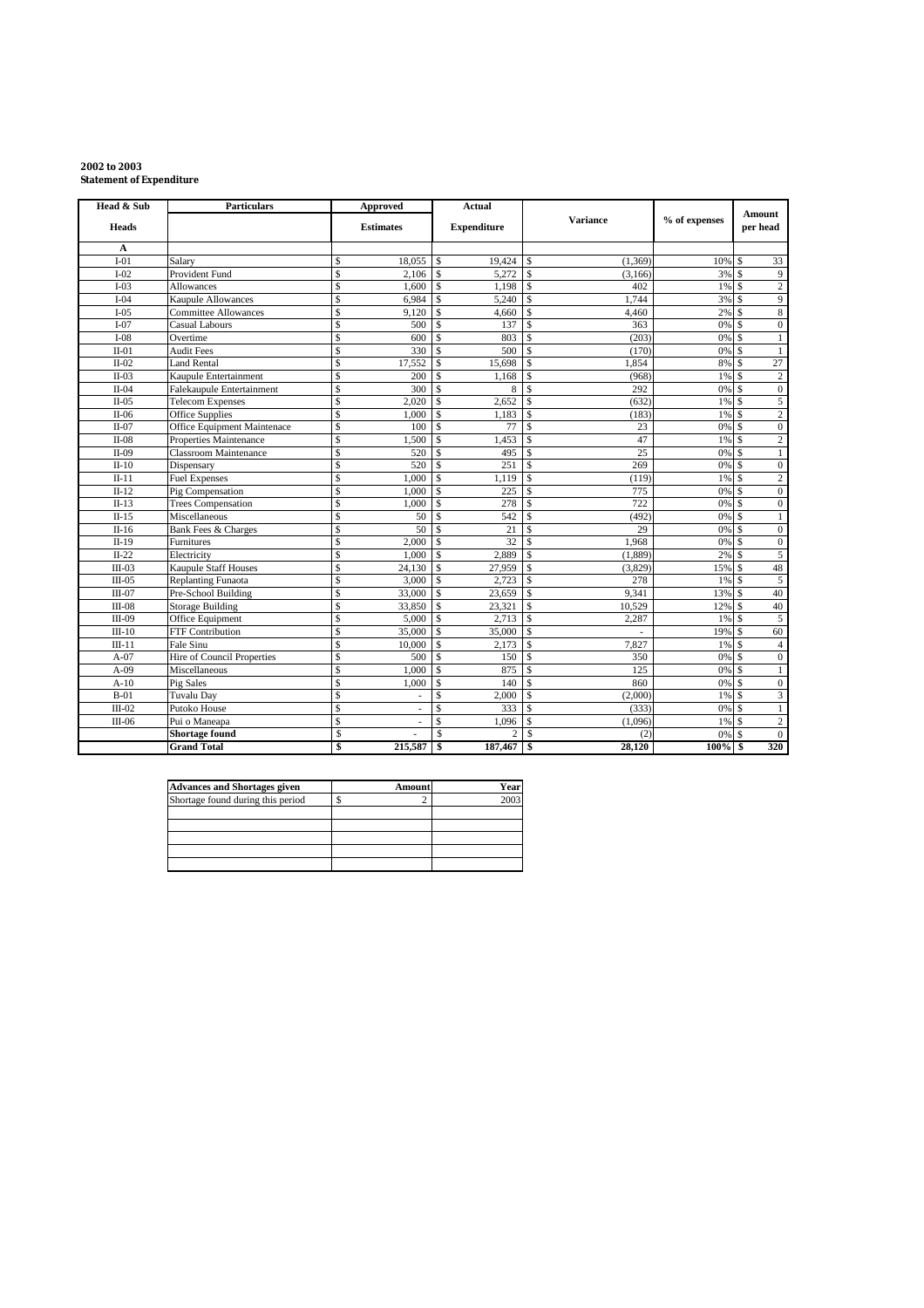**2002 to 2003**
**Statement of Expenditure**

| Head & Sub Heads | Particulars | Approved Estimates | Actual Expenditure | Variance | % of expenses | Amount per head |
|---|---|---|---|---|---|---|
| A | | | | | | |
| I-01 | Salary | $ 18,055 | $ 19,424 | $ (1,369) | 10% | $ 33 |
| I-02 | Provident Fund | $ 2,106 | $ 5,272 | $ (3,166) | 3% | $ 9 |
| I-03 | Allowances | $ 1,600 | $ 1,198 | $ 402 | 1% | $ 2 |
| I-04 | Kaupule Allowances | $ 6,984 | $ 5,240 | $ 1,744 | 3% | $ 9 |
| I-05 | Committee Allowances | $ 9,120 | $ 4,660 | $ 4,460 | 2% | $ 8 |
| I-07 | Casual Labours | $ 500 | $ 137 | $ 363 | 0% | $ 0 |
| I-08 | Overtime | $ 600 | $ 803 | $ (203) | 0% | $ 1 |
| II-01 | Audit Fees | $ 330 | $ 500 | $ (170) | 0% | $ 1 |
| II-02 | Land Rental | $ 17,552 | $ 15,698 | $ 1,854 | 8% | $ 27 |
| II-03 | Kaupule Entertainment | $ 200 | $ 1,168 | $ (968) | 1% | $ 2 |
| II-04 | Falekaupule Entertainment | $ 300 | $ 8 | $ 292 | 0% | $ 0 |
| II-05 | Telecom Expenses | $ 2,020 | $ 2,652 | $ (632) | 1% | $ 5 |
| II-06 | Office Supplies | $ 1,000 | $ 1,183 | $ (183) | 1% | $ 2 |
| II-07 | Office Equipment Maintenace | $ 100 | $ 77 | $ 23 | 0% | $ 0 |
| II-08 | Properties Maintenance | $ 1,500 | $ 1,453 | $ 47 | 1% | $ 2 |
| II-09 | Classroom Maintenance | $ 520 | $ 495 | $ 25 | 0% | $ 1 |
| II-10 | Dispensary | $ 520 | $ 251 | $ 269 | 0% | $ 0 |
| II-11 | Fuel Expenses | $ 1,000 | $ 1,119 | $ (119) | 1% | $ 2 |
| II-12 | Pig Compensation | $ 1,000 | $ 225 | $ 775 | 0% | $ 0 |
| II-13 | Trees Compensation | $ 1,000 | $ 278 | $ 722 | 0% | $ 0 |
| II-15 | Miscellaneous | $ 50 | $ 542 | $ (492) | 0% | $ 1 |
| II-16 | Bank Fees & Charges | $ 50 | $ 21 | $ 29 | 0% | $ 0 |
| II-19 | Furnitures | $ 2,000 | $ 32 | $ 1,968 | 0% | $ 0 |
| II-22 | Electricity | $ 1,000 | $ 2,889 | $ (1,889) | 2% | $ 5 |
| III-03 | Kaupule Staff Houses | $ 24,130 | $ 27,959 | $ (3,829) | 15% | $ 48 |
| III-05 | Replanting Funaota | $ 3,000 | $ 2,723 | $ 278 | 1% | $ 5 |
| III-07 | Pre-School Building | $ 33,000 | $ 23,659 | $ 9,341 | 13% | $ 40 |
| III-08 | Storage Building | $ 33,850 | $ 23,321 | $ 10,529 | 12% | $ 40 |
| III-09 | Office Equipment | $ 5,000 | $ 2,713 | $ 2,287 | 1% | $ 5 |
| III-10 | FTF Contribution | $ 35,000 | $ 35,000 | $ - | 19% | $ 60 |
| III-11 | Fale Sinu | $ 10,000 | $ 2,173 | $ 7,827 | 1% | $ 4 |
| A-07 | Hire of Council Properties | $ 500 | $ 150 | $ 350 | 0% | $ 0 |
| A-09 | Miscellaneous | $ 1,000 | $ 875 | $ 125 | 0% | $ 1 |
| A-10 | Pig Sales | $ 1,000 | $ 140 | $ 860 | 0% | $ 0 |
| B-01 | Tuvalu Day | $ - | $ 2,000 | $ (2,000) | 1% | $ 3 |
| III-02 | Putoko House | $ - | $ 333 | $ (333) | 0% | $ 1 |
| III-06 | Pui o Maneapa | $ - | $ 1,096 | $ (1,096) | 1% | $ 2 |
| | **Shortage found** | $ - | $ 2 | $ (2) | 0% | $ 0 |
| | **Grand Total** | **$ 215,587** | **$ 187,467** | **$ 28,120** | **100%** | **$ 320** |

| Advances and Shortages given | Amount | Year |
|---|---|---|
| Shortage found during this period | $ 2 | 2003 |
| | | |
| | | |
| | | |
| | | |
| | | |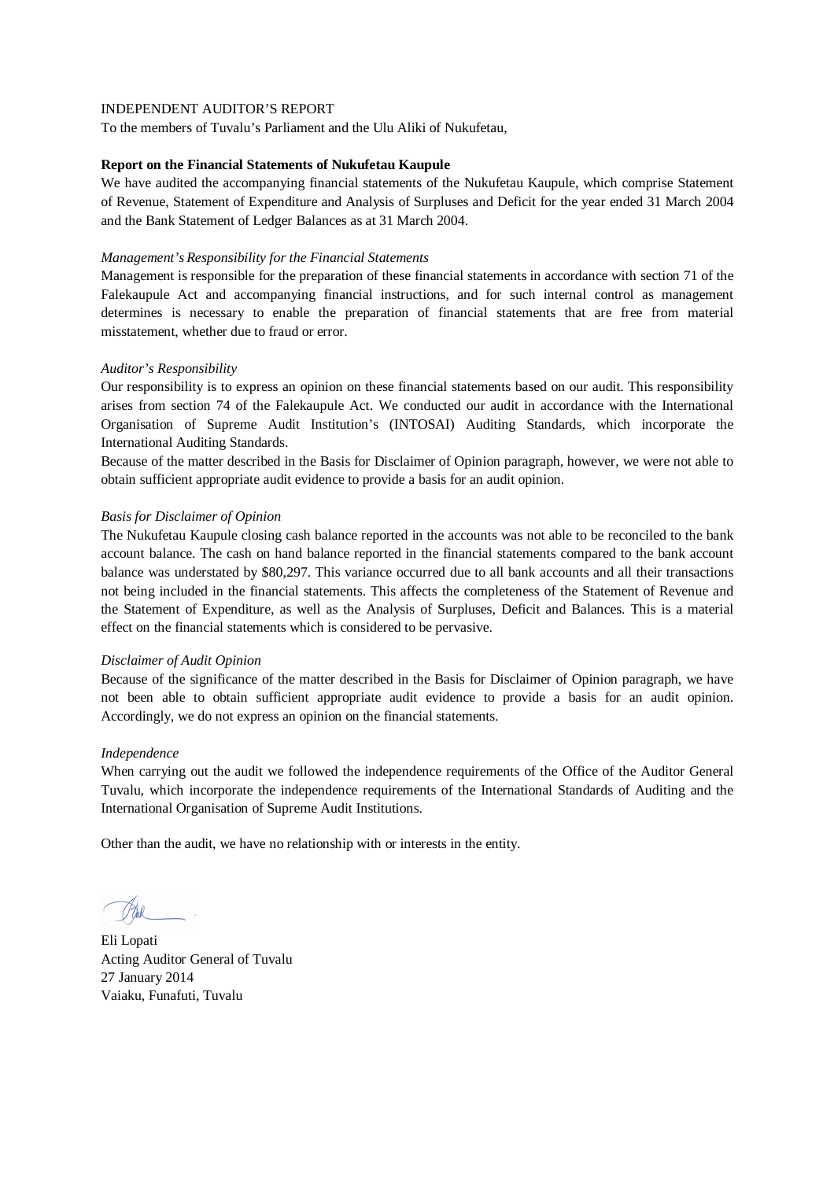INDEPENDENT AUDITOR'S REPORT

To the members of Tuvalu's Parliament and the Ulu Aliki of Nukufetau,

**Report on the Financial Statements of Nukufetau Kaupule**

We have audited the accompanying financial statements of the Nukufetau Kaupule, which comprise Statement of Revenue, Statement of Expenditure and Analysis of Surpluses and Deficit for the year ended 31 March 2004 and the Bank Statement of Ledger Balances as at 31 March 2004.

*Management's Responsibility for the Financial Statements*

Management is responsible for the preparation of these financial statements in accordance with section 71 of the Falekaupule Act and accompanying financial instructions, and for such internal control as management determines is necessary to enable the preparation of financial statements that are free from material misstatement, whether due to fraud or error.

*Auditor's Responsibility*

Our responsibility is to express an opinion on these financial statements based on our audit. This responsibility arises from section 74 of the Falekaupule Act. We conducted our audit in accordance with the International Organisation of Supreme Audit Institution's (INTOSAI) Auditing Standards, which incorporate the International Auditing Standards.

Because of the matter described in the Basis for Disclaimer of Opinion paragraph, however, we were not able to obtain sufficient appropriate audit evidence to provide a basis for an audit opinion.

*Basis for Disclaimer of Opinion*

The Nukufetau Kaupule closing cash balance reported in the accounts was not able to be reconciled to the bank account balance. The cash on hand balance reported in the financial statements compared to the bank account balance was understated by $80,297. This variance occurred due to all bank accounts and all their transactions not being included in the financial statements. This affects the completeness of the Statement of Revenue and the Statement of Expenditure, as well as the Analysis of Surpluses, Deficit and Balances. This is a material effect on the financial statements which is considered to be pervasive.

*Disclaimer of Audit Opinion*

Because of the significance of the matter described in the Basis for Disclaimer of Opinion paragraph, we have not been able to obtain sufficient appropriate audit evidence to provide a basis for an audit opinion. Accordingly, we do not express an opinion on the financial statements.

*Independence*

When carrying out the audit we followed the independence requirements of the Office of the Auditor General Tuvalu, which incorporate the independence requirements of the International Standards of Auditing and the International Organisation of Supreme Audit Institutions.

Other than the audit, we have no relationship with or interests in the entity.

Eli Lopati
Acting Auditor General of Tuvalu
27 January 2014
Vaiaku, Funafuti, Tuvalu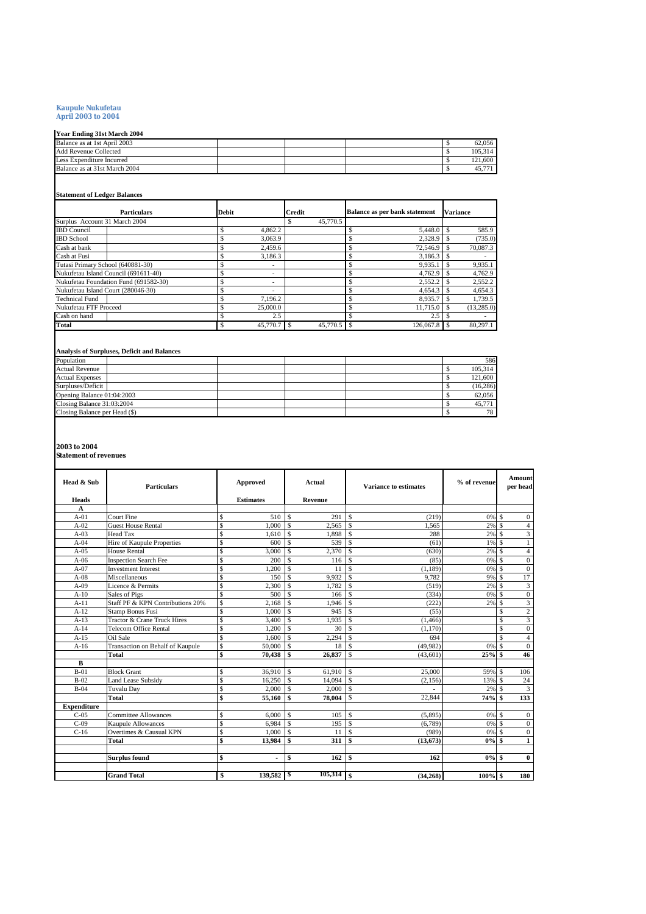**Kaupule Nukufetau**
**April 2003 to 2004**

**Year Ending 31st March 2004**

| | |
|---|---|
| Balance as at 1st April 2003 | $ 62,056 |
| Add Revenue Collected | $ 105,314 |
| Less Expenditure Incurred | $ 121,600 |
| Balance as at 31st March 2004 | $ 45,771 |

**Statement of Ledger Balances**

| Particulars | Debit | Credit | Balance as per bank statement | Variance |
|---|---|---|---|---|
| Surplus Account 31 March 2004 | | $ 45,770.5 | | |
| IBD Council | $ 4,862.2 | | $ 5,448.0 | $ 585.9 |
| IBD School | $ 3,063.9 | | $ 2,328.9 | $ (735.0) |
| Cash at bank | $ 2,459.6 | | $ 72,546.9 | $ 70,087.3 |
| Cash at Fusi | $ 3,186.3 | | $ 3,186.3 | $ - |
| Tutasi Primary School (640881-30) | $ - | | $ 9,935.1 | $ 9,935.1 |
| Nukufetau Island Council (691611-40) | $ - | | $ 4,762.9 | $ 4,762.9 |
| Nukufetau Foundation Fund (691582-30) | $ - | | $ 2,552.2 | $ 2,552.2 |
| Nukufetau Island Court (280046-30) | $ - | | $ 4,654.3 | $ 4,654.3 |
| Technical Fund | $ 7,196.2 | | $ 8,935.7 | $ 1,739.5 |
| Nukufetau FTF Proceed | $ 25,000.0 | | $ 11,715.0 | $ (13,285.0) |
| Cash on hand | $ 2.5 | | $ 2.5 | $ - |
| **Total** | $ 45,770.7 | $ 45,770.5 | $ 126,067.8 | $ 80,297.1 |

**Analysis of Surpluses, Deficit and Balances**

| | |
|---|---|
| Population | 586 |
| Actual Revenue | $ 105,314 |
| Actual Expenses | $ 121,600 |
| Surpluses/Deficit | $ (16,286) |
| Opening Balance 01:04:2003 | $ 62,056 |
| Closing Balance 31:03:2004 | $ 45,771 |
| Closing Balance per Head ($) | $ 78 |

**2003 to 2004**
**Statement of revenues**

| Head & Sub Heads | Particulars | Approved Estimates | Actual Revenue | Variance to estimates | % of revenue | Amount per head |
|---|---|---|---|---|---|---|
| **A** | | | | | | |
| A-01 | Court Fine | $ 510 | $ 291 | $ (219) | 0% | $ 0 |
| A-02 | Guest House Rental | $ 1,000 | $ 2,565 | $ 1,565 | 2% | $ 4 |
| A-03 | Head Tax | $ 1,610 | $ 1,898 | $ 288 | 2% | $ 3 |
| A-04 | Hire of Kaupule Properties | $ 600 | $ 539 | $ (61) | 1% | $ 1 |
| A-05 | House Rental | $ 3,000 | $ 2,370 | $ (630) | 2% | $ 4 |
| A-06 | Inspection Search Fee | $ 200 | $ 116 | $ (85) | 0% | $ 0 |
| A-07 | Investment Interest | $ 1,200 | $ 11 | $ (1,189) | 0% | $ 0 |
| A-08 | Miscellaneous | $ 150 | $ 9,932 | $ 9,782 | 9% | $ 17 |
| A-09 | Licence & Permits | $ 2,300 | $ 1,782 | $ (519) | 2% | $ 3 |
| A-10 | Sales of Pigs | $ 500 | $ 166 | $ (334) | 0% | $ 0 |
| A-11 | Staff PF & KPN Contributions 20% | $ 2,168 | $ 1,946 | $ (222) | 2% | $ 3 |
| A-12 | Stamp Bonus Fusi | $ 1,000 | $ 945 | $ (55) | | $ 2 |
| A-13 | Tractor & Crane Truck Hires | $ 3,400 | $ 1,935 | $ (1,466) | | $ 3 |
| A-14 | Telecom Office Rental | $ 1,200 | $ 30 | $ (1,170) | | $ 0 |
| A-15 | Oil Sale | $ 1,600 | $ 2,294 | $ 694 | | $ 4 |
| A-16 | Transaction on Behalf of Kaupule | $ 50,000 | $ 18 | $ (49,982) | 0% | $ 0 |
| | **Total** | **$ 70,438** | **$ 26,837** | $ (43,601) | **25%** | **$ 46** |
| **B** | | | | | | |
| B-01 | Block Grant | $ 36,910 | $ 61,910 | $ 25,000 | 59% | $ 106 |
| B-02 | Land Lease Subsidy | $ 16,250 | $ 14,094 | $ (2,156) | 13% | $ 24 |
| B-04 | Tuvalu Day | $ 2,000 | $ 2,000 | $ - | 2% | $ 3 |
| | **Total** | **$ 55,160** | **$ 78,004** | $ 22,844 | **74%** | **$ 133** |
| **Expenditure** | | | | | | |
| C-05 | Committee Allowances | $ 6,000 | $ 105 | $ (5,895) | 0% | $ 0 |
| C-09 | Kaupule Allowances | $ 6,984 | $ 195 | $ (6,789) | 0% | $ 0 |
| C-16 | Overtimes & Causual KPN | $ 1,000 | $ 11 | $ (989) | 0% | $ 0 |
| | **Total** | **$ 13,984** | **$ 311** | **$ (13,673)** | **0%** | **$ 1** |
| | **Surplus found** | **$ -** | **$ 162** | **$ 162** | **0%** | **$ 0** |
| | **Grand Total** | **$ 139,582** | **$ 105,314** | **$ (34,268)** | **100%** | **$ 180** |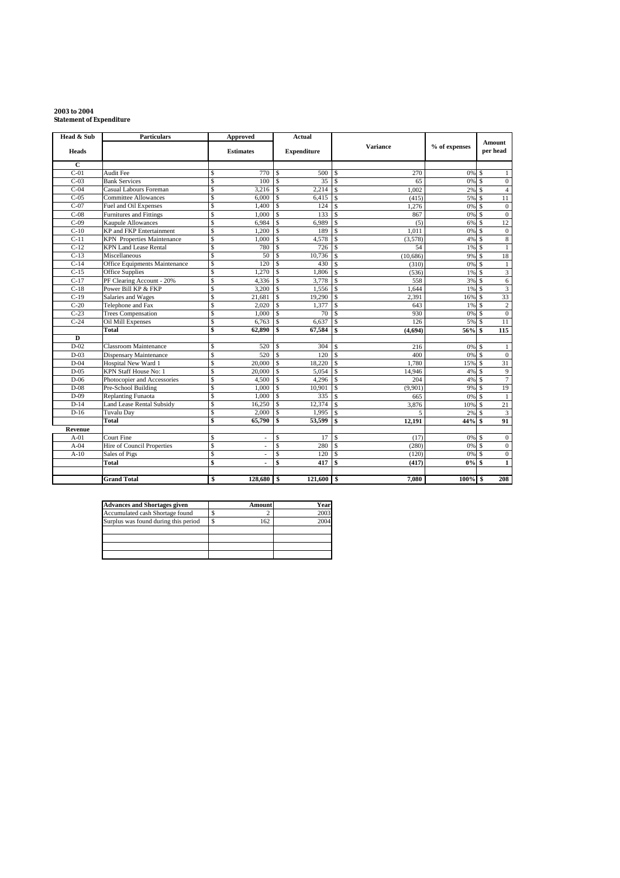**2003 to 2004**
**Statement of Expenditure**

| Head & Sub Heads | Particulars | Approved Estimates | Actual Expenditure | Variance | % of expenses | Amount per head |
|---|---|---|---|---|---|---|
| **C** | | | | | | |
| C-01 | Audit Fee | $ 770 | $ 500 | $ 270 | 0% | $ 1 |
| C-03 | Bank Services | $ 100 | $ 35 | $ 65 | 0% | $ 0 |
| C-04 | Casual Labours Foreman | $ 3,216 | $ 2,214 | $ 1,002 | 2% | $ 4 |
| C-05 | Committee Allowances | $ 6,000 | $ 6,415 | $ (415) | 5% | $ 11 |
| C-07 | Fuel and Oil Expenses | $ 1,400 | $ 124 | $ 1,276 | 0% | $ 0 |
| C-08 | Furnitures and Fittings | $ 1,000 | $ 133 | $ 867 | 0% | $ 0 |
| C-09 | Kaupule Allowances | $ 6,984 | $ 6,989 | $ (5) | 6% | $ 12 |
| C-10 | KP and FKP Entertainment | $ 1,200 | $ 189 | $ 1,011 | 0% | $ 0 |
| C-11 | KPN Properties Maintenance | $ 1,000 | $ 4,578 | $ (3,578) | 4% | $ 8 |
| C-12 | KPN Land Lease Rental | $ 780 | $ 726 | $ 54 | 1% | $ 1 |
| C-13 | Miscellaneous | $ 50 | $ 10,736 | $ (10,686) | 9% | $ 18 |
| C-14 | Office Equipments Maintenance | $ 120 | $ 430 | $ (310) | 0% | $ 1 |
| C-15 | Office Supplies | $ 1,270 | $ 1,806 | $ (536) | 1% | $ 3 |
| C-17 | PF Clearing Account - 20% | $ 4,336 | $ 3,778 | $ 558 | 3% | $ 6 |
| C-18 | Power Bill KP & FKP | $ 3,200 | $ 1,556 | $ 1,644 | 1% | $ 3 |
| C-19 | Salaries and Wages | $ 21,681 | $ 19,290 | $ 2,391 | 16% | $ 33 |
| C-20 | Telephone and Fax | $ 2,020 | $ 1,377 | $ 643 | 1% | $ 2 |
| C-23 | Trees Compensation | $ 1,000 | $ 70 | $ 930 | 0% | $ 0 |
| C-24 | Oil Mill Expenses | $ 6,763 | $ 6,637 | $ 126 | 5% | $ 11 |
| | **Total** | **$ 62,890** | **$ 67,584** | **$ (4,694)** | **56%** | **$ 115** |
| **D** | | | | | | |
| D-02 | Classroom Maintenance | $ 520 | $ 304 | $ 216 | 0% | $ 1 |
| D-03 | Dispensary Maintenance | $ 520 | $ 120 | $ 400 | 0% | $ 0 |
| D-04 | Hospital New Ward 1 | $ 20,000 | $ 18,220 | $ 1,780 | 15% | $ 31 |
| D-05 | KPN Staff House No: 1 | $ 20,000 | $ 5,054 | $ 14,946 | 4% | $ 9 |
| D-06 | Photocopier and Accessories | $ 4,500 | $ 4,296 | $ 204 | 4% | $ 7 |
| D-08 | Pre-School Building | $ 1,000 | $ 10,901 | $ (9,901) | 9% | $ 19 |
| D-09 | Replanting Funaota | $ 1,000 | $ 335 | $ 665 | 0% | $ 1 |
| D-14 | Land Lease Rental Subsidy | $ 16,250 | $ 12,374 | $ 3,876 | 10% | $ 21 |
| D-16 | Tuvalu Day | $ 2,000 | $ 1,995 | $ 5 | 2% | $ 3 |
| | **Total** | **$ 65,790** | **$ 53,599** | **$ 12,191** | **44%** | **$ 91** |
| **Revenue** | | | | | | |
| A-01 | Court Fine | $ - | $ 17 | $ (17) | 0% | $ 0 |
| A-04 | Hire of Council Properties | $ - | $ 280 | $ (280) | 0% | $ 0 |
| A-10 | Sales of Pigs | $ - | $ 120 | $ (120) | 0% | $ 0 |
| | **Total** | **$ -** | **$ 417** | **$ (417)** | **0%** | **$ 1** |
| | | | | | | |
| | **Grand Total** | **$ 128,680** | **$ 121,600** | **$ 7,080** | **100%** | **$ 208** |

| Advances and Shortages given | Amount | Year |
|---|---|---|
| Accumulated cash Shortage found | $ 2 | 2003 |
| Surplus was found during this period | $ 162 | 2004 |
| | | |
| | | |
| | | |
| | | |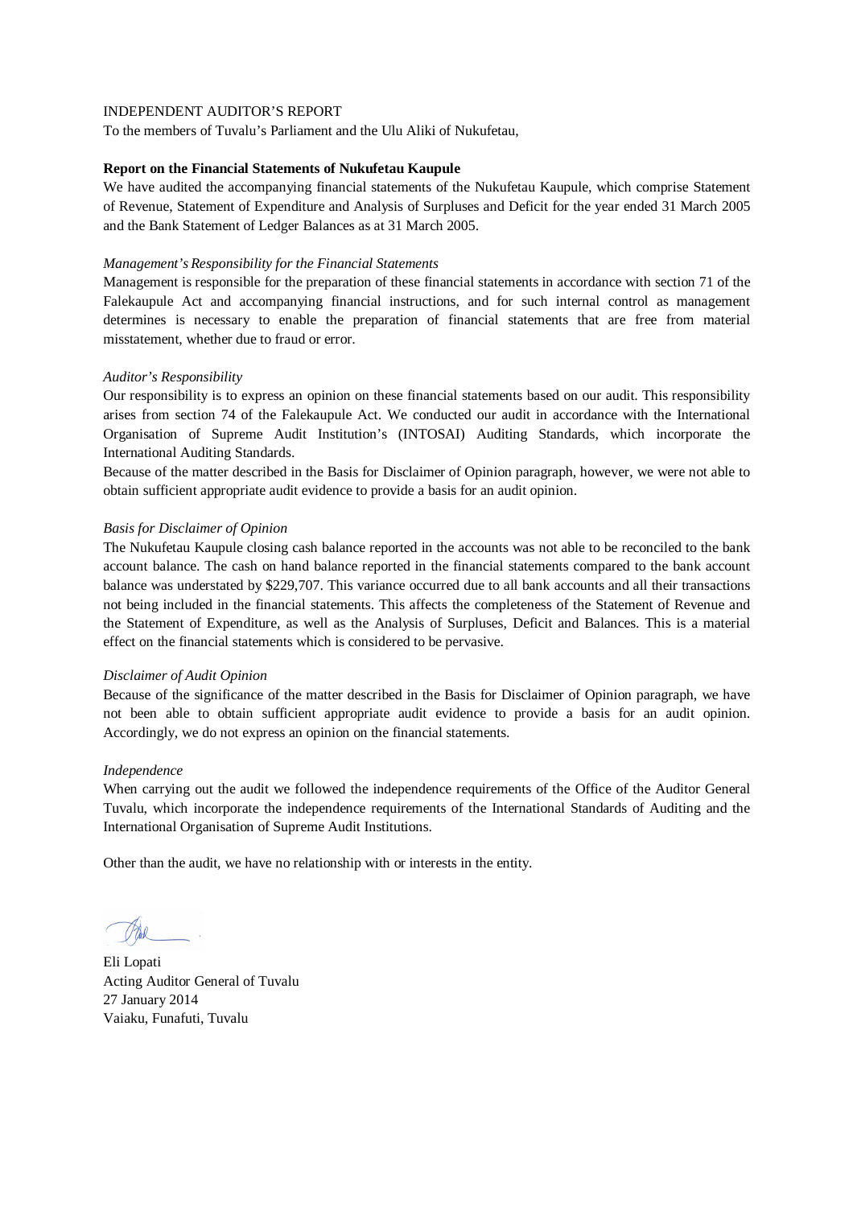INDEPENDENT AUDITOR'S REPORT

To the members of Tuvalu's Parliament and the Ulu Aliki of Nukufetau,

**Report on the Financial Statements of Nukufetau Kaupule**

We have audited the accompanying financial statements of the Nukufetau Kaupule, which comprise Statement of Revenue, Statement of Expenditure and Analysis of Surpluses and Deficit for the year ended 31 March 2005 and the Bank Statement of Ledger Balances as at 31 March 2005.

*Management's Responsibility for the Financial Statements*

Management is responsible for the preparation of these financial statements in accordance with section 71 of the Falekaupule Act and accompanying financial instructions, and for such internal control as management determines is necessary to enable the preparation of financial statements that are free from material misstatement, whether due to fraud or error.

*Auditor's Responsibility*

Our responsibility is to express an opinion on these financial statements based on our audit. This responsibility arises from section 74 of the Falekaupule Act. We conducted our audit in accordance with the International Organisation of Supreme Audit Institution's (INTOSAI) Auditing Standards, which incorporate the International Auditing Standards.

Because of the matter described in the Basis for Disclaimer of Opinion paragraph, however, we were not able to obtain sufficient appropriate audit evidence to provide a basis for an audit opinion.

*Basis for Disclaimer of Opinion*

The Nukufetau Kaupule closing cash balance reported in the accounts was not able to be reconciled to the bank account balance. The cash on hand balance reported in the financial statements compared to the bank account balance was understated by $229,707. This variance occurred due to all bank accounts and all their transactions not being included in the financial statements. This affects the completeness of the Statement of Revenue and the Statement of Expenditure, as well as the Analysis of Surpluses, Deficit and Balances. This is a material effect on the financial statements which is considered to be pervasive.

*Disclaimer of Audit Opinion*

Because of the significance of the matter described in the Basis for Disclaimer of Opinion paragraph, we have not been able to obtain sufficient appropriate audit evidence to provide a basis for an audit opinion. Accordingly, we do not express an opinion on the financial statements.

*Independence*

When carrying out the audit we followed the independence requirements of the Office of the Auditor General Tuvalu, which incorporate the independence requirements of the International Standards of Auditing and the International Organisation of Supreme Audit Institutions.

Other than the audit, we have no relationship with or interests in the entity.

Eli Lopati
Acting Auditor General of Tuvalu
27 January 2014
Vaiaku, Funafuti, Tuvalu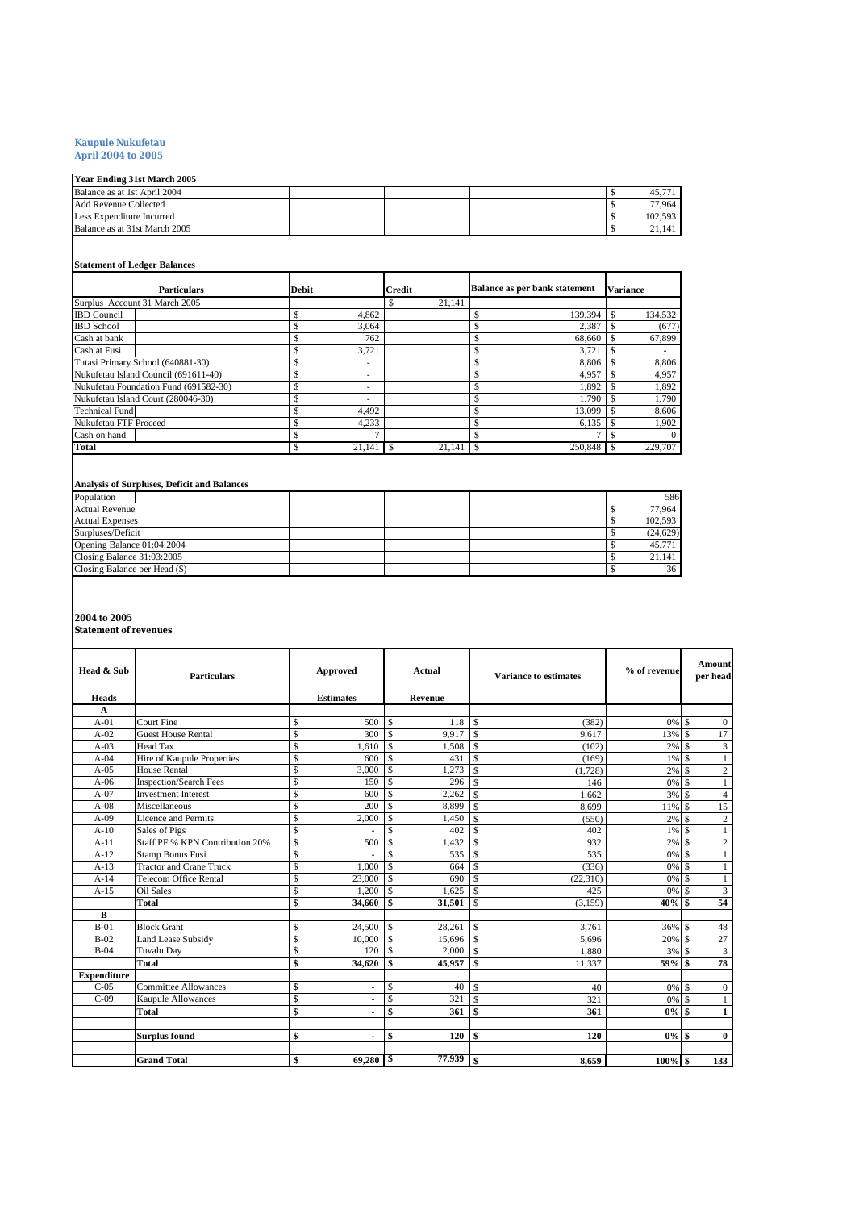**Kaupule Nukufetau**
**April 2004 to 2005**

**Year Ending 31st March 2005**

| | | | | |
|---|---|---|---|---|
| Balance as at 1st April 2004 | | | | $ 45,771 |
| Add Revenue Collected | | | | $ 77,964 |
| Less Expenditure Incurred | | | | $ 102,593 |
| Balance as at 31st March 2005 | | | | $ 21,141 |

**Statement of Ledger Balances**

| Particulars | Debit | Credit | Balance as per bank statement | Variance |
|---|---|---|---|---|
| Surplus Account 31 March 2005 | | $ 21,141 | | |
| IBD Council | $ 4,862 | | $ 139,394 | $ 134,532 |
| IBD School | $ 3,064 | | $ 2,387 | $ (677) |
| Cash at bank | $ 762 | | $ 68,660 | $ 67,899 |
| Cash at Fusi | $ 3,721 | | $ 3,721 | $ - |
| Tutasi Primary School (640881-30) | $ - | | $ 8,806 | $ 8,806 |
| Nukufetau Island Council (691611-40) | $ - | | $ 4,957 | $ 4,957 |
| Nukufetau Foundation Fund (691582-30) | $ - | | $ 1,892 | $ 1,892 |
| Nukufetau Island Court (280046-30) | $ - | | $ 1,790 | $ 1,790 |
| Technical Fund | $ 4,492 | | $ 13,099 | $ 8,606 |
| Nukufetau FTF Proceed | $ 4,233 | | $ 6,135 | $ 1,902 |
| Cash on hand | $ 7 | | $ 7 | $ 0 |
| **Total** | $ 21,141 | $ 21,141 | $ 250,848 | $ 229,707 |

**Analysis of Surpluses, Deficit and Balances**

| | | | | |
|---|---|---|---|---|
| Population | | | | 586 |
| Actual Revenue | | | | $ 77,964 |
| Actual Expenses | | | | $ 102,593 |
| Surpluses/Deficit | | | | $ (24,629) |
| Opening Balance 01:04:2004 | | | | $ 45,771 |
| Closing Balance 31:03:2005 | | | | $ 21,141 |
| Closing Balance per Head ($) | | | | $ 36 |

**2004 to 2005**
**Statement of revenues**

| Head & Sub Heads | Particulars | Approved Estimates | Actual Revenue | Variance to estimates | % of revenue | Amount per head |
|---|---|---|---|---|---|---|
| **A** | | | | | | |
| A-01 | Court Fine | $ 500 | $ 118 | $ (382) | 0% | $ 0 |
| A-02 | Guest House Rental | $ 300 | $ 9,917 | $ 9,617 | 13% | $ 17 |
| A-03 | Head Tax | $ 1,610 | $ 1,508 | $ (102) | 2% | $ 3 |
| A-04 | Hire of Kaupule Properties | $ 600 | $ 431 | $ (169) | 1% | $ 1 |
| A-05 | House Rental | $ 3,000 | $ 1,273 | $ (1,728) | 2% | $ 2 |
| A-06 | Inspection/Search Fees | $ 150 | $ 296 | $ 146 | 0% | $ 1 |
| A-07 | Investment Interest | $ 600 | $ 2,262 | $ 1,662 | 3% | $ 4 |
| A-08 | Miscellaneous | $ 200 | $ 8,899 | $ 8,699 | 11% | $ 15 |
| A-09 | Licence and Permits | $ 2,000 | $ 1,450 | $ (550) | 2% | $ 2 |
| A-10 | Sales of Pigs | $ - | $ 402 | $ 402 | 1% | $ 1 |
| A-11 | Staff PF % KPN Contribution 20% | $ 500 | $ 1,432 | $ 932 | 2% | $ 2 |
| A-12 | Stamp Bonus Fusi | $ - | $ 535 | $ 535 | 0% | $ 1 |
| A-13 | Tractor and Crane Truck | $ 1,000 | $ 664 | $ (336) | 0% | $ 1 |
| A-14 | Telecom Office Rental | $ 23,000 | $ 690 | $ (22,310) | 0% | $ 1 |
| A-15 | Oil Sales | $ 1,200 | $ 1,625 | $ 425 | 0% | $ 3 |
| | **Total** | **$ 34,660** | **$ 31,501** | $ (3,159) | **40%** | **$ 54** |
| **B** | | | | | | |
| B-01 | Block Grant | $ 24,500 | $ 28,261 | $ 3,761 | 36% | $ 48 |
| B-02 | Land Lease Subsidy | $ 10,000 | $ 15,696 | $ 5,696 | 20% | $ 27 |
| B-04 | Tuvalu Day | $ 120 | $ 2,000 | $ 1,880 | 3% | $ 3 |
| | **Total** | **$ 34,620** | **$ 45,957** | $ 11,337 | **59%** | **$ 78** |
| **Expenditure** | | | | | | |
| C-05 | Committee Allowances | $ - | $ 40 | $ 40 | 0% | $ 0 |
| C-09 | Kaupule Allowances | $ - | $ 321 | $ 321 | 0% | $ 1 |
| | **Total** | **$ -** | **$ 361** | **$ 361** | **0%** | **$ 1** |
| | | | | | | |
| | **Surplus found** | **$ -** | **$ 120** | **$ 120** | **0%** | **$ 0** |
| | | | | | | |
| | **Grand Total** | **$ 69,280** | **$ 77,939** | **$ 8,659** | **100%** | **$ 133** |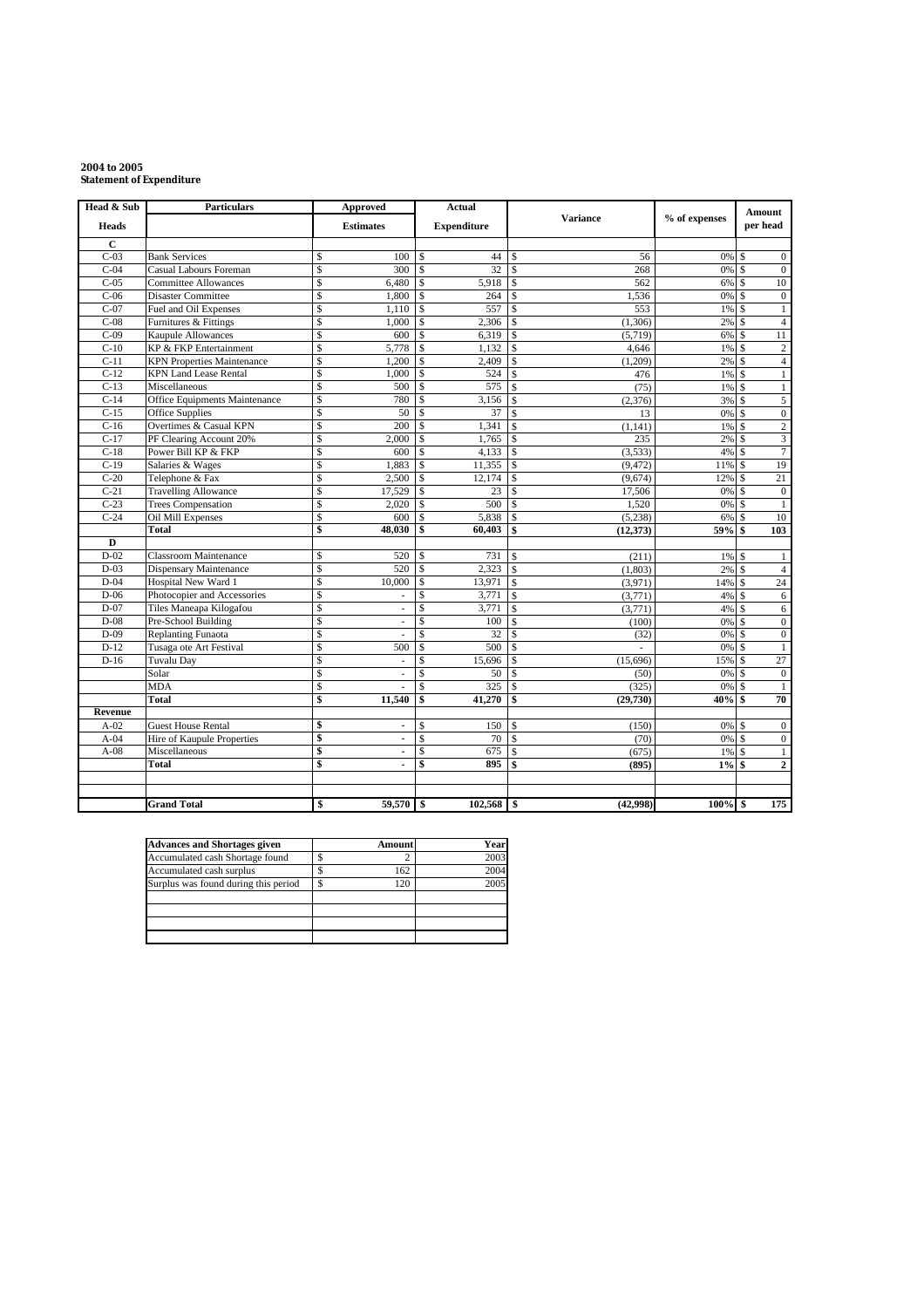**2004 to 2005**
**Statement of Expenditure**

| Head & Sub Heads | Particulars | Approved Estimates | Actual Expenditure | Variance | % of expenses | Amount per head |
|---|---|---|---|---|---|---|
| **C** | | | | | | |
| C-03 | Bank Services | $ 100 | $ 44 | $ 56 | 0% | $ 0 |
| C-04 | Casual Labours Foreman | $ 300 | $ 32 | $ 268 | 0% | $ 0 |
| C-05 | Committee Allowances | $ 6,480 | $ 5,918 | $ 562 | 6% | $ 10 |
| C-06 | Disaster Committee | $ 1,800 | $ 264 | $ 1,536 | 0% | $ 0 |
| C-07 | Fuel and Oil Expenses | $ 1,110 | $ 557 | $ 553 | 1% | $ 1 |
| C-08 | Furnitures & Fittings | $ 1,000 | $ 2,306 | $ (1,306) | 2% | $ 4 |
| C-09 | Kaupule Allowances | $ 600 | $ 6,319 | $ (5,719) | 6% | $ 11 |
| C-10 | KP & FKP Entertainment | $ 5,778 | $ 1,132 | $ 4,646 | 1% | $ 2 |
| C-11 | KPN Properties Maintenance | $ 1,200 | $ 2,409 | $ (1,209) | 2% | $ 4 |
| C-12 | KPN Land Lease Rental | $ 1,000 | $ 524 | $ 476 | 1% | $ 1 |
| C-13 | Miscellaneous | $ 500 | $ 575 | $ (75) | 1% | $ 1 |
| C-14 | Office Equipments Maintenance | $ 780 | $ 3,156 | $ (2,376) | 3% | $ 5 |
| C-15 | Office Supplies | $ 50 | $ 37 | $ 13 | 0% | $ 0 |
| C-16 | Overtimes & Casual KPN | $ 200 | $ 1,341 | $ (1,141) | 1% | $ 2 |
| C-17 | PF Clearing Account 20% | $ 2,000 | $ 1,765 | $ 235 | 2% | $ 3 |
| C-18 | Power Bill KP & FKP | $ 600 | $ 4,133 | $ (3,533) | 4% | $ 7 |
| C-19 | Salaries & Wages | $ 1,883 | $ 11,355 | $ (9,472) | 11% | $ 19 |
| C-20 | Telephone & Fax | $ 2,500 | $ 12,174 | $ (9,674) | 12% | $ 21 |
| C-21 | Travelling Allowance | $ 17,529 | $ 23 | $ 17,506 | 0% | $ 0 |
| C-23 | Trees Compensation | $ 2,020 | $ 500 | $ 1,520 | 0% | $ 1 |
| C-24 | Oil Mill Expenses | $ 600 | $ 5,838 | $ (5,238) | 6% | $ 10 |
| | **Total** | **$ 48,030** | **$ 60,403** | **$ (12,373)** | **59%** | **$ 103** |
| **D** | | | | | | |
| D-02 | Classroom Maintenance | $ 520 | $ 731 | $ (211) | 1% | $ 1 |
| D-03 | Dispensary Maintenance | $ 520 | $ 2,323 | $ (1,803) | 2% | $ 4 |
| D-04 | Hospital New Ward 1 | $ 10,000 | $ 13,971 | $ (3,971) | 14% | $ 24 |
| D-06 | Photocopier and Accessories | $ - | $ 3,771 | $ (3,771) | 4% | $ 6 |
| D-07 | Tiles Maneapa Kilogafou | $ - | $ 3,771 | $ (3,771) | 4% | $ 6 |
| D-08 | Pre-School Building | $ - | $ 100 | $ (100) | 0% | $ 0 |
| D-09 | Replanting Funaota | $ - | $ 32 | $ (32) | 0% | $ 0 |
| D-12 | Tusaga ote Art Festival | $ 500 | $ 500 | $ - | 0% | $ 1 |
| D-16 | Tuvalu Day | $ - | $ 15,696 | $ (15,696) | 15% | $ 27 |
| | Solar | $ - | $ 50 | $ (50) | 0% | $ 0 |
| | MDA | $ - | $ 325 | $ (325) | 0% | $ 1 |
| | **Total** | **$ 11,540** | **$ 41,270** | **$ (29,730)** | **40%** | **$ 70** |
| **Revenue** | | | | | | |
| A-02 | Guest House Rental | $ - | $ 150 | $ (150) | 0% | $ 0 |
| A-04 | Hire of Kaupule Properties | $ - | $ 70 | $ (70) | 0% | $ 0 |
| A-08 | Miscellaneous | $ - | $ 675 | $ (675) | 1% | $ 1 |
| | **Total** | **$ -** | **$ 895** | **$ (895)** | **1%** | **$ 2** |
| | | | | | | |
| | | | | | | |
| | **Grand Total** | **$ 59,570** | **$ 102,568** | **$ (42,998)** | **100%** | **$ 175** |

| Advances and Shortages given | Amount | Year |
|---|---|---|
| Accumulated cash Shortage found | $ 2 | 2003 |
| Accumulated cash surplus | $ 162 | 2004 |
| Surplus was found during this period | $ 120 | 2005 |
| | | |
| | | |
| | | |
| | | |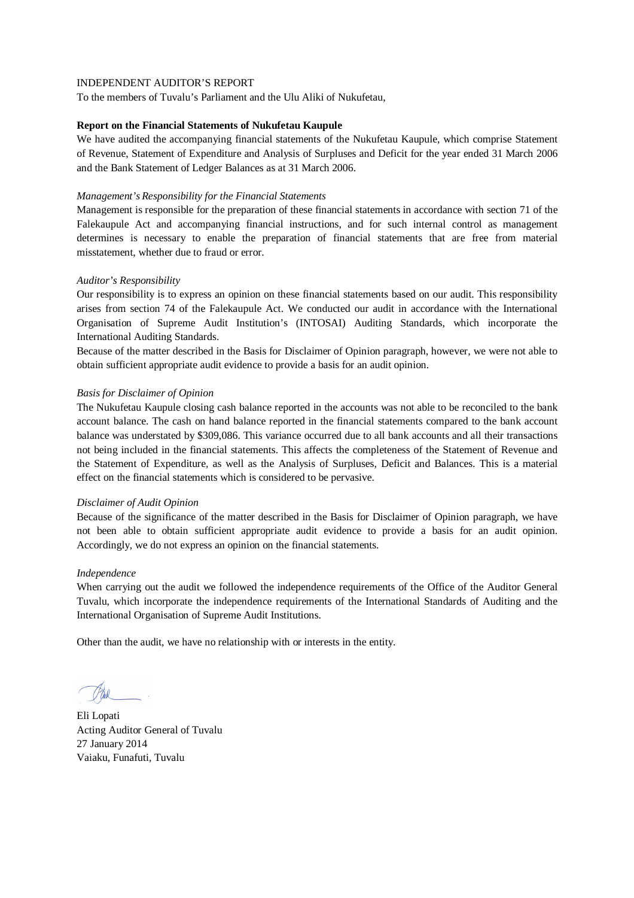INDEPENDENT AUDITOR'S REPORT

To the members of Tuvalu's Parliament and the Ulu Aliki of Nukufetau,

**Report on the Financial Statements of Nukufetau Kaupule**

We have audited the accompanying financial statements of the Nukufetau Kaupule, which comprise Statement of Revenue, Statement of Expenditure and Analysis of Surpluses and Deficit for the year ended 31 March 2006 and the Bank Statement of Ledger Balances as at 31 March 2006.

*Management's Responsibility for the Financial Statements*

Management is responsible for the preparation of these financial statements in accordance with section 71 of the Falekaupule Act and accompanying financial instructions, and for such internal control as management determines is necessary to enable the preparation of financial statements that are free from material misstatement, whether due to fraud or error.

*Auditor's Responsibility*

Our responsibility is to express an opinion on these financial statements based on our audit. This responsibility arises from section 74 of the Falekaupule Act. We conducted our audit in accordance with the International Organisation of Supreme Audit Institution's (INTOSAI) Auditing Standards, which incorporate the International Auditing Standards.

Because of the matter described in the Basis for Disclaimer of Opinion paragraph, however, we were not able to obtain sufficient appropriate audit evidence to provide a basis for an audit opinion.

*Basis for Disclaimer of Opinion*

The Nukufetau Kaupule closing cash balance reported in the accounts was not able to be reconciled to the bank account balance. The cash on hand balance reported in the financial statements compared to the bank account balance was understated by $309,086. This variance occurred due to all bank accounts and all their transactions not being included in the financial statements. This affects the completeness of the Statement of Revenue and the Statement of Expenditure, as well as the Analysis of Surpluses, Deficit and Balances. This is a material effect on the financial statements which is considered to be pervasive.

*Disclaimer of Audit Opinion*

Because of the significance of the matter described in the Basis for Disclaimer of Opinion paragraph, we have not been able to obtain sufficient appropriate audit evidence to provide a basis for an audit opinion. Accordingly, we do not express an opinion on the financial statements.

*Independence*

When carrying out the audit we followed the independence requirements of the Office of the Auditor General Tuvalu, which incorporate the independence requirements of the International Standards of Auditing and the International Organisation of Supreme Audit Institutions.

Other than the audit, we have no relationship with or interests in the entity.

Eli Lopati
Acting Auditor General of Tuvalu
27 January 2014
Vaiaku, Funafuti, Tuvalu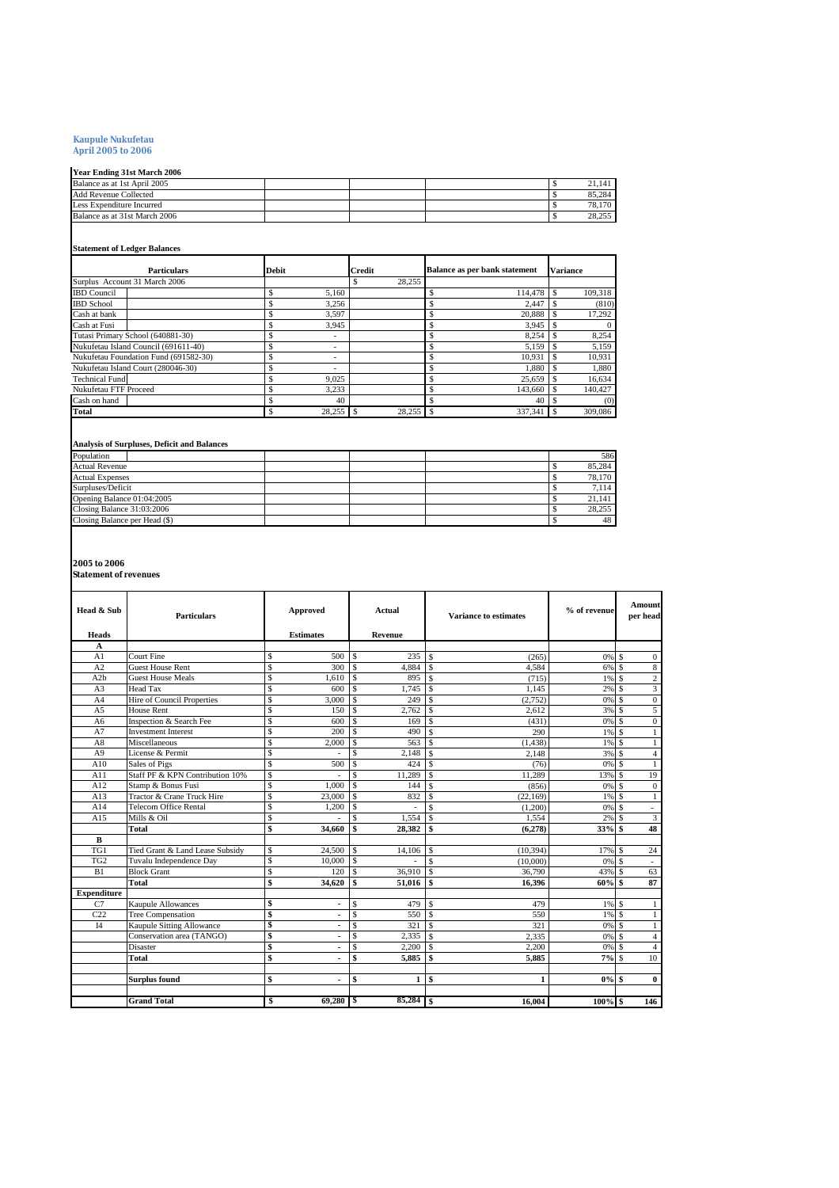**Kaupule Nukufetau**
**April 2005 to 2006**

**Year Ending 31st March 2006**

| | |
|---|---|
| Balance as at 1st April 2005 | $ 21,141 |
| Add Revenue Collected | $ 85,284 |
| Less Expenditure Incurred | $ 78,170 |
| Balance as at 31st March 2006 | $ 28,255 |

**Statement of Ledger Balances**

| Particulars | Debit | Credit | Balance as per bank statement | Variance |
|---|---|---|---|---|
| Surplus Account 31 March 2006 | | $ 28,255 | | |
| IBD Council | $ 5,160 | | $ 114,478 | $ 109,318 |
| IBD School | $ 3,256 | | $ 2,447 | $ (810) |
| Cash at bank | $ 3,597 | | $ 20,888 | $ 17,292 |
| Cash at Fusi | $ 3,945 | | $ 3,945 | $ 0 |
| Tutasi Primary School (640881-30) | $ - | | $ 8,254 | $ 8,254 |
| Nukufetau Island Council (691611-40) | $ - | | $ 5,159 | $ 5,159 |
| Nukufetau Foundation Fund (691582-30) | $ - | | $ 10,931 | $ 10,931 |
| Nukufetau Island Court (280046-30) | $ - | | $ 1,880 | $ 1,880 |
| Technical Fund | $ 9,025 | | $ 25,659 | $ 16,634 |
| Nukufetau FTF Proceed | $ 3,233 | | $ 143,660 | $ 140,427 |
| Cash on hand | $ 40 | | $ 40 | $ (0) |
| **Total** | $ 28,255 | $ 28,255 | $ 337,341 | $ 309,086 |

**Analysis of Surpluses, Deficit and Balances**

| | |
|---|---|
| Population | 586 |
| Actual Revenue | $ 85,284 |
| Actual Expenses | $ 78,170 |
| Surpluses/Deficit | $ 7,114 |
| Opening Balance 01:04:2005 | $ 21,141 |
| Closing Balance 31:03:2006 | $ 28,255 |
| Closing Balance per Head ($) | $ 48 |

**2005 to 2006**
**Statement of revenues**

| Head & Sub Heads | Particulars | Approved Estimates | Actual Revenue | Variance to estimates | % of revenue | Amount per head |
|---|---|---|---|---|---|---|
| **A** | | | | | | |
| A1 | Court Fine | $ 500 | $ 235 | $ (265) | 0% | $ 0 |
| A2 | Guest House Rent | $ 300 | $ 4,884 | $ 4,584 | 6% | $ 8 |
| A2b | Guest House Meals | $ 1,610 | $ 895 | $ (715) | 1% | $ 2 |
| A3 | Head Tax | $ 600 | $ 1,745 | $ 1,145 | 2% | $ 3 |
| A4 | Hire of Council Properties | $ 3,000 | $ 249 | $ (2,752) | 0% | $ 0 |
| A5 | House Rent | $ 150 | $ 2,762 | $ 2,612 | 3% | $ 5 |
| A6 | Inspection & Search Fee | $ 600 | $ 169 | $ (431) | 0% | $ 0 |
| A7 | Investment Interest | $ 200 | $ 490 | $ 290 | 1% | $ 1 |
| A8 | Miscellaneous | $ 2,000 | $ 563 | $ (1,438) | 1% | $ 1 |
| A9 | License & Permit | $ - | $ 2,148 | $ 2,148 | 3% | $ 4 |
| A10 | Sales of Pigs | $ 500 | $ 424 | $ (76) | 0% | $ 1 |
| A11 | Staff PF & KPN Contribution 10% | $ - | $ 11,289 | $ 11,289 | 13% | $ 19 |
| A12 | Stamp & Bonus Fusi | $ 1,000 | $ 144 | $ (856) | 0% | $ 0 |
| A13 | Tractor & Crane Truck Hire | $ 23,000 | $ 832 | $ (22,169) | 1% | $ 1 |
| A14 | Telecom Office Rental | $ 1,200 | $ - | $ (1,200) | 0% | $ - |
| A15 | Mills & Oil | $ - | $ 1,554 | $ 1,554 | 2% | $ 3 |
| | **Total** | **$ 34,660** | **$ 28,382** | **$ (6,278)** | **33%** | **$ 48** |
| **B** | | | | | | |
| TG1 | Tied Grant & Land Lease Subsidy | $ 24,500 | $ 14,106 | $ (10,394) | 17% | $ 24 |
| TG2 | Tuvalu Independence Day | $ 10,000 | $ - | $ (10,000) | 0% | $ - |
| B1 | Block Grant | $ 120 | $ 36,910 | $ 36,790 | 43% | $ 63 |
| | **Total** | **$ 34,620** | **$ 51,016** | **$ 16,396** | **60%** | **$ 87** |
| **Expenditure** | | | | | | |
| C7 | Kaupule Allowances | $ - | $ 479 | $ 479 | 1% | $ 1 |
| C22 | Tree Compensation | $ - | $ 550 | $ 550 | 1% | $ 1 |
| I4 | Kaupule Sitting Allowance | $ - | $ 321 | $ 321 | 0% | $ 1 |
| | Conservation area (TANGO) | $ - | $ 2,335 | $ 2,335 | 0% | $ 4 |
| | Disaster | $ - | $ 2,200 | $ 2,200 | 0% | $ 4 |
| | **Total** | **$ -** | **$ 5,885** | **$ 5,885** | **7%** | $ 10 |
| | | | | | | |
| | **Surplus found** | **$ -** | **$ 1** | **$ 1** | **0%** | **$ 0** |
| | | | | | | |
| | **Grand Total** | **$ 69,280** | **$ 85,284** | **$ 16,004** | **100%** | **$ 146** |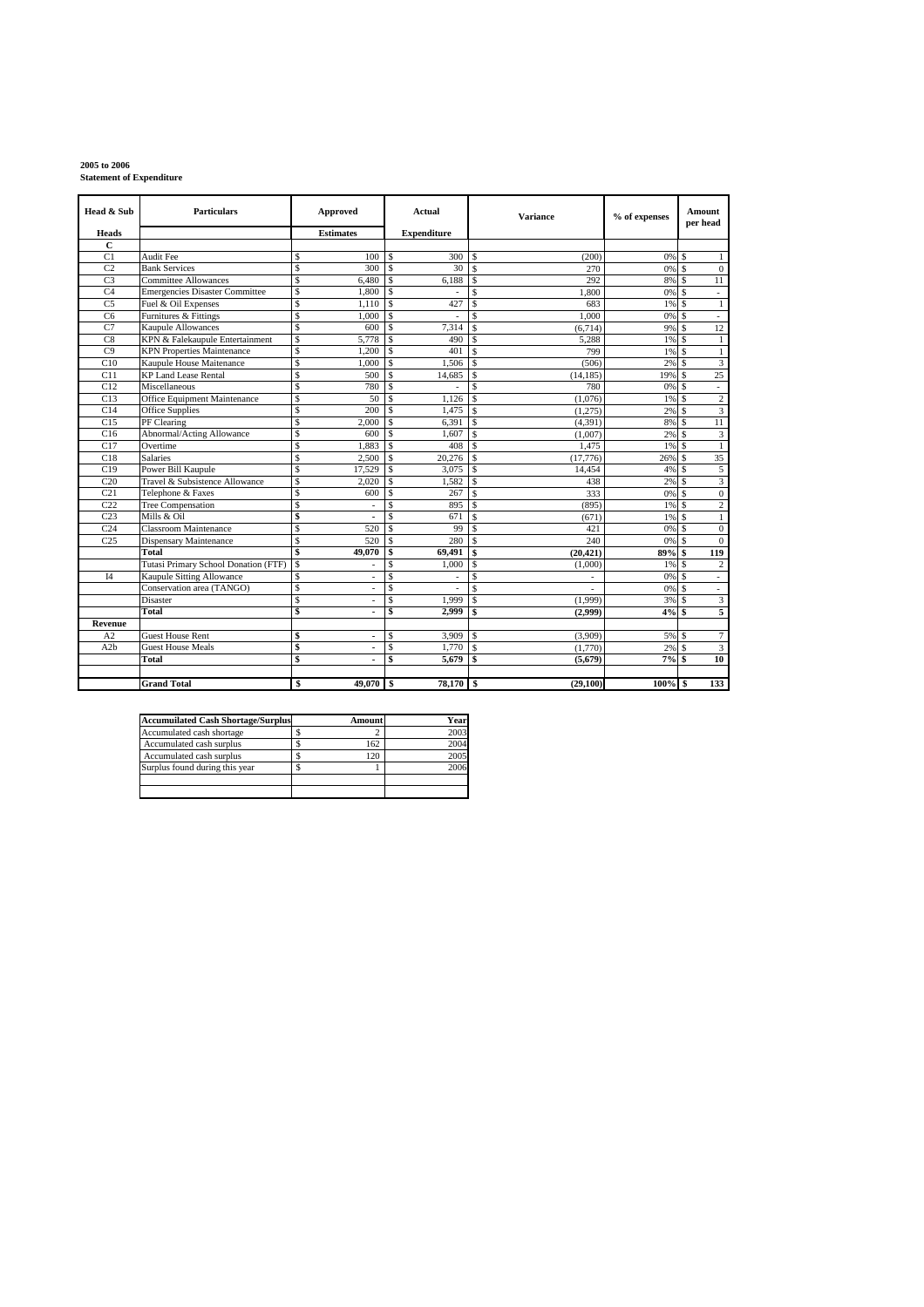**2005 to 2006**
**Statement of Expenditure**

| Head & Sub Heads | Particulars | Approved Estimates | Actual Expenditure | Variance | % of expenses | Amount per head |
|---|---|---|---|---|---|---|
| **C** | | | | | | |
| C1 | Audit Fee | $ 100 | $ 300 | $ (200) | 0% | $ 1 |
| C2 | Bank Services | $ 300 | $ 30 | $ 270 | 0% | $ 0 |
| C3 | Committee Allowances | $ 6,480 | $ 6,188 | $ 292 | 8% | $ 11 |
| C4 | Emergencies Disaster Committee | $ 1,800 | $ - | $ 1,800 | 0% | $ - |
| C5 | Fuel & Oil Expenses | $ 1,110 | $ 427 | $ 683 | 1% | $ 1 |
| C6 | Furnitures & Fittings | $ 1,000 | $ - | $ 1,000 | 0% | $ - |
| C7 | Kaupule Allowances | $ 600 | $ 7,314 | $ (6,714) | 9% | $ 12 |
| C8 | KPN & Falekaupule Entertainment | $ 5,778 | $ 490 | $ 5,288 | 1% | $ 1 |
| C9 | KPN Properties Maintenance | $ 1,200 | $ 401 | $ 799 | 1% | $ 1 |
| C10 | Kaupule House Maitenance | $ 1,000 | $ 1,506 | $ (506) | 2% | $ 3 |
| C11 | KP Land Lease Rental | $ 500 | $ 14,685 | $ (14,185) | 19% | $ 25 |
| C12 | Miscellaneous | $ 780 | $ - | $ 780 | 0% | $ - |
| C13 | Office Equipment Maintenance | $ 50 | $ 1,126 | $ (1,076) | 1% | $ 2 |
| C14 | Office Supplies | $ 200 | $ 1,475 | $ (1,275) | 2% | $ 3 |
| C15 | PF Clearing | $ 2,000 | $ 6,391 | $ (4,391) | 8% | $ 11 |
| C16 | Abnormal/Acting Allowance | $ 600 | $ 1,607 | $ (1,007) | 2% | $ 3 |
| C17 | Overtime | $ 1,883 | $ 408 | $ 1,475 | 1% | $ 1 |
| C18 | Salaries | $ 2,500 | $ 20,276 | $ (17,776) | 26% | $ 35 |
| C19 | Power Bill Kaupule | $ 17,529 | $ 3,075 | $ 14,454 | 4% | $ 5 |
| C20 | Travel & Subsistence Allowance | $ 2,020 | $ 1,582 | $ 438 | 2% | $ 3 |
| C21 | Telephone & Faxes | $ 600 | $ 267 | $ 333 | 0% | $ 0 |
| C22 | Tree Compensation | $ - | $ 895 | $ (895) | 1% | $ 2 |
| C23 | Mills & Oil | $ - | $ 671 | $ (671) | 1% | $ 1 |
| C24 | Classroom Maintenance | $ 520 | $ 99 | $ 421 | 0% | $ 0 |
| C25 | Dispensary Maintenance | $ 520 | $ 280 | $ 240 | 0% | $ 0 |
| | **Total** | **$ 49,070** | **$ 69,491** | **$ (20,421)** | **89%** | **$ 119** |
| | Tutasi Primary School Donation (FTF) | $ - | $ 1,000 | $ (1,000) | 1% | $ 2 |
| I4 | Kaupule Sitting Allowance | $ - | $ - | $ - | 0% | $ - |
| | Conservation area (TANGO) | $ - | $ - | $ - | 0% | $ - |
| | Disaster | $ - | $ 1,999 | $ (1,999) | 3% | $ 3 |
| | **Total** | **$ -** | **$ 2,999** | **$ (2,999)** | **4%** | **$ 5** |
| **Revenue** | | | | | | |
| A2 | Guest House Rent | $ - | $ 3,909 | $ (3,909) | 5% | $ 7 |
| A2b | Guest House Meals | $ - | $ 1,770 | $ (1,770) | 2% | $ 3 |
| | **Total** | **$ -** | **$ 5,679** | **$ (5,679)** | **7%** | **$ 10** |
| | **Grand Total** | **$ 49,070** | **$ 78,170** | **$ (29,100)** | **100%** | **$ 133** |

| Accumuilated Cash Shortage/Surplus | Amount | Year |
|---|---|---|
| Accumulated cash shortage | $ 2 | 2003 |
| Accumulated cash surplus | $ 162 | 2004 |
| Accumulated cash surplus | $ 120 | 2005 |
| Surplus found during this year | $ 1 | 2006 |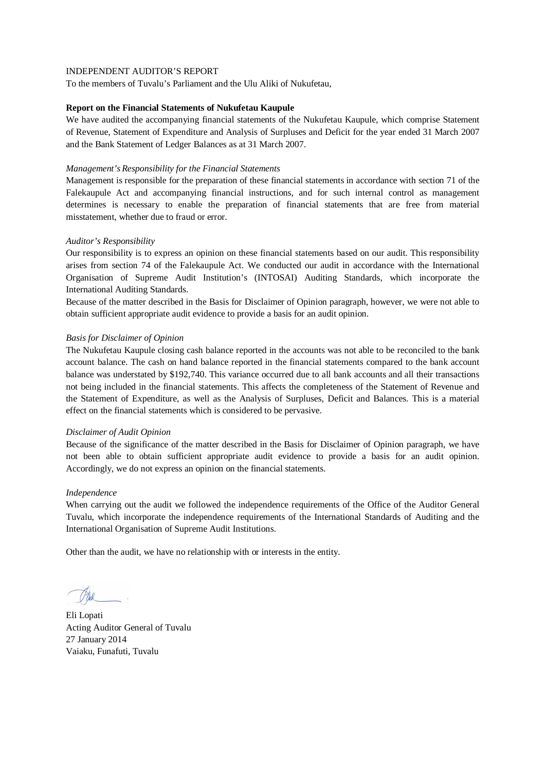INDEPENDENT AUDITOR'S REPORT

To the members of Tuvalu's Parliament and the Ulu Aliki of Nukufetau,

**Report on the Financial Statements of Nukufetau Kaupule**

We have audited the accompanying financial statements of the Nukufetau Kaupule, which comprise Statement of Revenue, Statement of Expenditure and Analysis of Surpluses and Deficit for the year ended 31 March 2007 and the Bank Statement of Ledger Balances as at 31 March 2007.

*Management's Responsibility for the Financial Statements*

Management is responsible for the preparation of these financial statements in accordance with section 71 of the Falekaupule Act and accompanying financial instructions, and for such internal control as management determines is necessary to enable the preparation of financial statements that are free from material misstatement, whether due to fraud or error.

*Auditor's Responsibility*

Our responsibility is to express an opinion on these financial statements based on our audit. This responsibility arises from section 74 of the Falekaupule Act. We conducted our audit in accordance with the International Organisation of Supreme Audit Institution's (INTOSAI) Auditing Standards, which incorporate the International Auditing Standards.

Because of the matter described in the Basis for Disclaimer of Opinion paragraph, however, we were not able to obtain sufficient appropriate audit evidence to provide a basis for an audit opinion.

*Basis for Disclaimer of Opinion*

The Nukufetau Kaupule closing cash balance reported in the accounts was not able to be reconciled to the bank account balance. The cash on hand balance reported in the financial statements compared to the bank account balance was understated by $192,740. This variance occurred due to all bank accounts and all their transactions not being included in the financial statements. This affects the completeness of the Statement of Revenue and the Statement of Expenditure, as well as the Analysis of Surpluses, Deficit and Balances. This is a material effect on the financial statements which is considered to be pervasive.

*Disclaimer of Audit Opinion*

Because of the significance of the matter described in the Basis for Disclaimer of Opinion paragraph, we have not been able to obtain sufficient appropriate audit evidence to provide a basis for an audit opinion. Accordingly, we do not express an opinion on the financial statements.

*Independence*

When carrying out the audit we followed the independence requirements of the Office of the Auditor General Tuvalu, which incorporate the independence requirements of the International Standards of Auditing and the International Organisation of Supreme Audit Institutions.

Other than the audit, we have no relationship with or interests in the entity.

Eli Lopati
Acting Auditor General of Tuvalu
27 January 2014
Vaiaku, Funafuti, Tuvalu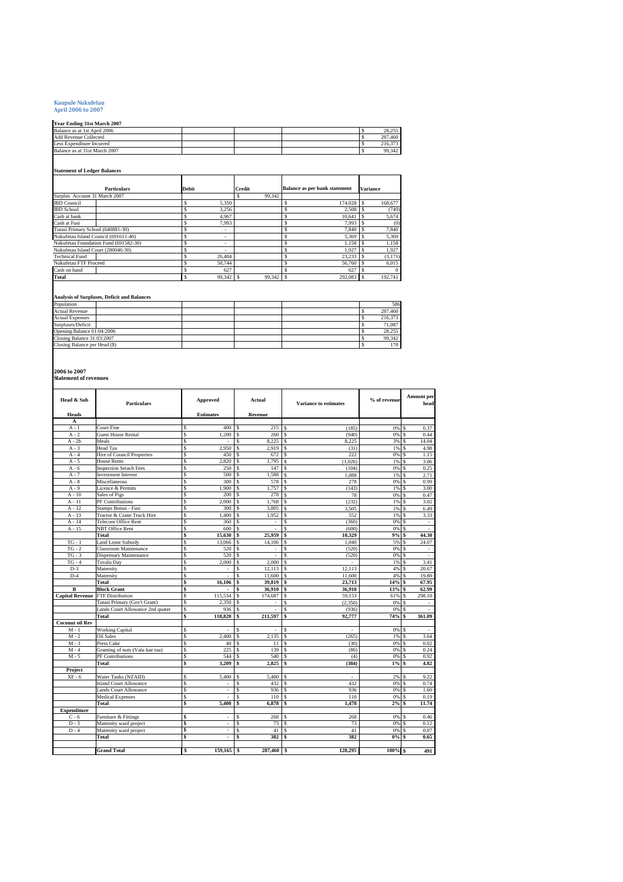**Kaupule Nukufetau**
**April 2006 to 2007**

**Year Ending 31st March 2007**

| | |
|---|---|
| Balance as at 1st April 2006 | $ 28,255 |
| Add Revenue Collected | $ 287,460 |
| Less Expenditure Incurred | $ 216,373 |
| Balance as at 31st March 2007 | $ 99,342 |

**Statement of Ledger Balances**

| Particulars | Debit | Credit | Balance as per bank statement | Variance |
|---|---|---|---|---|
| Surplus Account 31 March 2007 | | $ 99,342 | | |
| IBD Council | $ 5,350 | | $ 174,028 | $ 168,677 |
| IBD School | $ 3,256 | | $ 2,508 | $ (749) |
| Cash at bank | $ 4,967 | | $ 10,641 | $ 5,674 |
| Cash at Fusi | $ 7,993 | | $ 7,993 | $ (0) |
| Tutasi Primary School (640881-30) | $ - | | $ 7,840 | $ 7,840 |
| Nukufetau Island Council (691611-40) | $ - | | $ 5,369 | $ 5,369 |
| Nukufetau Foundation Fund (691582-30) | $ - | | $ 1,158 | $ 1,158 |
| Nukufetau Island Court (280046-30) | $ - | | $ 1,927 | $ 1,927 |
| Technical Fund | $ 26,404 | | $ 23,233 | $ (3,171) |
| Nukufetau FTF Proceed | $ 50,744 | | $ 56,760 | $ 6,015 |
| Cash on hand | $ 627 | | $ 627 | $ 0 |
| **Total** | $ 99,342 | $ 99,342 | $ 292,083 | $ 192,741 |

**Analysis of Surpluses, Deficit and Balances**

| | |
|---|---|
| Population | 586 |
| Actual Revenue | $ 287,460 |
| Actual Expenses | $ 216,373 |
| Surpluses/Deficit | $ 71,087 |
| Opening Balance 01:04:2006 | $ 28,255 |
| Closing Balance 31:03:2007 | $ 99,342 |
| Closing Balance per Head ($) | $ 170 |

**2006 to 2007**
**Statement of revenues**

| Head & Sub Heads | Particulars | Approved Estimates | Actual Revenue | Variance to estimates | % of revenue | Amount per head |
|---|---|---|---|---|---|---|
| **A** | | | | | | |
| A - 1 | Court Fine | $ 400 | $ 215 | $ (185) | 0% | $ 0.37 |
| A - 2 | Guest House Rental | $ 1,200 | $ 260 | $ (940) | 0% | $ 0.44 |
| A - 2b | Meals | $ - | $ 8,225 | $ 8,225 | 3% | $ 14.04 |
| A - 3 | Head Tax | $ 2,950 | $ 2,919 | $ (31) | 1% | $ 4.98 |
| A - 4 | Hire of Council Properties | $ 450 | $ 672 | $ 222 | 0% | $ 1.15 |
| A - 5 | House Rents | $ 2,820 | $ 1,795 | $ (1,026) | 1% | $ 3.06 |
| A - 6 | Inspection Serach Fees | $ 250 | $ 147 | $ (104) | 0% | $ 0.25 |
| A - 7 | Investment Interest | $ 500 | $ 1,588 | $ 1,088 | 1% | $ 2.71 |
| A - 8 | Miscellaneous | $ 300 | $ 578 | $ 278 | 0% | $ 0.99 |
| A - 9 | Licence & Permits | $ 1,900 | $ 1,757 | $ (143) | 1% | $ 3.00 |
| A - 10 | Sales of Pigs | $ 200 | $ 278 | $ 78 | 0% | $ 0.47 |
| A - 11 | PF Contributions | $ 2,000 | $ 1,768 | $ (232) | 1% | $ 3.02 |
| A - 12 | Stamps Bonus - Fusi | $ 300 | $ 3,805 | $ 3,505 | 1% | $ 6.49 |
| A - 13 | Tractor & Crane Truck Hire | $ 1,400 | $ 1,952 | $ 552 | 1% | $ 3.33 |
| A - 14 | Telecom Office Rent | $ 360 | $ - | $ (360) | 0% | $ - |
| A - 15 | NBT Office Rent | $ 600 | $ - | $ (600) | 0% | $ - |
| | **Total** | **$ 15,630** | **$ 25,959** | **$ 10,329** | **9%** | **$ 44.30** |
| TG - 1 | Land Lease Subsidy | $ 13,066 | $ 14,106 | $ 1,040 | 5% | $ 24.07 |
| TG - 2 | Classroom Maintenance | $ 520 | $ - | $ (520) | 0% | $ - |
| TG - 3 | Dispensary Maintenance | $ 520 | $ - | $ (520) | 0% | $ - |
| TG - 4 | Tuvalu Day | $ 2,000 | $ 2,000 | $ - | 1% | $ 3.41 |
| D-3 | Maternity | $ - | $ 12,113 | $ 12,113 | 4% | $ 20.67 |
| D-4 | Maternity | $ - | $ 11,600 | $ 11,600 | 4% | $ 19.80 |
| | **Total** | **$ 16,106** | **$ 39,819** | **$ 23,713** | **14%** | **$ 67.95** |
| **B** | **Block Grant** | **$ -** | **$ 36,910** | **$ 36,910** | **13%** | **$ 62.99** |
| **Capital Revenue** | FTF Distribution | $ 115,534 | $ 174,687 | $ 59,153 | 61% | $ 298.10 |
| | Tutasi Primary (Gov't Grant) | $ 2,350 | $ - | $ (2,350) | 0% | $ - |
| | Lands Court Allowance 2nd quater | $ 936 | $ - | $ (936) | 0% | $ - |
| | **Total** | **$ 118,820** | **$ 211,597** | **$ 92,777** | **74%** | **$ 361.09** |
| **Coconut oil Rev** | | | | | | |
| M - 1 | Working Capital | $ - | $ - | $ - | 0% | $ - |
| M - 2 | Oil Sales | $ 2,400 | $ 2,135 | $ (265) | 1% | $ 3.64 |
| M - 3 | Press Cake | $ 40 | $ 11 | $ (30) | 0% | $ 0.02 |
| M - 4 | Granting of nuts (Valu kae tau) | $ 225 | $ 139 | $ (86) | 0% | $ 0.24 |
| M - 5 | PF Contributions | $ 544 | $ 540 | $ (4) | 0% | $ 0.92 |
| | **Total** | **$ 3,209** | **$ 2,825** | **$ (384)** | **1%** | **$ 4.82** |
| **Project** | | | | | | |
| XF - 6 | Water Tanks (NZAID) | $ 5,400 | $ 5,400 | $ - | 2% | $ 9.22 |
| | Island Court Allowance | $ - | $ 432 | $ 432 | 0% | $ 0.74 |
| | Lands Court Allowance | $ - | $ 936 | $ 936 | 0% | $ 1.60 |
| | Medical Expenses | $ - | $ 110 | $ 110 | 0% | $ 0.19 |
| | **Total** | **$ 5,400** | **$ 6,878** | **$ 1,478** | **2%** | **$ 11.74** |
| **Expenditure** | | | | | | |
| C - 6 | Furniture & Fittings | $ - | $ 268 | $ 268 | 0% | $ 0.46 |
| D - 3 | Maternity ward project | $ - | $ 73 | $ 73 | 0% | $ 0.12 |
| D - 4 | Maternity ward project | $ - | $ 41 | $ 41 | 0% | $ 0.07 |
| | **Total** | **$ -** | **$ 382** | **$ 382** | **0%** | **$ 0.65** |
| | **Grand Total** | **$ 159,165** | **$ 287,460** | **$ 128,295** | **100%** | **$ 491** |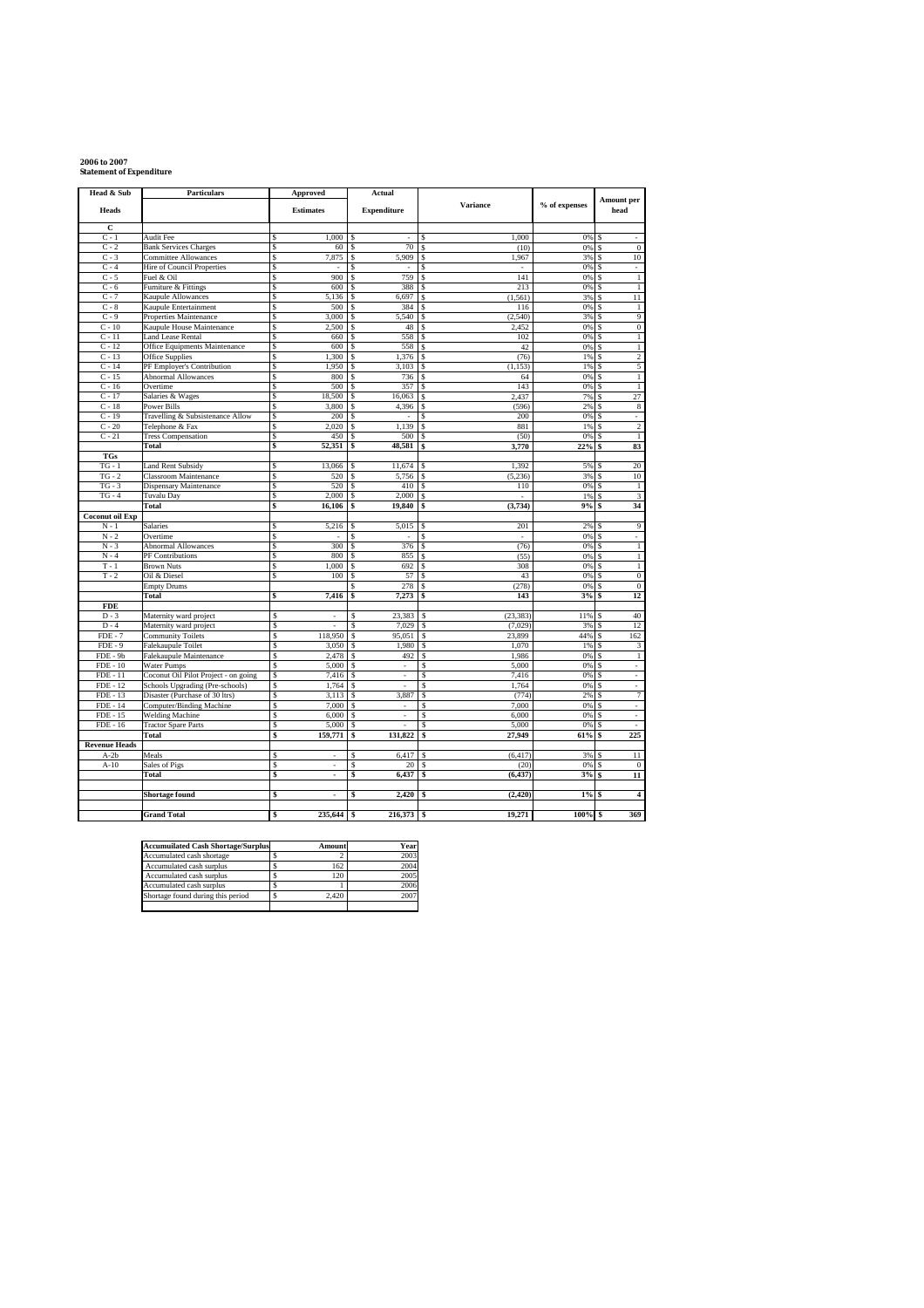**2006 to 2007**
**Statement of Expenditure**

| Head & Sub Heads | Particulars | Approved Estimates | Actual Expenditure | Variance | % of expenses | Amount per head |
|---|---|---|---|---|---|---|
| **C** | | | | | | |
| C - 1 | Audit Fee | $ 1,000 | $ - | $ 1,000 | 0% | $ - |
| C - 2 | Bank Services Charges | $ 60 | $ 70 | $ (10) | 0% | $ 0 |
| C - 3 | Committee Allowances | $ 7,875 | $ 5,909 | $ 1,967 | 3% | $ 10 |
| C - 4 | Hire of Council Properties | $ - | $ - | $ - | 0% | $ - |
| C - 5 | Fuel & Oil | $ 900 | $ 759 | $ 141 | 0% | $ 1 |
| C - 6 | Furniture & Fittings | $ 600 | $ 388 | $ 213 | 0% | $ 1 |
| C - 7 | Kaupule Allowances | $ 5,136 | $ 6,697 | $ (1,561) | 3% | $ 11 |
| C - 8 | Kaupule Entertainment | $ 500 | $ 384 | $ 116 | 0% | $ 1 |
| C - 9 | Properties Maintenance | $ 3,000 | $ 5,540 | $ (2,540) | 3% | $ 9 |
| C - 10 | Kaupule House Maintenance | $ 2,500 | $ 48 | $ 2,452 | 0% | $ 0 |
| C - 11 | Land Lease Rental | $ 660 | $ 558 | $ 102 | 0% | $ 1 |
| C - 12 | Office Equipments Maintenance | $ 600 | $ 558 | $ 42 | 0% | $ 1 |
| C - 13 | Office Supplies | $ 1,300 | $ 1,376 | $ (76) | 1% | $ 2 |
| C - 14 | PF Employer's Contribution | $ 1,950 | $ 3,103 | $ (1,153) | 1% | $ 5 |
| C - 15 | Abnormal Allowances | $ 800 | $ 736 | $ 64 | 0% | $ 1 |
| C - 16 | Overtime | $ 500 | $ 357 | $ 143 | 0% | $ 1 |
| C - 17 | Salaries & Wages | $ 18,500 | $ 16,063 | $ 2,437 | 7% | $ 27 |
| C - 18 | Power Bills | $ 3,800 | $ 4,396 | $ (596) | 2% | $ 8 |
| C - 19 | Travelling & Subsistenance Allow | $ 200 | $ - | $ 200 | 0% | $ - |
| C - 20 | Telephone & Fax | $ 2,020 | $ 1,139 | $ 881 | 1% | $ 2 |
| C - 21 | Tress Compensation | $ 450 | $ 500 | $ (50) | 0% | $ 1 |
| | **Total** | **$ 52,351** | **$ 48,581** | **$ 3,770** | **22%** | **$ 83** |
| **TGs** | | | | | | |
| TG - 1 | Land Rent Subsidy | $ 13,066 | $ 11,674 | $ 1,392 | 5% | $ 20 |
| TG - 2 | Classroom Maintenance | $ 520 | $ 5,756 | $ (5,236) | 3% | $ 10 |
| TG - 3 | Dispensary Maintenance | $ 520 | $ 410 | $ 110 | 0% | $ 1 |
| TG - 4 | Tuvalu Day | $ 2,000 | $ 2,000 | $ - | 1% | $ 3 |
| | **Total** | **$ 16,106** | **$ 19,840** | **$ (3,734)** | **9%** | **$ 34** |
| **Coconut oil Exp** | | | | | | |
| N - 1 | Salaries | $ 5,216 | $ 5,015 | $ 201 | 2% | $ 9 |
| N - 2 | Overtime | $ - | $ - | $ - | 0% | $ - |
| N - 3 | Abnormal Allowances | $ 300 | $ 376 | $ (76) | 0% | $ 1 |
| N - 4 | PF Contributions | $ 800 | $ 855 | $ (55) | 0% | $ 1 |
| T - 1 | Brown Nuts | $ 1,000 | $ 692 | $ 308 | 0% | $ 1 |
| T - 2 | Oil & Diesel | $ 100 | $ 57 | $ 43 | 0% | $ 0 |
| | Empty Drums | | $ 278 | $ (278) | 0% | $ 0 |
| | **Total** | **$ 7,416** | **$ 7,273** | **$ 143** | **3%** | **$ 12** |
| **FDE** | | | | | | |
| D - 3 | Maternity ward project | $ - | $ 23,383 | $ (23,383) | 11% | $ 40 |
| D - 4 | Maternity ward project | $ - | $ 7,029 | $ (7,029) | 3% | $ 12 |
| FDE - 7 | Community Toilets | $ 118,950 | $ 95,051 | $ 23,899 | 44% | $ 162 |
| FDE - 9 | Falekaupule Toilet | $ 3,050 | $ 1,980 | $ 1,070 | 1% | $ 3 |
| FDE - 9b | Falekaupule Maintenance | $ 2,478 | $ 492 | $ 1,986 | 0% | $ 1 |
| FDE - 10 | Water Pumps | $ 5,000 | $ - | $ 5,000 | 0% | $ - |
| FDE - 11 | Coconut Oil Pilot Project - on going | $ 7,416 | $ - | $ 7,416 | 0% | $ - |
| FDE - 12 | Schools Upgrading (Pre-schools) | $ 1,764 | $ - | $ 1,764 | 0% | $ - |
| FDE - 13 | Disaster (Purchase of 30 ltrs) | $ 3,113 | $ 3,887 | $ (774) | 2% | $ 7 |
| FDE - 14 | Computer/Binding Machine | $ 7,000 | $ - | $ 7,000 | 0% | $ - |
| FDE - 15 | Welding Machine | $ 6,000 | $ - | $ 6,000 | 0% | $ - |
| FDE - 16 | Tractor Spare Parts | $ 5,000 | $ - | $ 5,000 | 0% | $ - |
| | **Total** | **$ 159,771** | **$ 131,822** | **$ 27,949** | **61%** | **$ 225** |
| **Revenue Heads** | | | | | | |
| A-2b | Meals | $ - | $ 6,417 | $ (6,417) | 3% | $ 11 |
| A-10 | Sales of Pigs | $ - | $ 20 | $ (20) | 0% | $ 0 |
| | **Total** | **$ -** | **$ 6,437** | **$ (6,437)** | **3%** | **$ 11** |
| | **Shortage found** | **$ -** | **$ 2,420** | **$ (2,420)** | **1%** | **$ 4** |
| | **Grand Total** | **$ 235,644** | **$ 216,373** | **$ 19,271** | **100%** | **$ 369** |

| Accumuilated Cash Shortage/Surplus | Amount | Year |
|---|---|---|
| Accumulated cash shortage | $ 2 | 2003 |
| Accumulated cash surplus | $ 162 | 2004 |
| Accumulated cash surplus | $ 120 | 2005 |
| Accumulated cash surplus | $ 1 | 2006 |
| Shortage found during this period | $ 2,420 | 2007 |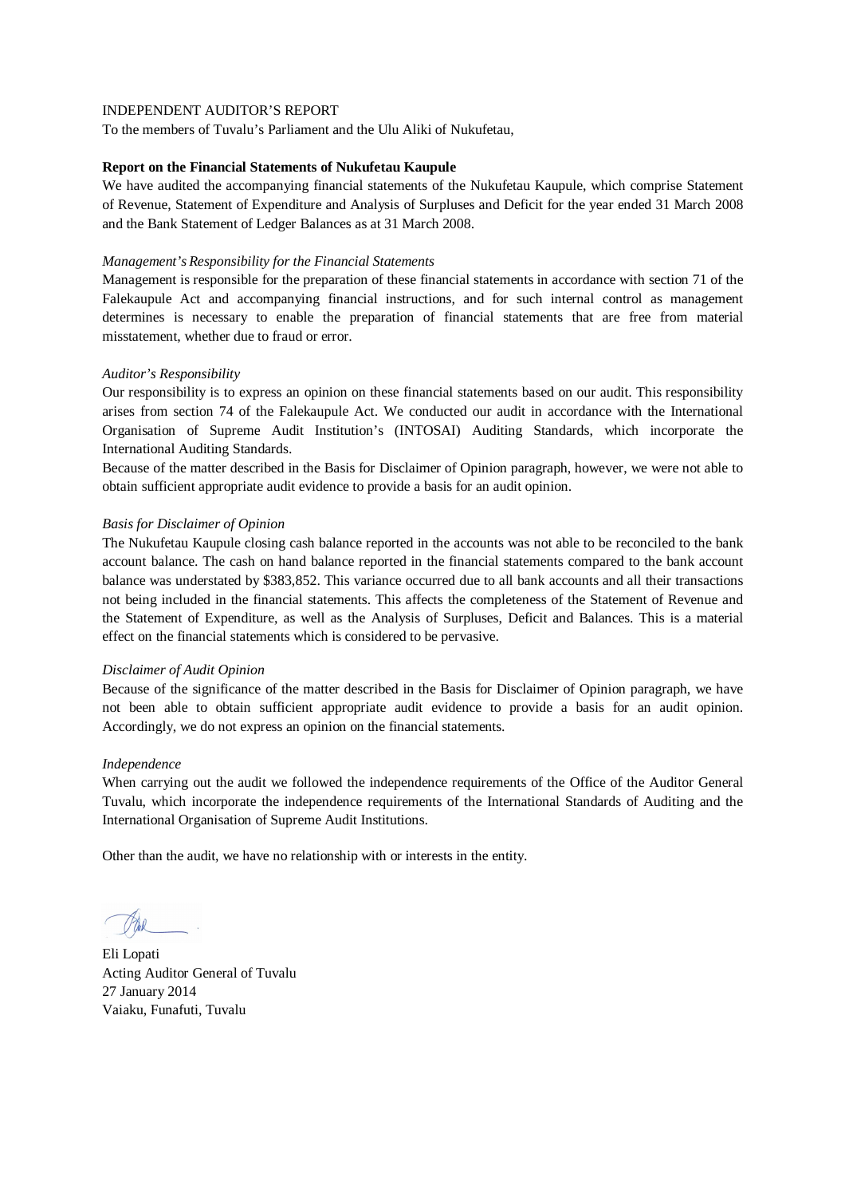INDEPENDENT AUDITOR'S REPORT

To the members of Tuvalu's Parliament and the Ulu Aliki of Nukufetau,

**Report on the Financial Statements of Nukufetau Kaupule**

We have audited the accompanying financial statements of the Nukufetau Kaupule, which comprise Statement of Revenue, Statement of Expenditure and Analysis of Surpluses and Deficit for the year ended 31 March 2008 and the Bank Statement of Ledger Balances as at 31 March 2008.

*Management's Responsibility for the Financial Statements*

Management is responsible for the preparation of these financial statements in accordance with section 71 of the Falekaupule Act and accompanying financial instructions, and for such internal control as management determines is necessary to enable the preparation of financial statements that are free from material misstatement, whether due to fraud or error.

*Auditor's Responsibility*

Our responsibility is to express an opinion on these financial statements based on our audit. This responsibility arises from section 74 of the Falekaupule Act. We conducted our audit in accordance with the International Organisation of Supreme Audit Institution's (INTOSAI) Auditing Standards, which incorporate the International Auditing Standards.

Because of the matter described in the Basis for Disclaimer of Opinion paragraph, however, we were not able to obtain sufficient appropriate audit evidence to provide a basis for an audit opinion.

*Basis for Disclaimer of Opinion*

The Nukufetau Kaupule closing cash balance reported in the accounts was not able to be reconciled to the bank account balance. The cash on hand balance reported in the financial statements compared to the bank account balance was understated by $383,852. This variance occurred due to all bank accounts and all their transactions not being included in the financial statements. This affects the completeness of the Statement of Revenue and the Statement of Expenditure, as well as the Analysis of Surpluses, Deficit and Balances. This is a material effect on the financial statements which is considered to be pervasive.

*Disclaimer of Audit Opinion*

Because of the significance of the matter described in the Basis for Disclaimer of Opinion paragraph, we have not been able to obtain sufficient appropriate audit evidence to provide a basis for an audit opinion. Accordingly, we do not express an opinion on the financial statements.

*Independence*

When carrying out the audit we followed the independence requirements of the Office of the Auditor General Tuvalu, which incorporate the independence requirements of the International Standards of Auditing and the International Organisation of Supreme Audit Institutions.

Other than the audit, we have no relationship with or interests in the entity.

Eli Lopati  
Acting Auditor General of Tuvalu  
27 January 2014  
Vaiaku, Funafuti, Tuvalu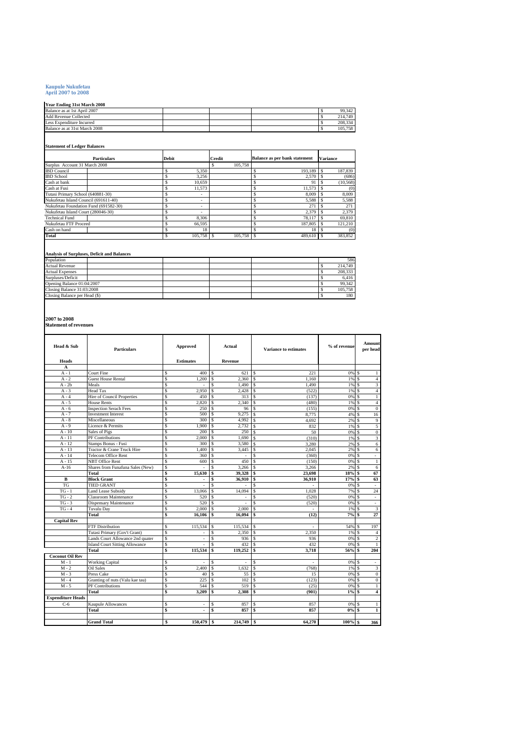**Kaupule Nukufetau**
**April 2007 to 2008**

**Year Ending 31st March 2008**

| | |
|---|---|
| Balance as at 1st April 2007 | $ 99,342 |
| Add Revenue Collected | $ 214,749 |
| Less Expenditure Incurred | $ 208,334 |
| Balance as at 31st March 2008 | $ 105,758 |

**Statement of Ledger Balances**

| Particulars | Debit | Credit | Balance as per bank statement | Variance |
|---|---|---|---|---|
| Surplus Account 31 March 2008 | | $ 105,758 | | |
| IBD Council | $ 5,350 | | $ 193,189 | $ 187,839 |
| IBD School | $ 3,256 | | $ 2,570 | $ (686) |
| Cash at bank | $ 10,659 | | $ 91 | $ (10,568) |
| Cash at Fusi | $ 11,573 | | $ 11,573 | $ (0) |
| Tutasi Primary School (640881-30) | $ - | | $ 8,009 | $ 8,009 |
| Nukufetau Island Council (691611-40) | $ - | | $ 5,588 | $ 5,588 |
| Nukufetau Foundation Fund (691582-30) | $ - | | $ 271 | $ 271 |
| Nukufetau Island Court (280046-30) | $ - | | $ 2,379 | $ 2,379 |
| Technical Fund | $ 8,306 | | $ 78,117 | $ 69,810 |
| Nukufetau FTF Proceed | $ 66,595 | | $ 187,805 | $ 121,210 |
| Cash on hand | $ 18 | | $ 18 | $ (0) |
| **Total** | $ 105,758 | $ 105,758 | $ 489,610 | $ 383,852 |

**Analysis of Surpluses, Deficit and Balances**

| | |
|---|---|
| Population | 586 |
| Actual Revenue | $ 214,749 |
| Actual Expenses | $ 208,333 |
| Surpluses/Deficit | $ 6,416 |
| Opening Balance 01:04:2007 | $ 99,342 |
| Closing Balance 31:03:2008 | $ 105,758 |
| Closing Balance per Head ($) | $ 180 |

**2007 to 2008**
**Statement of revenues**

| Head & Sub Heads | Particulars | Approved Estimates | Actual Revenue | Variance to estimates | % of revenue | Amount per head |
|---|---|---|---|---|---|---|
| **A** | | | | | | |
| A - 1 | Court Fine | $ 400 | $ 621 | $ 221 | 0% | $ 1 |
| A - 2 | Guest House Rental | $ 1,200 | $ 2,360 | $ 1,160 | 1% | $ 4 |
| A - 2b | Meals | $ - | $ 1,490 | $ 1,490 | 1% | $ 3 |
| A - 3 | Head Tax | $ 2,950 | $ 2,428 | $ (522) | 1% | $ 4 |
| A - 4 | Hire of Council Properties | $ 450 | $ 313 | $ (137) | 0% | $ 1 |
| A - 5 | House Rents | $ 2,820 | $ 2,340 | $ (480) | 1% | $ 4 |
| A - 6 | Inspection Serach Fees | $ 250 | $ 96 | $ (155) | 0% | $ 0 |
| A - 7 | Investment Interest | $ 500 | $ 9,275 | $ 8,775 | 4% | $ 16 |
| A - 8 | Miscellaneous | $ 300 | $ 4,992 | $ 4,692 | 2% | $ 9 |
| A - 9 | Licence & Permits | $ 1,900 | $ 2,732 | $ 832 | 1% | $ 5 |
| A - 10 | Sales of Pigs | $ 200 | $ 250 | $ 50 | 0% | $ 0 |
| A - 11 | PF Contributions | $ 2,000 | $ 1,690 | $ (310) | 1% | $ 3 |
| A - 12 | Stamps Bonus - Fusi | $ 300 | $ 3,580 | $ 3,280 | 2% | $ 6 |
| A - 13 | Tractor & Crane Truck Hire | $ 1,400 | $ 3,445 | $ 2,045 | 2% | $ 6 |
| A - 14 | Telecom Office Rent | $ 360 | $ - | $ (360) | 0% | $ - |
| A - 15 | NBT Office Rent | $ 600 | $ 450 | $ (150) | 0% | $ 1 |
| A-16 | Shares from Funafuna Sales (New) | $ - | $ 3,266 | $ 3,266 | 2% | $ 6 |
| | **Total** | **$ 15,630** | **$ 39,328** | **$ 23,698** | **18%** | **$ 67** |
| **B** | **Block Grant** | **$ -** | **$ 36,910** | **$ 36,910** | **17%** | **$ 63** |
| TG | TIED GRANT | $ - | $ - | $ - | 0% | $ - |
| TG - 1 | Land Lease Subsidy | $ 13,066 | $ 14,094 | $ 1,028 | 7% | $ 24 |
| TG - 2 | Classroom Maintenance | $ 520 | $ - | $ (520) | 0% | $ - |
| TG - 3 | Dispensary Maintenance | $ 520 | $ - | $ (520) | 0% | $ - |
| TG - 4 | Tuvalu Day | $ 2,000 | $ 2,000 | $ - | 1% | $ 3 |
| | **Total** | **$ 16,106** | **$ 16,094** | **$ (12)** | **7%** | **$ 27** |
| **Capital Rev** | | | | | | |
| | FTF Distribution | $ 115,534 | $ 115,534 | $ - | 54% | $ 197 |
| | Tutasi Primary (Gov't Grant) | $ - | $ 2,350 | $ 2,350 | 1% | $ 4 |
| | Lands Court Allowance 2nd quater | $ - | $ 936 | $ 936 | 0% | $ 2 |
| | Island Court Sitting Allowance | $ - | $ 432 | $ 432 | 0% | $ 1 |
| | **Total** | **$ 115,534** | **$ 119,252** | **$ 3,718** | **56%** | **$ 204** |
| **Coconut Oil Rev** | | | | | | |
| M - 1 | Working Capital | $ - | $ - | $ - | 0% | $ - |
| M - 2 | Oil Sales | $ 2,400 | $ 1,632 | $ (768) | 1% | $ 3 |
| M - 3 | Press Cake | $ 40 | $ 55 | $ 15 | 0% | $ 0 |
| M - 4 | Granting of nuts (Valu kae tau) | $ 225 | $ 102 | $ (123) | 0% | $ 0 |
| M - 5 | PF Contributions | $ 544 | $ 519 | $ (25) | 0% | $ 1 |
| | **Total** | **$ 3,209** | **$ 2,308** | **$ (901)** | **1%** | **$ 4** |
| **Expenditure Heads** | | | | | | |
| C-6 | Kaupule Allowances | $ - | $ 857 | $ 857 | 0% | $ 1 |
| | **Total** | **$ -** | **$ 857** | **$ 857** | **0%** | **$ 1** |
| | **Grand Total** | **$ 150,479** | **$ 214,749** | **$ 64,270** | **100%** | **$ 366** |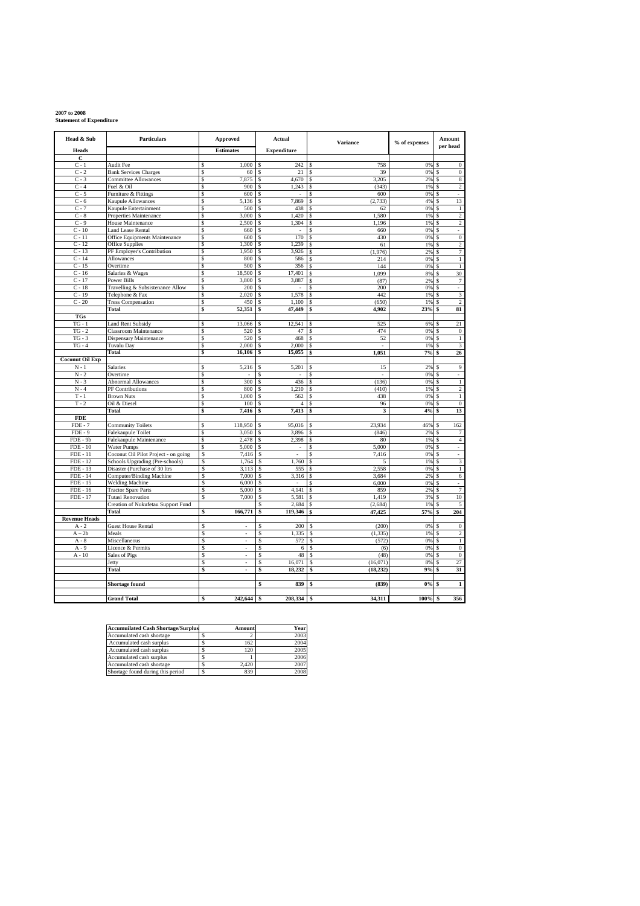**2007 to 2008**
**Statement of Expenditure**

| Head & Sub Heads | Particulars | Approved Estimates | Actual Expenditure | Variance | % of expenses | Amount per head |
|---|---|---|---|---|---|---|
| **C** | | | | | | |
| C - 1 | Audit Fee | $ 1,000 | $ 242 | $ 758 | 0% | $ 0 |
| C - 2 | Bank Services Charges | $ 60 | $ 21 | $ 39 | 0% | $ 0 |
| C - 3 | Committee Allowances | $ 7,875 | $ 4,670 | $ 3,205 | 2% | $ 8 |
| C - 4 | Fuel & Oil | $ 900 | $ 1,243 | $ (343) | 1% | $ 2 |
| C - 5 | Furniture & Fittings | $ 600 | $ - | $ 600 | 0% | $ - |
| C - 6 | Kaupule Allowances | $ 5,136 | $ 7,869 | $ (2,733) | 4% | $ 13 |
| C - 7 | Kaupule Entertainment | $ 500 | $ 438 | $ 62 | 0% | $ 1 |
| C - 8 | Properties Maintenance | $ 3,000 | $ 1,420 | $ 1,580 | 1% | $ 2 |
| C - 9 | House Maintenance | $ 2,500 | $ 1,304 | $ 1,196 | 1% | $ 2 |
| C - 10 | Land Lease Rental | $ 660 | $ - | $ 660 | 0% | $ - |
| C - 11 | Office Equipments Maintenance | $ 600 | $ 170 | $ 430 | 0% | $ 0 |
| C - 12 | Office Supplies | $ 1,300 | $ 1,239 | $ 61 | 1% | $ 2 |
| C - 13 | PF Employer's Contribution | $ 1,950 | $ 3,926 | $ (1,976) | 2% | $ 7 |
| C - 14 | Allowances | $ 800 | $ 586 | $ 214 | 0% | $ 1 |
| C - 15 | Overtime | $ 500 | $ 356 | $ 144 | 0% | $ 1 |
| C - 16 | Salaries & Wages | $ 18,500 | $ 17,401 | $ 1,099 | 8% | $ 30 |
| C - 17 | Power Bills | $ 3,800 | $ 3,887 | $ (87) | 2% | $ 7 |
| C - 18 | Travelling & Subsistenance Allow | $ 200 | $ - | $ 200 | 0% | $ - |
| C - 19 | Telephone & Fax | $ 2,020 | $ 1,578 | $ 442 | 1% | $ 3 |
| C - 20 | Tress Compensation | $ 450 | $ 1,100 | $ (650) | 1% | $ 2 |
| | **Total** | **$ 52,351** | **$ 47,449** | **$ 4,902** | **23%** | **$ 81** |
| **TGs** | | | | | | |
| TG - 1 | Land Rent Subsidy | $ 13,066 | $ 12,541 | $ 525 | 6% | $ 21 |
| TG - 2 | Classroom Maintenance | $ 520 | $ 47 | $ 474 | 0% | $ 0 |
| TG - 3 | Dispensary Maintenance | $ 520 | $ 468 | $ 52 | 0% | $ 1 |
| TG - 4 | Tuvalu Day | $ 2,000 | $ 2,000 | $ - | 1% | $ 3 |
| | **Total** | **$ 16,106** | **$ 15,055** | **$ 1,051** | **7%** | **$ 26** |
| **Coconut Oil Exp** | | | | | | |
| N - 1 | Salaries | $ 5,216 | $ 5,201 | $ 15 | 2% | $ 9 |
| N - 2 | Overtime | $ - | $ - | $ - | 0% | $ - |
| N - 3 | Abnormal Allowances | $ 300 | $ 436 | $ (136) | 0% | $ 1 |
| N - 4 | PF Contributions | $ 800 | $ 1,210 | $ (410) | 1% | $ 2 |
| T - 1 | Brown Nuts | $ 1,000 | $ 562 | $ 438 | 0% | $ 1 |
| T - 2 | Oil & Diesel | $ 100 | $ 4 | $ 96 | 0% | $ 0 |
| | **Total** | **$ 7,416** | **$ 7,413** | **$ 3** | **4%** | **$ 13** |
| **FDE** | | | | | | |
| FDE - 7 | Community Toilets | $ 118,950 | $ 95,016 | $ 23,934 | 46% | $ 162 |
| FDE - 9 | Falekaupule Toilet | $ 3,050 | $ 3,896 | $ (846) | 2% | $ 7 |
| FDE - 9b | Falekaupule Maintenance | $ 2,478 | $ 2,398 | $ 80 | 1% | $ 4 |
| FDE - 10 | Water Pumps | $ 5,000 | $ - | $ 5,000 | 0% | $ - |
| FDE - 11 | Coconut Oil Pilot Project - on going | $ 7,416 | $ - | $ 7,416 | 0% | $ - |
| FDE - 12 | Schools Upgrading (Pre-schools) | $ 1,764 | $ 1,760 | $ 5 | 1% | $ 3 |
| FDE - 13 | Disaster (Purchase of 30 ltrs | $ 3,113 | $ 555 | $ 2,558 | 0% | $ 1 |
| FDE - 14 | Computer/Binding Machine | $ 7,000 | $ 3,316 | $ 3,684 | 2% | $ 6 |
| FDE - 15 | Welding Machine | $ 6,000 | $ - | $ 6,000 | 0% | $ - |
| FDE - 16 | Tractor Spare Parts | $ 5,000 | $ 4,141 | $ 859 | 2% | $ 7 |
| FDE - 17 | Tutasi Renovation | $ 7,000 | $ 5,581 | $ 1,419 | 3% | $ 10 |
| | Creation of Nukufetau Support Fund | | $ 2,684 | $ (2,684) | 1% | $ 5 |
| | **Total** | **$ 166,771** | **$ 119,346** | **$ 47,425** | **57%** | **$ 204** |
| **Revenue Heads** | | | | | | |
| A - 2 | Guest House Rental | $ - | $ 200 | $ (200) | 0% | $ 0 |
| A – 2b | Meals | $ - | $ 1,335 | $ (1,335) | 1% | $ 2 |
| A - 8 | Miscellaneous | $ - | $ 572 | $ (572) | 0% | $ 1 |
| A - 9 | Licence & Permits | $ - | $ 6 | $ (6) | 0% | $ 0 |
| A - 10 | Sales of Pigs | $ - | $ 48 | $ (48) | 0% | $ 0 |
| | Jetty | $ - | $ 16,071 | $ (16,071) | 8% | $ 27 |
| | **Total** | **$ -** | **$ 18,232** | **$ (18,232)** | **9%** | **$ 31** |
| | | | | | | |
| | **Shortage found** | | **$ 839** | **$ (839)** | **0%** | **$ 1** |
| | | | | | | |
| | **Grand Total** | **$ 242,644** | **$ 208,334** | **$ 34,311** | **100%** | **$ 356** |

| Accumulated Cash Shortage/Surplus | Amount | Year |
|---|---|---|
| Accumulated cash shortage | $ 2 | 2003 |
| Accumulated cash surplus | $ 162 | 2004 |
| Accumulated cash surplus | $ 120 | 2005 |
| Accumulated cash surplus | $ 1 | 2006 |
| Accumulated cash shortage | $ 2,420 | 2007 |
| Shortage found during this period | $ 839 | 2008 |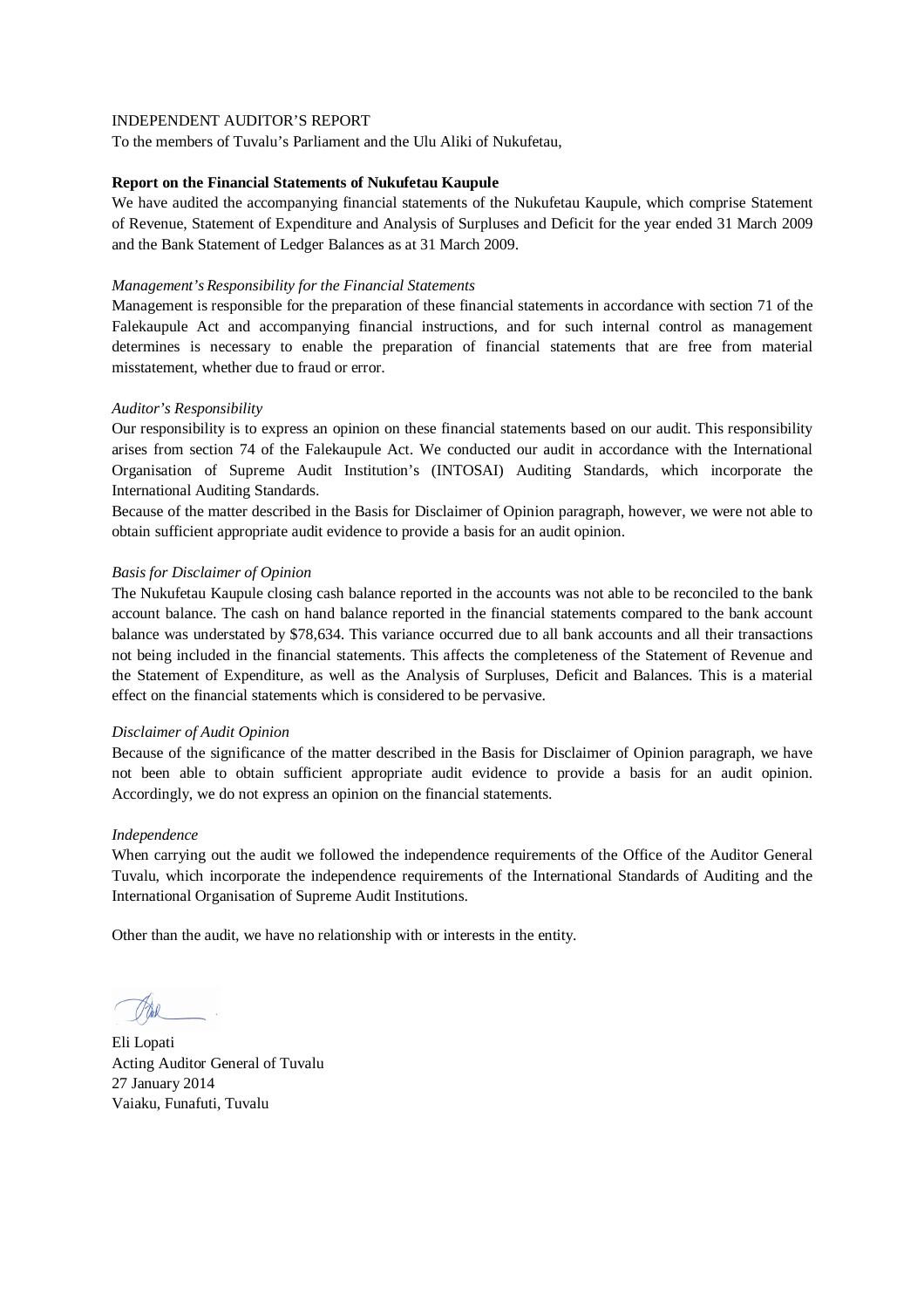INDEPENDENT AUDITOR'S REPORT

To the members of Tuvalu's Parliament and the Ulu Aliki of Nukufetau,

**Report on the Financial Statements of Nukufetau Kaupule**

We have audited the accompanying financial statements of the Nukufetau Kaupule, which comprise Statement of Revenue, Statement of Expenditure and Analysis of Surpluses and Deficit for the year ended 31 March 2009 and the Bank Statement of Ledger Balances as at 31 March 2009.

*Management's Responsibility for the Financial Statements*

Management is responsible for the preparation of these financial statements in accordance with section 71 of the Falekaupule Act and accompanying financial instructions, and for such internal control as management determines is necessary to enable the preparation of financial statements that are free from material misstatement, whether due to fraud or error.

*Auditor's Responsibility*

Our responsibility is to express an opinion on these financial statements based on our audit. This responsibility arises from section 74 of the Falekaupule Act. We conducted our audit in accordance with the International Organisation of Supreme Audit Institution's (INTOSAI) Auditing Standards, which incorporate the International Auditing Standards.

Because of the matter described in the Basis for Disclaimer of Opinion paragraph, however, we were not able to obtain sufficient appropriate audit evidence to provide a basis for an audit opinion.

*Basis for Disclaimer of Opinion*

The Nukufetau Kaupule closing cash balance reported in the accounts was not able to be reconciled to the bank account balance. The cash on hand balance reported in the financial statements compared to the bank account balance was understated by $78,634. This variance occurred due to all bank accounts and all their transactions not being included in the financial statements. This affects the completeness of the Statement of Revenue and the Statement of Expenditure, as well as the Analysis of Surpluses, Deficit and Balances. This is a material effect on the financial statements which is considered to be pervasive.

*Disclaimer of Audit Opinion*

Because of the significance of the matter described in the Basis for Disclaimer of Opinion paragraph, we have not been able to obtain sufficient appropriate audit evidence to provide a basis for an audit opinion. Accordingly, we do not express an opinion on the financial statements.

*Independence*

When carrying out the audit we followed the independence requirements of the Office of the Auditor General Tuvalu, which incorporate the independence requirements of the International Standards of Auditing and the International Organisation of Supreme Audit Institutions.

Other than the audit, we have no relationship with or interests in the entity.

Eli Lopati
Acting Auditor General of Tuvalu
27 January 2014
Vaiaku, Funafuti, Tuvalu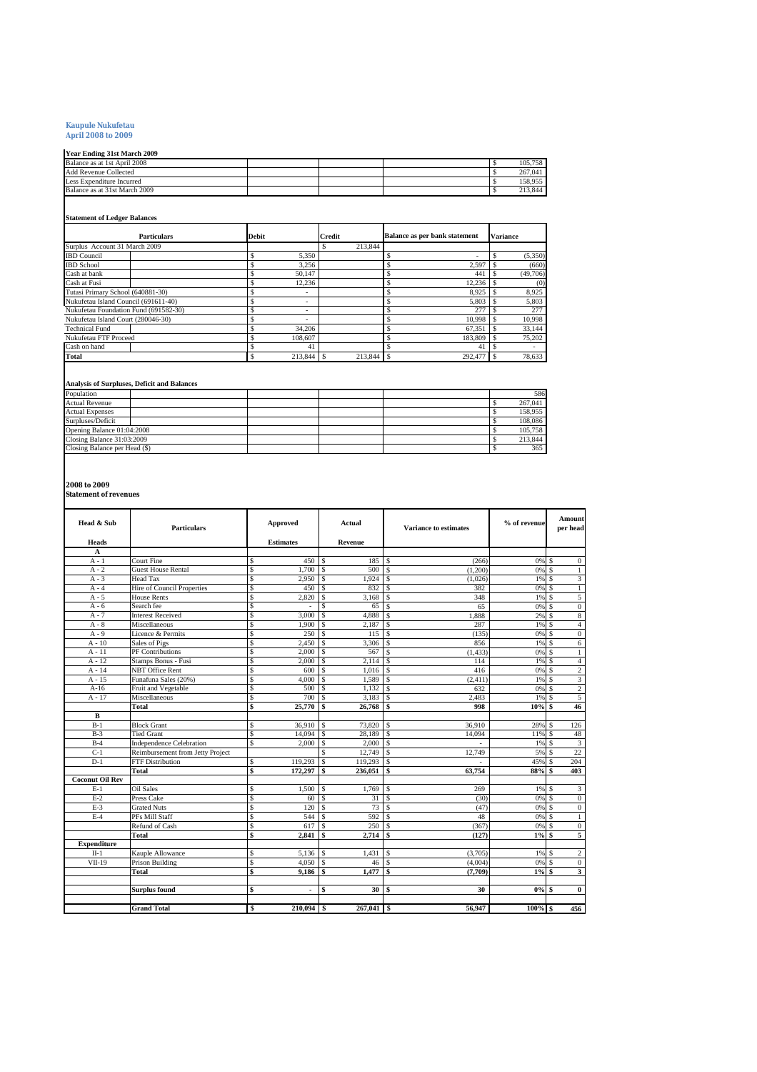**Kaupule Nukufetau**
**April 2008 to 2009**

**Year Ending 31st March 2009**

| | | | | |
|---|---|---|---|---|
| Balance as at 1st April 2008 | | | | $ 105,758 |
| Add Revenue Collected | | | | $ 267,041 |
| Less Expenditure Incurred | | | | $ 158,955 |
| Balance as at 31st March 2009 | | | | $ 213,844 |

**Statement of Ledger Balances**

| Particulars | Debit | Credit | Balance as per bank statement | Variance |
|---|---|---|---|---|
| Surplus Account 31 March 2009 | | $ 213,844 | | |
| IBD Council | $ 5,350 | | $ - | $ (5,350) |
| IBD School | $ 3,256 | | $ 2,597 | $ (660) |
| Cash at bank | $ 50,147 | | $ 441 | $ (49,706) |
| Cash at Fusi | $ 12,236 | | $ 12,236 | $ (0) |
| Tutasi Primary School (640881-30) | $ - | | $ 8,925 | $ 8,925 |
| Nukufetau Island Council (691611-40) | $ - | | $ 5,803 | $ 5,803 |
| Nukufetau Foundation Fund (691582-30) | $ - | | $ 277 | $ 277 |
| Nukufetau Island Court (280046-30) | $ - | | $ 10,998 | $ 10,998 |
| Technical Fund | $ 34,206 | | $ 67,351 | $ 33,144 |
| Nukufetau FTF Proceed | $ 108,607 | | $ 183,809 | $ 75,202 |
| Cash on hand | $ 41 | | $ 41 | $ - |
| **Total** | $ 213,844 | $ 213,844 | $ 292,477 | $ 78,633 |

**Analysis of Surpluses, Deficit and Balances**

| | | | | |
|---|---|---|---|---|
| Population | | | | 586 |
| Actual Revenue | | | | $ 267,041 |
| Actual Expenses | | | | $ 158,955 |
| Surpluses/Deficit | | | | $ 108,086 |
| Opening Balance 01:04:2008 | | | | $ 105,758 |
| Closing Balance 31:03:2009 | | | | $ 213,844 |
| Closing Balance per Head ($) | | | | $ 365 |

**2008 to 2009**
**Statement of revenues**

| Head & Sub Heads | Particulars | Approved Estimates | Actual Revenue | Variance to estimates | % of revenue | Amount per head |
|---|---|---|---|---|---|---|
| **A** | | | | | | |
| A - 1 | Court Fine | $ 450 | $ 185 | $ (266) | 0% | $ 0 |
| A - 2 | Guest House Rental | $ 1,700 | $ 500 | $ (1,200) | 0% | $ 1 |
| A - 3 | Head Tax | $ 2,950 | $ 1,924 | $ (1,026) | 1% | $ 3 |
| A - 4 | Hire of Council Properties | $ 450 | $ 832 | $ 382 | 0% | $ 1 |
| A - 5 | House Rents | $ 2,820 | $ 3,168 | $ 348 | 1% | $ 5 |
| A - 6 | Search fee | $ - | $ 65 | $ 65 | 0% | $ 0 |
| A - 7 | Interest Received | $ 3,000 | $ 4,888 | $ 1,888 | 2% | $ 8 |
| A - 8 | Miscellaneous | $ 1,900 | $ 2,187 | $ 287 | 1% | $ 4 |
| A - 9 | Licence & Permits | $ 250 | $ 115 | $ (135) | 0% | $ 0 |
| A - 10 | Sales of Pigs | $ 2,450 | $ 3,306 | $ 856 | 1% | $ 6 |
| A - 11 | PF Contributions | $ 2,000 | $ 567 | $ (1,433) | 0% | $ 1 |
| A - 12 | Stamps Bonus - Fusi | $ 2,000 | $ 2,114 | $ 114 | 1% | $ 4 |
| A - 14 | NBT Office Rent | $ 600 | $ 1,016 | $ 416 | 0% | $ 2 |
| A - 15 | Funafuna Sales (20%) | $ 4,000 | $ 1,589 | $ (2,411) | 1% | $ 3 |
| A-16 | Fruit and Vegetable | $ 500 | $ 1,132 | $ 632 | 0% | $ 2 |
| A - 17 | Miscellaneous | $ 700 | $ 3,183 | $ 2,483 | 1% | $ 5 |
| | **Total** | **$ 25,770** | **$ 26,768** | **$ 998** | **10%** | **$ 46** |
| **B** | | | | | | |
| B-1 | Block Grant | $ 36,910 | $ 73,820 | $ 36,910 | 28% | $ 126 |
| B-3 | Tied Grant | $ 14,094 | $ 28,189 | $ 14,094 | 11% | $ 48 |
| B-4 | Independence Celebration | $ 2,000 | $ 2,000 | $ - | 1% | $ 3 |
| C-1 | Reimbursement from Jetty Project | | $ 12,749 | $ 12,749 | 5% | $ 22 |
| D-1 | FTF Distribution | $ 119,293 | $ 119,293 | $ - | 45% | $ 204 |
| | **Total** | **$ 172,297** | **$ 236,051** | **$ 63,754** | **88%** | **$ 403** |
| **Coconut Oil Rev** | | | | | | |
| E-1 | Oil Sales | $ 1,500 | $ 1,769 | $ 269 | 1% | $ 3 |
| E-2 | Press Cake | $ 60 | $ 31 | $ (30) | 0% | $ 0 |
| E-3 | Grated Nuts | $ 120 | $ 73 | $ (47) | 0% | $ 0 |
| E-4 | PFs Mill Staff | $ 544 | $ 592 | $ 48 | 0% | $ 1 |
| | Refund of Cash | $ 617 | $ 250 | $ (367) | 0% | $ 0 |
| | **Total** | **$ 2,841** | **$ 2,714** | **$ (127)** | **1%** | **$ 5** |
| **Expenditure** | | | | | | |
| II-1 | Kauple Allowance | $ 5,136 | $ 1,431 | $ (3,705) | 1% | $ 2 |
| VII-19 | Prison Building | $ 4,050 | $ 46 | $ (4,004) | 0% | $ 0 |
| | **Total** | **$ 9,186** | **$ 1,477** | **$ (7,709)** | **1%** | **$ 3** |
| | | | | | | |
| | **Surplus found** | **$ -** | **$ 30** | **$ 30** | **0%** | **$ 0** |
| | | | | | | |
| | **Grand Total** | **$ 210,094** | **$ 267,041** | **$ 56,947** | **100%** | **$ 456** |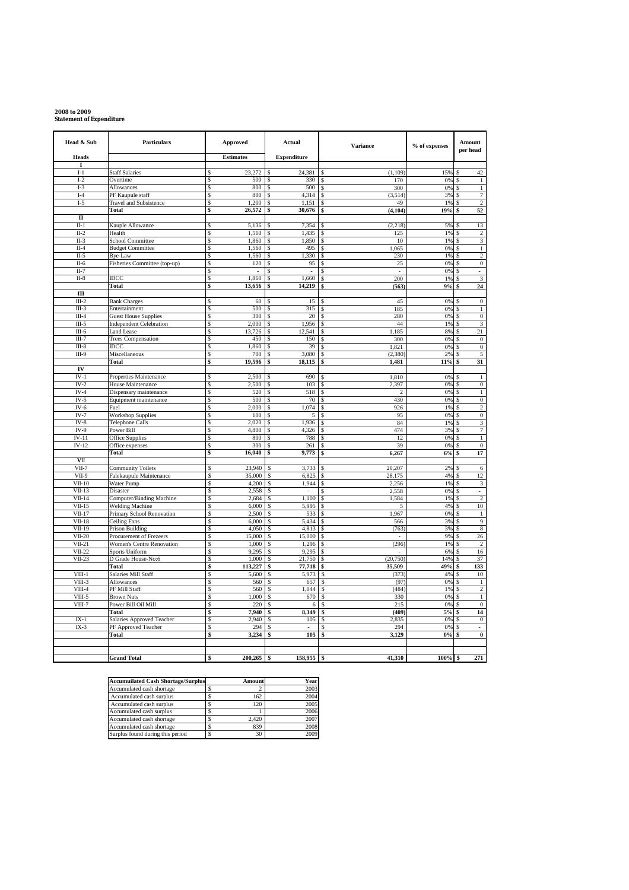**2008 to 2009**
**Statement of Expenditure**

| Head & Sub Heads | Particulars | Approved Estimates | Actual Expenditure | Variance | % of expenses | Amount per head |
|---|---|---|---|---|---|---|
| **I** | | | | | | |
| I-1 | Staff Salaries | $ 23,272 | $ 24,381 | $ (1,109) | 15% | $ 42 |
| I-2 | Overtime | $ 500 | $ 330 | $ 170 | 0% | $ 1 |
| I-3 | Allowances | $ 800 | $ 500 | $ 300 | 0% | $ 1 |
| I-4 | PF Kaupule staff | $ 800 | $ 4,314 | $ (3,514) | 3% | $ 7 |
| I-5 | Travel and Subsistence | $ 1,200 | $ 1,151 | $ 49 | 1% | $ 2 |
| | **Total** | **$ 26,572** | **$ 30,676** | **$ (4,104)** | **19%** | **$ 52** |
| **II** | | | | | | |
| II-1 | Kauple Allowance | $ 5,136 | $ 7,354 | $ (2,218) | 5% | $ 13 |
| II-2 | Health | $ 1,560 | $ 1,435 | $ 125 | 1% | $ 2 |
| II-3 | School Committee | $ 1,860 | $ 1,850 | $ 10 | 1% | $ 3 |
| II-4 | Budget Committee | $ 1,560 | $ 495 | $ 1,065 | 0% | $ 1 |
| II-5 | Bye-Law | $ 1,560 | $ 1,330 | $ 230 | 1% | $ 2 |
| II-6 | Fisheries Committee (top-up) | $ 120 | $ 95 | $ 25 | 0% | $ 0 |
| II-7 | | $ - | $ - | $ - | 0% | $ - |
| II-8 | IDCC | $ 1,860 | $ 1,660 | $ 200 | 1% | $ 3 |
| | **Total** | **$ 13,656** | **$ 14,219** | **$ (563)** | **9%** | **$ 24** |
| **III** | | | | | | |
| III-2 | Bank Charges | $ 60 | $ 15 | $ 45 | 0% | $ 0 |
| III-3 | Entertainment | $ 500 | $ 315 | $ 185 | 0% | $ 1 |
| III-4 | Guest House Supplies | $ 300 | $ 20 | $ 280 | 0% | $ 0 |
| III-5 | Independent Celebration | $ 2,000 | $ 1,956 | $ 44 | 1% | $ 3 |
| III-6 | Land Lease | $ 13,726 | $ 12,541 | $ 1,185 | 8% | $ 21 |
| III-7 | Trees Compensation | $ 450 | $ 150 | $ 300 | 0% | $ 0 |
| III-8 | IDCC | $ 1,860 | $ 39 | $ 1,821 | 0% | $ 0 |
| III-9 | Miscellaneous | $ 700 | $ 3,080 | $ (2,380) | 2% | $ 5 |
| | **Total** | **$ 19,596** | **$ 18,115** | **$ 1,481** | **11%** | **$ 31** |
| **IV** | | | | | | |
| IV-1 | Properties Maintenance | $ 2,500 | $ 690 | $ 1,810 | 0% | $ 1 |
| IV-2 | House Maintenance | $ 2,500 | $ 103 | $ 2,397 | 0% | $ 0 |
| IV-4 | Dispensary maintenance | $ 520 | $ 518 | $ 2 | 0% | $ 1 |
| IV-5 | Equipment maintenance | $ 500 | $ 70 | $ 430 | 0% | $ 0 |
| IV-6 | Fuel | $ 2,000 | $ 1,074 | $ 926 | 1% | $ 2 |
| IV-7 | Workshop Supplies | $ 100 | $ 5 | $ 95 | 0% | $ 0 |
| IV-8 | Telephone Calls | $ 2,020 | $ 1,936 | $ 84 | 1% | $ 3 |
| IV-9 | Power Bill | $ 4,800 | $ 4,326 | $ 474 | 3% | $ 7 |
| IV-11 | Office Supplies | $ 800 | $ 788 | $ 12 | 0% | $ 1 |
| IV-12 | Office expenses | $ 300 | $ 261 | $ 39 | 0% | $ 0 |
| | **Total** | **$ 16,040** | **$ 9,773** | **$ 6,267** | **6%** | **$ 17** |
| **VII** | | | | | | |
| VII-7 | Community Toilets | $ 23,940 | $ 3,733 | $ 20,207 | 2% | $ 6 |
| VII-9 | Falekaupule Maintenance | $ 35,000 | $ 6,825 | $ 28,175 | 4% | $ 12 |
| VII-10 | Water Pump | $ 4,200 | $ 1,944 | $ 2,256 | 1% | $ 3 |
| VII-13 | Disaster | $ 2,558 | $ - | $ 2,558 | 0% | $ - |
| VII-14 | Computer/Binding Machine | $ 2,684 | $ 1,100 | $ 1,584 | 1% | $ 2 |
| VII-15 | Welding Machine | $ 6,000 | $ 5,995 | $ 5 | 4% | $ 10 |
| VII-17 | Primary School Renovation | $ 2,500 | $ 533 | $ 1,967 | 0% | $ 1 |
| VII-18 | Ceiling Fans | $ 6,000 | $ 5,434 | $ 566 | 3% | $ 9 |
| VII-19 | Prison Building | $ 4,050 | $ 4,813 | $ (763) | 3% | $ 8 |
| VII-20 | Procurement of Frezeers | $ 15,000 | $ 15,000 | $ - | 9% | $ 26 |
| VII-21 | Women's Centre Renovation | $ 1,000 | $ 1,296 | $ (296) | 1% | $ 2 |
| VII-22 | Sports Uniform | $ 9,295 | $ 9,295 | $ - | 6% | $ 16 |
| VII-23 | D Grade House-No:6 | $ 1,000 | $ 21,750 | $ (20,750) | 14% | $ 37 |
| | **Total** | **$ 113,227** | **$ 77,718** | **$ 35,509** | **49%** | **$ 133** |
| VIII-1 | Salaries Mill Staff | $ 5,600 | $ 5,973 | $ (373) | 4% | $ 10 |
| VIII-3 | Allowances | $ 560 | $ 657 | $ (97) | 0% | $ 1 |
| VIII-4 | PF Mill Staff | $ 560 | $ 1,044 | $ (484) | 1% | $ 2 |
| VIII-5 | Brown Nuts | $ 1,000 | $ 670 | $ 330 | 0% | $ 1 |
| VIII-7 | Power Bill Oil Mill | $ 220 | $ 6 | $ 215 | 0% | $ 0 |
| | **Total** | **$ 7,940** | **$ 8,349** | **$ (409)** | **5%** | **$ 14** |
| IX-1 | Salaries Approved Teacher | $ 2,940 | $ 105 | $ 2,835 | 0% | $ 0 |
| IX-3 | PF Approved Teacher | $ 294 | $ - | $ 294 | 0% | $ - |
| | **Total** | **$ 3,234** | **$ 105** | **$ 3,129** | **0%** | **$ 0** |
| | | | | | | |
| | **Grand Total** | **$ 200,265** | **$ 158,955** | **$ 41,310** | **100%** | **$ 271** |

| Accumulated Cash Shortage/Surplus | Amount | Year |
|---|---|---|
| Accumulated cash shortage | $ 2 | 2003 |
| Accumulated cash surplus | $ 162 | 2004 |
| Accumulated cash surplus | $ 120 | 2005 |
| Accumulated cash surplus | $ 1 | 2006 |
| Accumulated cash shortage | $ 2,420 | 2007 |
| Accumulated cash shortage | $ 839 | 2008 |
| Surplus found during this period | $ 30 | 2009 |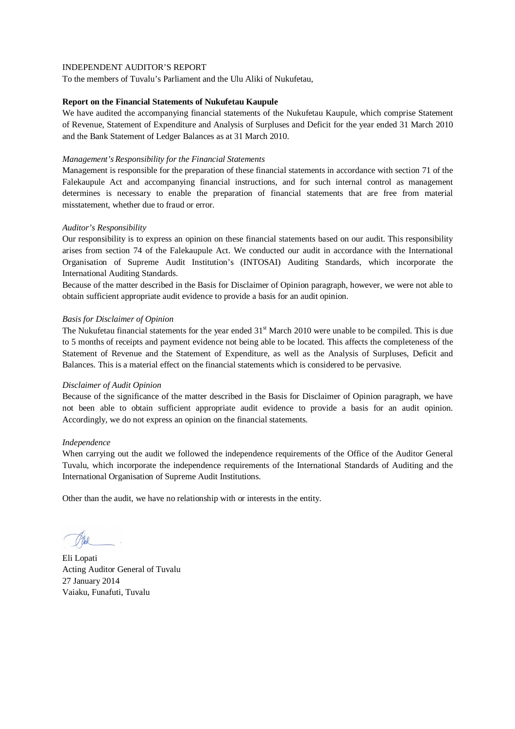# INDEPENDENT AUDITOR'S REPORT

To the members of Tuvalu's Parliament and the Ulu Aliki of Nukufetau,

**Report on the Financial Statements of Nukufetau Kaupule**

We have audited the accompanying financial statements of the Nukufetau Kaupule, which comprise Statement of Revenue, Statement of Expenditure and Analysis of Surpluses and Deficit for the year ended 31 March 2010 and the Bank Statement of Ledger Balances as at 31 March 2010.

*Management's Responsibility for the Financial Statements*

Management is responsible for the preparation of these financial statements in accordance with section 71 of the Falekaupule Act and accompanying financial instructions, and for such internal control as management determines is necessary to enable the preparation of financial statements that are free from material misstatement, whether due to fraud or error.

*Auditor's Responsibility*

Our responsibility is to express an opinion on these financial statements based on our audit. This responsibility arises from section 74 of the Falekaupule Act. We conducted our audit in accordance with the International Organisation of Supreme Audit Institution's (INTOSAI) Auditing Standards, which incorporate the International Auditing Standards.

Because of the matter described in the Basis for Disclaimer of Opinion paragraph, however, we were not able to obtain sufficient appropriate audit evidence to provide a basis for an audit opinion.

*Basis for Disclaimer of Opinion*

The Nukufetau financial statements for the year ended 31st March 2010 were unable to be compiled. This is due to 5 months of receipts and payment evidence not being able to be located. This affects the completeness of the Statement of Revenue and the Statement of Expenditure, as well as the Analysis of Surpluses, Deficit and Balances. This is a material effect on the financial statements which is considered to be pervasive.

*Disclaimer of Audit Opinion*

Because of the significance of the matter described in the Basis for Disclaimer of Opinion paragraph, we have not been able to obtain sufficient appropriate audit evidence to provide a basis for an audit opinion. Accordingly, we do not express an opinion on the financial statements.

*Independence*

When carrying out the audit we followed the independence requirements of the Office of the Auditor General Tuvalu, which incorporate the independence requirements of the International Standards of Auditing and the International Organisation of Supreme Audit Institutions.

Other than the audit, we have no relationship with or interests in the entity.

Eli Lopati  
Acting Auditor General of Tuvalu  
27 January 2014  
Vaiaku, Funafuti, Tuvalu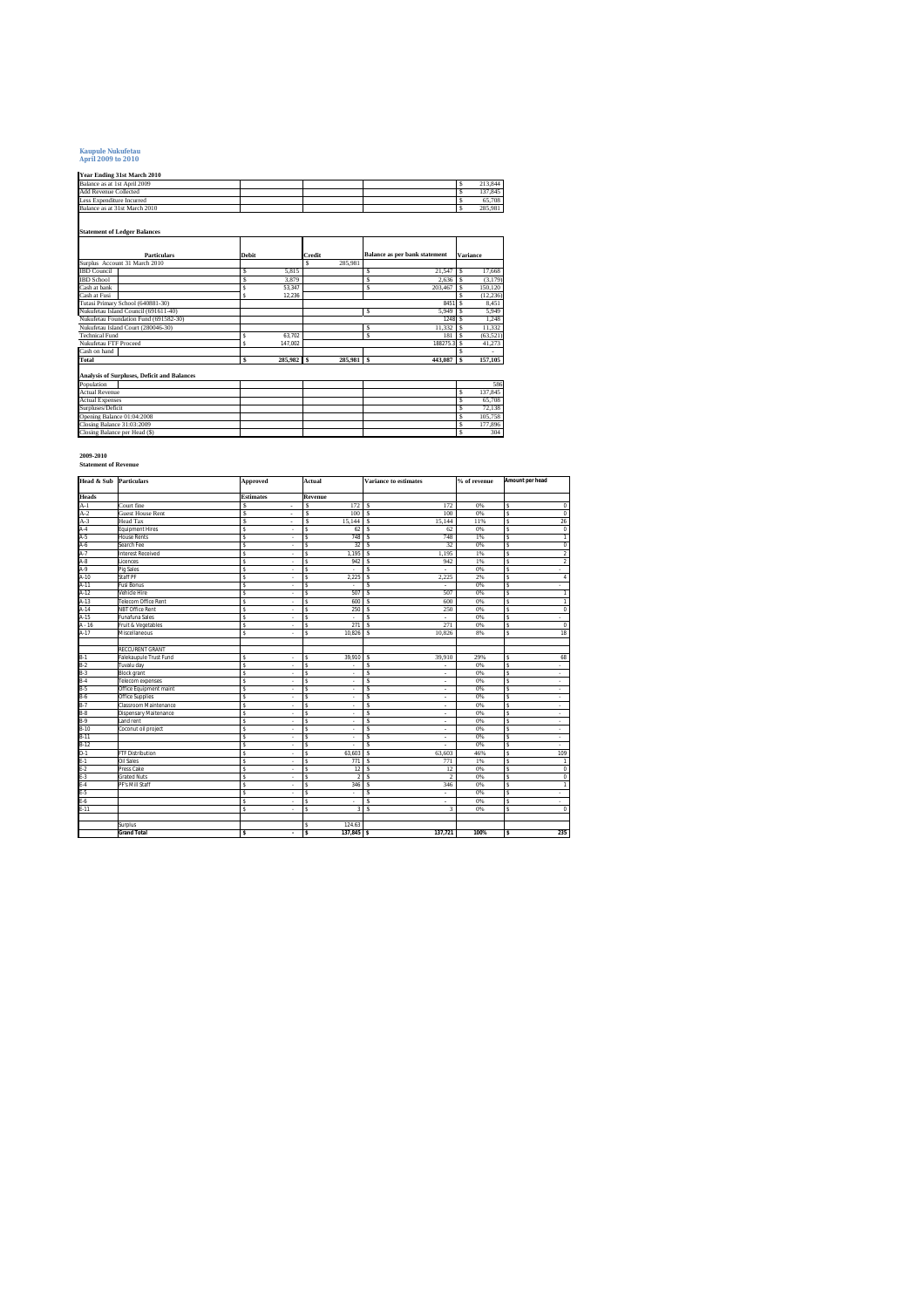**Kaupule Nukufetau**
**April 2009 to 2010**

**Year Ending 31st March 2010**

| | | | | |
|---|---|---|---|---|
| Balance as at 1st April 2009 | | | | $ 213,844 |
| Add Revenue Collected | | | | $ 137,845 |
| Less Expenditure Incurred | | | | $ 65,708 |
| Balance as at 31st March 2010 | | | | $ 285,981 |

**Statement of Ledger Balances**

| Particulars | Debit | Credit | Balance as per bank statement | Variance |
|---|---|---|---|---|
| Surplus Account 31 March 2010 | | $ 285,981 | | |
| IBD Council | $ 5,815 | | $ 21,547 | $ 17,668 |
| IBD School | $ 3,879 | | $ 2,636 | $ (3,179) |
| Cash at bank | $ 53,347 | | $ 203,467 | $ 150,120 |
| Cash at Fusi | $ 12,236 | | | $ (12,236) |
| Tutasi Primary School (640881-30) | | | 8451 | $ 8,451 |
| Nukufetau Island Council (691611-40) | | | $ 5,949 | $ 5,949 |
| Nukufetau Foundation Fund (691582-30) | | | 1248 | $ 1,248 |
| Nukufetau Island Court (280046-30) | | | $ 11,332 | $ 11,332 |
| Technical Fund | $ 63,702 | | $ 181 | $ (63,521) |
| Nukufetau FTF Proceed | $ 147,002 | | 188275.3 | $ 41,273 |
| Cash on hand | | | | $ - |
| **Total** | **$ 285,982** | **$ 285,981** | **$ 443,087** | **$ 157,105** |

**Analysis of Surpluses, Deficit and Balances**

| | | | | |
|---|---|---|---|---|
| Population | | | | 586 |
| Actual Revenue | | | | $ 137,845 |
| Actual Expenses | | | | $ 65,708 |
| Surpluses/Deficit | | | | $ 72,138 |
| Opening Balance 01/04/2008 | | | | $ 105,758 |
| Closing Balance 31/03/2009 | | | | $ 177,896 |
| Closing Balance per Head ($) | | | | $ 304 |

**2009-2010**
**Statement of Revenue**

| Head & Sub | Particulars | Approved | Actual | Variance to estimates | % of revenue | Amount per head |
|---|---|---|---|---|---|---|
| **Heads** | | **Estimates** | **Revenue** | | | |
| A-1 | Court fine | $ - | $ 172 | $ 172 | 0% | $ 0 |
| A-2 | Guest House Rent | $ - | $ 100 | $ 100 | 0% | $ 0 |
| A-3 | Head Tax | $ - | $ 15,144 | $ 15,144 | 11% | $ 26 |
| A-4 | Equipment Hires | $ - | $ 62 | $ 62 | 0% | $ 0 |
| A-5 | House Rents | $ - | $ 748 | $ 748 | 1% | $ 1 |
| A-6 | Search Fee | $ - | $ 32 | $ 32 | 0% | $ 0 |
| A-7 | Interest Received | $ - | $ 1,195 | $ 1,195 | 1% | $ 2 |
| A-8 | Licences | $ - | $ 942 | $ 942 | 1% | $ 2 |
| A-9 | Pig Sales | $ - | $ - | $ - | 0% | $ - |
| A-10 | Staff PF | $ - | $ 2,225 | $ 2,225 | 2% | $ 4 |
| A-11 | Fusi Bonus | $ - | $ - | $ - | 0% | $ - |
| A-12 | Vehicle Hire | $ - | $ 507 | $ 507 | 0% | $ 1 |
| A-13 | Telecom Office Rent | $ - | $ 600 | $ 600 | 0% | $ 1 |
| A-14 | NBT Office Rent | $ - | $ 250 | $ 250 | 0% | $ 0 |
| A-15 | Funafuna Sales | $ - | $ - | $ - | 0% | $ - |
| A - 16 | Fruit & Vegetables | $ - | $ 271 | $ 271 | 0% | $ 0 |
| A-17 | Miscellaneous | $ - | $ 10,826 | $ 10,826 | 8% | $ 18 |
| | | | | | | |
| | RECCURENT GRANT | | | | | |
| B-1 | Falekaupule Trust Fund | $ - | $ 39,910 | $ 39,910 | 29% | $ 68 |
| B-2 | Tuvalu day | $ - | $ - | $ - | 0% | $ - |
| B-3 | Block grant | $ - | $ - | $ - | 0% | $ - |
| B-4 | Telecom expenses | $ - | $ - | $ - | 0% | $ - |
| B-5 | Office Equipment maint | $ - | $ - | $ - | 0% | $ - |
| B-6 | Office Supplies | $ - | $ - | $ - | 0% | $ - |
| B-7 | Classroom Maintenance | $ - | $ - | $ - | 0% | $ - |
| B-8 | Dispensary Maitenance | $ - | $ - | $ - | 0% | $ - |
| B-9 | Land rent | $ - | $ - | $ - | 0% | $ - |
| B-10 | Coconut oil project | $ - | $ - | $ - | 0% | $ - |
| B-11 | | $ - | $ - | $ - | 0% | $ - |
| B-12 | | $ - | $ - | $ - | 0% | $ - |
| D-1 | FTF Distribution | $ - | $ 63,603 | $ 63,603 | 46% | $ 109 |
| E-1 | Oil Sales | $ - | $ 771 | $ 771 | 1% | $ 1 |
| E-2 | Press Cake | $ - | $ 12 | $ 12 | 0% | $ 0 |
| E-3 | Grated Nuts | $ - | $ 2 | $ 2 | 0% | $ 0 |
| E-4 | PF's Mill Staff | $ - | $ 346 | $ 346 | 0% | $ 1 |
| E-5 | | $ - | $ - | $ - | 0% | $ - |
| E-6 | | $ - | $ - | $ - | 0% | $ - |
| E-11 | | $ - | $ 3 | $ 3 | 0% | $ 0 |
| | | | | | | |
| | Surplus | | $ 124.63 | | | |
| | **Grand Total** | **$ -** | **$ 137,845** | **$ 137,721** | **100%** | **$ 235** |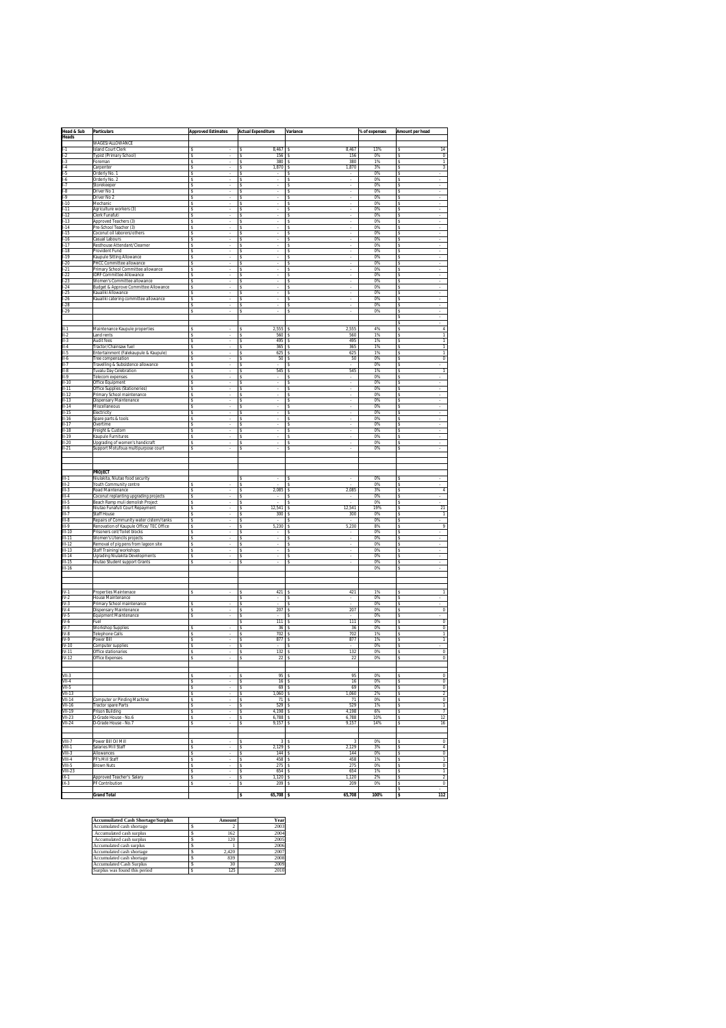| Head & Sub Heads | Particulars | Approved Estimates | Actual Expenditure | Variance | % of expenses | Amount per head |
|---|---|---|---|---|---|---|
| | WAGES/ALLOWANCE | | | | | |
| I-1 | Island Court Clerk | $ - | $ 8,467 | $ 8,467 | 13% | $ 14 |
| I-2 | Typist (Primary School) | $ - | $ 156 | $ 156 | 0% | $ 0 |
| I-3 | Foreman | $ - | $ 380 | $ 380 | 1% | $ 1 |
| I-4 | Carpenter | $ - | $ 1,870 | $ 1,870 | 3% | $ 3 |
| I-5 | Orderly No. 1 | $ - | $ - | $ - | 0% | $ - |
| I-6 | Orderly No. 2 | $ - | $ - | $ - | 0% | $ - |
| I-7 | Storekeeper | $ - | $ - | $ - | 0% | $ - |
| I-8 | Driver No 1 | $ - | $ - | $ - | 0% | $ - |
| I-9 | Driver No 2 | $ - | $ - | $ - | 0% | $ - |
| I-10 | Mechanic | $ - | $ - | $ - | 0% | $ - |
| I-11 | Agriculture workers (3) | $ - | $ - | $ - | 0% | $ - |
| I-12 | Clerk Funafuti | $ - | $ - | $ - | 0% | $ - |
| I-13 | Approved Teachers (3) | $ - | $ - | $ - | 0% | $ - |
| I-14 | Pre-School Teacher (3) | $ - | $ - | $ - | 0% | $ - |
| I-15 | Coconut oil laborers/others | $ - | $ - | $ - | 0% | $ - |
| I-16 | Casual Labours | $ - | $ - | $ - | 0% | $ - |
| I-17 | Resthouse Attendant/Cleaner | $ - | $ - | $ - | 0% | $ - |
| I-18 | Provident Fund | $ - | $ - | $ - | 0% | $ - |
| I-19 | Kaupule Sitting Allowance | $ - | $ - | $ - | 0% | $ - |
| I-20 | PHCC Committee allowance | $ - | $ - | $ - | 0% | $ - |
| I-21 | Primary School Committee allowance | $ - | $ - | $ - | 0% | $ - |
| I-22 | IDRF Committee Allowance | $ - | $ - | $ - | 0% | $ - |
| I-23 | Women's Committee allowance | $ - | $ - | $ - | 0% | $ - |
| I-24 | Budget & Approve Committee Allowance | $ - | $ - | $ - | 0% | $ - |
| I-25 | Kaualiki Allowance | $ - | $ - | $ - | 0% | $ - |
| I-26 | Kaualiki catering committee allowance | $ - | $ - | $ - | 0% | $ - |
| I-28 | | $ - | $ - | $ - | 0% | $ - |
| I-29 | | $ - | $ - | $ - | 0% | $ - |
| | | | | | | $ - |
| | | | | | | $ - |
| II-1 | Maintenance Kaupule properties | $ - | $ 2,555 | $ 2,555 | 4% | $ 4 |
| II-2 | Land rents | $ - | $ 560 | $ 560 | 1% | $ 1 |
| II-3 | Audit fees | $ - | $ 495 | $ 495 | 1% | $ 1 |
| II-4 | Tractor/Chainsaw fuel | $ - | $ 365 | $ 365 | 1% | $ 1 |
| II-5 | Entertainment (Falekaupule & Kaupule) | $ - | $ 625 | $ 625 | 1% | $ 1 |
| II-6 | Tree compensation | $ - | $ 50 | $ 50 | 0% | $ 0 |
| II-7 | Travelling & Subsistence allowance | $ - | $ - | $ - | 0% | $ - |
| II-8 | Tuvalu Day Celebration | $ - | $ 545 | $ 545 | 1% | $ 1 |
| II-9 | Telecom expenses | $ - | $ - | $ - | 0% | $ - |
| II-10 | Office Equipment | $ - | $ - | $ - | 0% | $ - |
| II-11 | Office Supplies (Stationeries) | $ - | $ - | $ - | 0% | $ - |
| II-12 | Primary School maintenance | $ - | $ - | $ - | 0% | $ - |
| II-13 | Dispensary Maintenance | $ - | $ - | $ - | 0% | $ - |
| II-14 | Miscellaneous | $ - | $ - | $ - | 0% | $ - |
| II-15 | Electricity | $ - | $ - | $ - | 0% | $ - |
| II-16 | Spare parts & tools | $ - | $ - | $ - | 0% | $ - |
| II-17 | Overtime | $ - | $ - | $ - | 0% | $ - |
| II-18 | Freight & Custom | $ - | $ - | $ - | 0% | $ - |
| II-19 | Kaupule Furnitures | $ - | $ - | $ - | 0% | $ - |
| II-20 | Upgrading of women's handicraft | $ - | $ - | $ - | 0% | $ - |
| II-21 | Support Motufoua multipurpose court | $ - | $ - | $ - | 0% | $ - |
| | PROJECT | | | | | |
| III-1 | Niulakita, Niutao food security | | $ - | $ - | 0% | $ - |
| III-2 | Youth Community centre | $ - | $ - | $ - | 0% | $ - |
| III-3 | Road Maintenance | $ - | $ 2,085 | $ 2,085 | 3% | $ 4 |
| III-4 | Coconut replanting upgrading projects | $ - | $ - | $ - | 0% | $ - |
| III-5 | Beach Ramp mull demolish Project | $ - | $ - | $ - | 0% | $ - |
| III-6 | Niutao Funafuti Court Repayment | $ - | $ 12,541 | $ 12,541 | 19% | $ 21 |
| III-7 | Staff House | $ - | $ 300 | $ 300 | 0% | $ 1 |
| III-8 | Repairs of Community water cistern/tanks | $ - | $ - | $ - | 0% | $ - |
| III-9 | Renovation of Kaupule Office/ TEC Office | $ - | $ 5,230 | $ 5,230 | 8% | $ 9 |
| III-10 | Prisoners cell/Toilet blocks | $ - | $ - | $ - | 0% | $ - |
| III-11 | Women's Utensils projects | $ - | $ - | $ - | 0% | $ - |
| III-12 | Removal of pig pens from lagoon site | $ - | $ - | $ - | 0% | $ - |
| III-13 | Staff Training/workshops | $ - | $ - | $ - | 0% | $ - |
| III-14 | Ugrading Niulakita Developments | $ - | $ - | $ - | 0% | $ - |
| III-15 | Niutao Student support Grants | $ - | $ - | $ - | 0% | $ - |
| III-16 | | | | | 0% | $ - |
| IV-1 | Properties Maintenance | $ - | $ 421 | $ 421 | 1% | $ 1 |
| IV-2 | House Maintenance | | $ - | $ - | 0% | $ - |
| IV-3 | Primary School maintenance | $ - | $ - | $ - | 0% | $ - |
| IV-4 | Dispensary Maintenance | $ - | $ 207 | $ 207 | 0% | $ 0 |
| IV-5 | Equipment Maintenance | $ - | $ - | $ - | 0% | $ - |
| IV-6 | Fuel | | $ 111 | $ 111 | 0% | $ 0 |
| IV-7 | Workshop Supplies | $ - | $ 36 | $ 36 | 0% | $ 0 |
| IV-8 | Telephone Calls | $ - | $ 702 | $ 702 | 1% | $ 1 |
| IV-9 | Power Bill | $ - | $ 877 | $ 877 | 1% | $ 1 |
| IV-10 | Computer supplies | $ - | $ - | $ - | 0% | $ - |
| IV-11 | Office stationaries | $ - | $ 132 | $ 132 | 0% | $ 0 |
| IV-12 | Office Expenses | $ - | $ 22 | $ 22 | 0% | $ 0 |
| VII-3 | | $ - | $ 95 | $ 95 | 0% | $ 0 |
| VII-4 | | $ - | $ 16 | $ 16 | 0% | $ 0 |
| VII-5 | | $ - | $ 69 | $ 69 | 0% | $ 0 |
| VII-13 | | $ - | $ 1,060 | $ 1,060 | 2% | $ 2 |
| VII-14 | Computer or Pinding Machine | $ - | $ 71 | $ 71 | 0% | $ 0 |
| VII-16 | Tractor spare Parts | $ - | $ 529 | $ 529 | 1% | $ 1 |
| VII-19 | Prison Building | $ - | $ 4,198 | $ 4,198 | 6% | $ 7 |
| VII-23 | D-Grade House - No.6 | $ - | $ 6,788 | $ 6,788 | 10% | $ 12 |
| VII-24 | D-Grade House - No.7 | $ - | $ 9,157 | $ 9,157 | 14% | $ 16 |
| VIII-7 | Power Bill Oil Mill | $ - | $ 3 | $ 3 | 0% | $ 0 |
| VIII-1 | Salaries Mill Staff | $ - | $ 2,129 | $ 2,129 | 3% | $ 4 |
| VIII-3 | Allowances | $ - | $ 144 | $ 144 | 0% | $ 0 |
| VIII-4 | PF's Mill Staff | $ - | $ 458 | $ 458 | 1% | $ 1 |
| VIII-5 | Brown Nuts | $ - | $ 275 | $ 275 | 0% | $ 0 |
| VIII-23 | | $ - | $ 654 | $ 654 | 1% | $ 1 |
| IX-1 | Approved Teacher's Salary | $ - | $ 1,120 | $ 1,120 | 2% | $ 2 |
| IX-3 | PF Contribution | $ - | $ 209 | $ 209 | 0% | $ 0 |
| | | | | | | $ - |
| | **Grand Total** | | $ 65,708 | $ 65,708 | 100% | $ 112 |

| Accumulated Cash Shortage/Surplus | Amount | Year |
|---|---|---|
| Accumulated cash shortage | $ 2 | 2003 |
| Accumulated cash surplus | $ 162 | 2004 |
| Accumulated cash surplus | $ 120 | 2005 |
| Accumulated cash surplus | $ 1 | 2006 |
| Accumulated cash shortage | $ 2,420 | 2007 |
| Accumulated cash shortage | $ 839 | 2008 |
| Accumulated Cash Surplus | $ 30 | 2009 |
| Surplus was found this period | $ 125 | 2010 |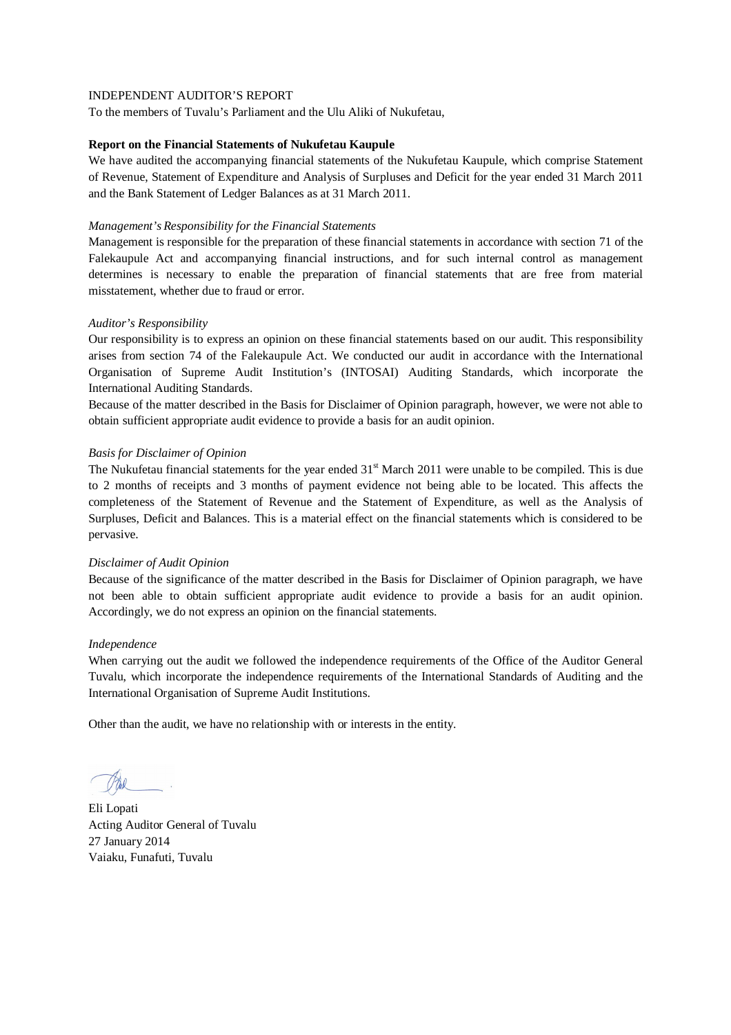INDEPENDENT AUDITOR'S REPORT

To the members of Tuvalu's Parliament and the Ulu Aliki of Nukufetau,

**Report on the Financial Statements of Nukufetau Kaupule**

We have audited the accompanying financial statements of the Nukufetau Kaupule, which comprise Statement of Revenue, Statement of Expenditure and Analysis of Surpluses and Deficit for the year ended 31 March 2011 and the Bank Statement of Ledger Balances as at 31 March 2011.

*Management's Responsibility for the Financial Statements*

Management is responsible for the preparation of these financial statements in accordance with section 71 of the Falekaupule Act and accompanying financial instructions, and for such internal control as management determines is necessary to enable the preparation of financial statements that are free from material misstatement, whether due to fraud or error.

*Auditor's Responsibility*

Our responsibility is to express an opinion on these financial statements based on our audit. This responsibility arises from section 74 of the Falekaupule Act. We conducted our audit in accordance with the International Organisation of Supreme Audit Institution's (INTOSAI) Auditing Standards, which incorporate the International Auditing Standards.

Because of the matter described in the Basis for Disclaimer of Opinion paragraph, however, we were not able to obtain sufficient appropriate audit evidence to provide a basis for an audit opinion.

*Basis for Disclaimer of Opinion*

The Nukufetau financial statements for the year ended 31st March 2011 were unable to be compiled. This is due to 2 months of receipts and 3 months of payment evidence not being able to be located. This affects the completeness of the Statement of Revenue and the Statement of Expenditure, as well as the Analysis of Surpluses, Deficit and Balances. This is a material effect on the financial statements which is considered to be pervasive.

*Disclaimer of Audit Opinion*

Because of the significance of the matter described in the Basis for Disclaimer of Opinion paragraph, we have not been able to obtain sufficient appropriate audit evidence to provide a basis for an audit opinion. Accordingly, we do not express an opinion on the financial statements.

*Independence*

When carrying out the audit we followed the independence requirements of the Office of the Auditor General Tuvalu, which incorporate the independence requirements of the International Standards of Auditing and the International Organisation of Supreme Audit Institutions.

Other than the audit, we have no relationship with or interests in the entity.

Eli Lopati
Acting Auditor General of Tuvalu
27 January 2014
Vaiaku, Funafuti, Tuvalu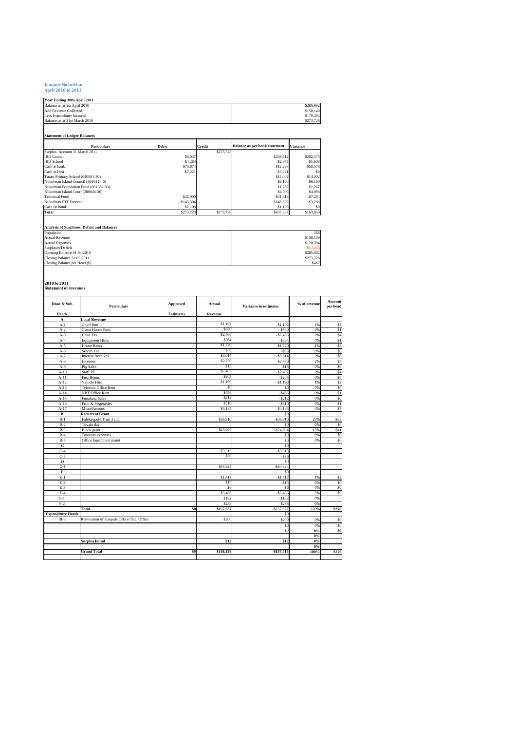## Kaupule Nukufetau
## April 2010 to 2011

**Year Ending 30th April 2011**

| | |
|---|---|
| Balance as at 1st April 2010 | $285,982 |
| Add Revenue Collected | $158,140 |
| Less Expenditure Incurred | $170,394 |
| Balance as at 31st March 2010 | $273,728 |

**Statement of Ledger Balances**

| Particulars | Debit | Credit | Balance as per bank statement | Variance |
|---|---|---|---|---|
| Surplus Account 31 March 2011 | | $273,728 | | |
| IBD Council | $6,037 | | $208,612 | $202,575 |
| IBD School | $4,283 | | $2,675 | -$1,608 |
| Cash at bank | $70,874 | | $12,298 | -$58,576 |
| Cash at Fusi | $7,221 | | $7,221 | $0 |
| Tutasi Primary School (640881-30) | | | $14,002 | $14,002 |
| Nukufetau Island Council (691611-40) | | | $6,100 | $6,100 |
| Nukufetau Foundation Fund (691582-30) | | | $1,267 | $1,267 |
| Nukufetau Island Court (280046-30) | | | $4,096 | $4,096 |
| Technical Fund | $38,900 | | $31,616 | -$7,284 |
| Nukufetau FTF Proceed | $145,304 | | $148,592 | $3,288 |
| Cash on hand | $1,108 | | $1,108 | $0 |
| **Total** | $273,728 | $273,728 | $437,587 | $163,859 |

**Analysis of Surpluses, Deficit and Balances**

| | |
|---|---|
| Population | 586 |
| Actual Revenue | $158,139 |
| Actual Expenses | $170,394 |
| Surpluses/Deficit | $12,255 |
| Opening Balance 01:04:2010 | $285,982 |
| Closing Balance 31:03:2011 | $273,728 |
| Closing Balance per Head ($) | $467 |

## 2010 to 2011
**Statement of revenues**

| Head & Sub Heads | Particulars | Approved Estimates | Actual Revenue | Variance to estimates | % of revenue | Amount per head |
|---|---|---|---|---|---|---|
| A | **Local Revenue** | | | | | |
| A-1 | Court fine | | $1,102 | -$1,102 | 1% | $2 |
| A-2 | Guest House Rent | | $680 | -$680 | 0% | $1 |
| A-3 | Head Tax | | $2,466 | -$2,466 | 2% | $4 |
| A-4 | Equipment Hires | | $364 | -$364 | 0% | $1 |
| A-5 | House Rents | | $1,720 | -$1,720 | 1% | $3 |
| A-6 | Search Fee | | $36 | -$36 | 0% | $0 |
| A-7 | Interest Received | | $3,614 | -$3,614 | 2% | $6 |
| A-8 | Licences | | $2,750 | -$2,750 | 2% | $5 |
| A-9 | Pig Sales | | $15 | -$15 | 0% | $0 |
| A-10 | Staff PF | | $2,402 | -$2,402 | 2% | $4 |
| A-11 | Fusi Bonus | | $205 | -$205 | 0% | $0 |
| A-12 | Vehicle Hire | | $1,190 | -$1,190 | 1% | $2 |
| A-13 | Telecom Office Rent | | $0 | $0 | 0% | $0 |
| A-14 | NBT Office Rent | | $456 | -$456 | 0% | $1 |
| A-15 | Funafuna Sales | | $212 | -$212 | 0% | $0 |
| A-16 | Fruit & Vegetables | | $510 | -$510 | 0% | $1 |
| A-17 | Miscellaneous | | $4,185 | -$4,185 | 3% | $7 |
| B | **Recurrent Grant** | | | $0 | | |
| B-1 | Falekaupule Trust Fund | | $36,910 | -$36,910 | 23% | $63 |
| B-2 | Tuvalu day | | | $0 | 0% | $0 |
| B-3 | Block grant | | $24,094 | -$24,094 | 15% | $41 |
| B-4 | Telecom expenses | | | $0 | 0% | $0 |
| B-5 | Office Equipment maint | | | $0 | 0% | $0 |
| C | | | | $0 | | |
| C-4 | | | $3,313 | -$3,313 | | |
| C-5 | | | $36 | -$36 | | |
| D | | | | $0 | | |
| D-1 | | | $64,324 | -$64,324 | | |
| E | | | | $0 | | |
| E-1 | | | $1,417 | -$1,417 | 1% | $2 |
| E-2 | | | $15 | -$15 | 0% | $0 |
| E-3 | | | $6 | -$6 | 0% | $0 |
| E-4 | | | $5,486 | -$5,486 | 3% | $9 |
| F-1 | | | $182 | -$182 | 0% | |
| F-2 | | | $238 | -$238 | 0% | |
| | **Total** | $0 | $157,927 | -$157,927 | 100% | $270 |
| **Expenditure Heads** | | | | $0 | | |
| III-9 | Renovation of Kaupule Office/TEC Office | | $200 | $200 | 0% | $0 |
| | | | | $0 | 0% | $0 |
| | | | | $0 | 0% | $0 |
| | | | | | 0% | |
| | **Surplus found** | | $12 | $12 | 0% | |
| | | | | | 0% | |
| | **Grand Total** | $0 | $158,139 | -$157,715 | 100% | $270 |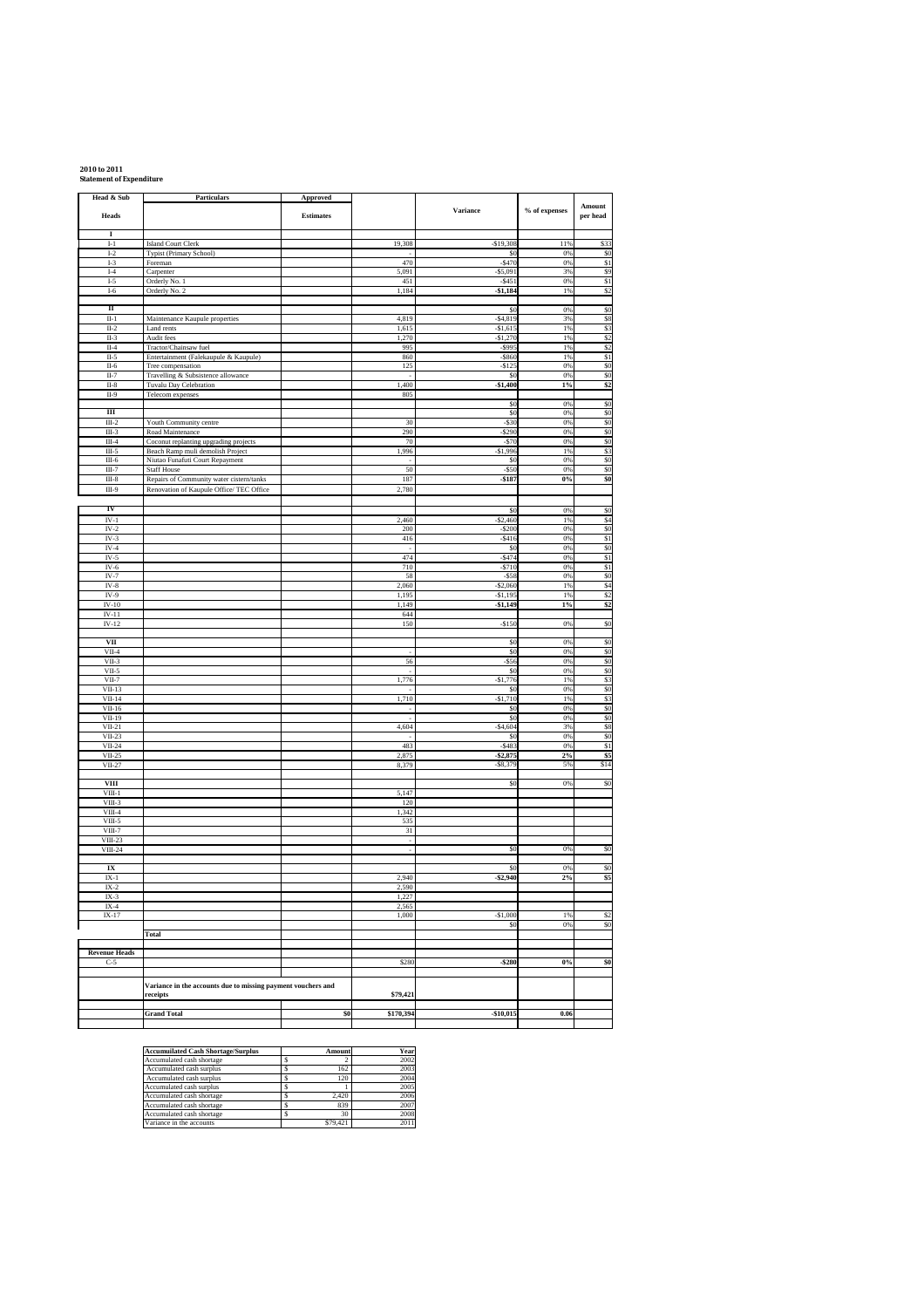**2010 to 2011**
**Statement of Expenditure**

| Head & Sub Heads | Particulars | Approved Estimates | | Variance | % of expenses | Amount per head |
|---|---|---|---|---|---|---|
| I | | | | | | |
| I-1 | Island Court Clerk | | 19,308 | -$19,308 | 11% | $33 |
| I-2 | Typist (Primary School) | | - | $0 | 0% | $0 |
| I-3 | Foreman | | 470 | -$470 | 0% | $1 |
| I-4 | Carpenter | | 5,091 | -$5,091 | 3% | $9 |
| I-5 | Orderly No. 1 | | 451 | -$451 | 0% | $1 |
| I-6 | Orderly No. 2 | | 1,184 | **-$1,184** | 1% | $2 |
| II | | | | $0 | 0% | $0 |
| II-1 | Maintenance Kaupule properties | | 4,819 | -$4,819 | 3% | $8 |
| II-2 | Land rents | | 1,615 | -$1,615 | 1% | $3 |
| II-3 | Audit fees | | 1,270 | -$1,270 | 1% | $2 |
| II-4 | Tractor/Chainsaw fuel | | 995 | -$995 | 1% | $2 |
| II-5 | Entertainment (Falekaupule & Kaupule) | | 860 | -$860 | 1% | $1 |
| II-6 | Tree compensation | | 125 | -$125 | 0% | $0 |
| II-7 | Travelling & Subsistence allowance | | - | $0 | 0% | $0 |
| II-8 | Tuvalu Day Celebration | | 1,400 | **-$1,400** | **1%** | **$2** |
| II-9 | Telecom expenses | | 805 | | | |
| | | | | $0 | 0% | $0 |
| III | | | | $0 | 0% | $0 |
| III-2 | Youth Community centre | | 30 | -$30 | 0% | $0 |
| III-3 | Road Maintenance | | 290 | -$290 | 0% | $0 |
| III-4 | Coconut replanting upgrading projects | | 70 | -$70 | 0% | $0 |
| III-5 | Beach Ramp muli demolish Project | | 1,996 | -$1,996 | 1% | $3 |
| III-6 | Niutao Funafuti Court Repayment | | - | $0 | 0% | $0 |
| III-7 | Staff House | | 50 | -$50 | 0% | $0 |
| III-8 | Repairs of Community water cistern/tanks | | 187 | **-$187** | **0%** | **$0** |
| III-9 | Renovation of Kaupule Office/ TEC Office | | 2,780 | | | |
| IV | | | | $0 | 0% | $0 |
| IV-1 | | | 2,460 | -$2,460 | 1% | $4 |
| IV-2 | | | 200 | -$200 | 0% | $0 |
| IV-3 | | | 416 | -$416 | 0% | $1 |
| IV-4 | | | - | $0 | 0% | $0 |
| IV-5 | | | 474 | -$474 | 0% | $1 |
| IV-6 | | | 710 | -$710 | 0% | $1 |
| IV-7 | | | 58 | -$58 | 0% | $0 |
| IV-8 | | | 2,060 | -$2,060 | 1% | $4 |
| IV-9 | | | 1,195 | -$1,195 | 1% | $2 |
| IV-10 | | | 1,149 | **-$1,149** | **1%** | **$2** |
| IV-11 | | | 644 | | | |
| IV-12 | | | 150 | -$150 | 0% | $0 |
| VII | | | | $0 | 0% | $0 |
| VII-4 | | | - | $0 | 0% | $0 |
| VII-3 | | | 56 | -$56 | 0% | $0 |
| VII-5 | | | - | $0 | 0% | $0 |
| VII-7 | | | 1,776 | -$1,776 | 1% | $3 |
| VII-13 | | | - | $0 | 0% | $0 |
| VII-14 | | | 1,710 | -$1,710 | 1% | $3 |
| VII-16 | | | - | $0 | 0% | $0 |
| VII-19 | | | - | $0 | 0% | $0 |
| VII-21 | | | 4,604 | -$4,604 | 3% | $8 |
| VII-23 | | | - | $0 | 0% | $0 |
| VII-24 | | | 483 | -$483 | 0% | $1 |
| VII-25 | | | 2,875 | **-$2,875** | **2%** | **$5** |
| VII-27 | | | 8,379 | -$8,379 | 5% | $14 |
| VIII | | | | $0 | 0% | $0 |
| VIII-1 | | | 5,147 | | | |
| VIII-3 | | | 120 | | | |
| VIII-4 | | | 1,342 | | | |
| VIII-5 | | | 535 | | | |
| VIII-7 | | | 31 | | | |
| VIII-23 | | | - | | | |
| VIII-24 | | | - | $0 | 0% | $0 |
| IX | | | | $0 | 0% | $0 |
| IX-1 | | | 2,940 | **-$2,940** | **2%** | **$5** |
| IX-2 | | | 2,590 | | | |
| IX-3 | | | 1,227 | | | |
| IX-4 | | | 2,565 | | | |
| IX-17 | | | 1,000 | -$1,000 | 1% | $2 |
| | | | | $0 | 0% | $0 |
| | **Total** | | | | | |
| **Revenue Heads** | | | | | | |
| C-5 | | | $280 | **-$280** | **0%** | **$0** |
| | **Variance in the accounts due to missing payment vouchers and receipts** | | **$79,421** | | | |
| | **Grand Total** | **$0** | **$170,394** | **-$10,015** | **0.06** | |

| Accumulated Cash Shortage/Surplus | Amount | Year |
|---|---|---|
| Accumulated cash shortage | $ 2 | 2002 |
| Accumulated cash surplus | $ 162 | 2003 |
| Accumulated cash surplus | $ 120 | 2004 |
| Accumulated cash surplus | $ 1 | 2005 |
| Accumulated cash shortage | $ 2,420 | 2006 |
| Accumulated cash shortage | $ 839 | 2007 |
| Accumulated cash shortage | $ 30 | 2008 |
| Variance in the accounts | $79,421 | 2011 |